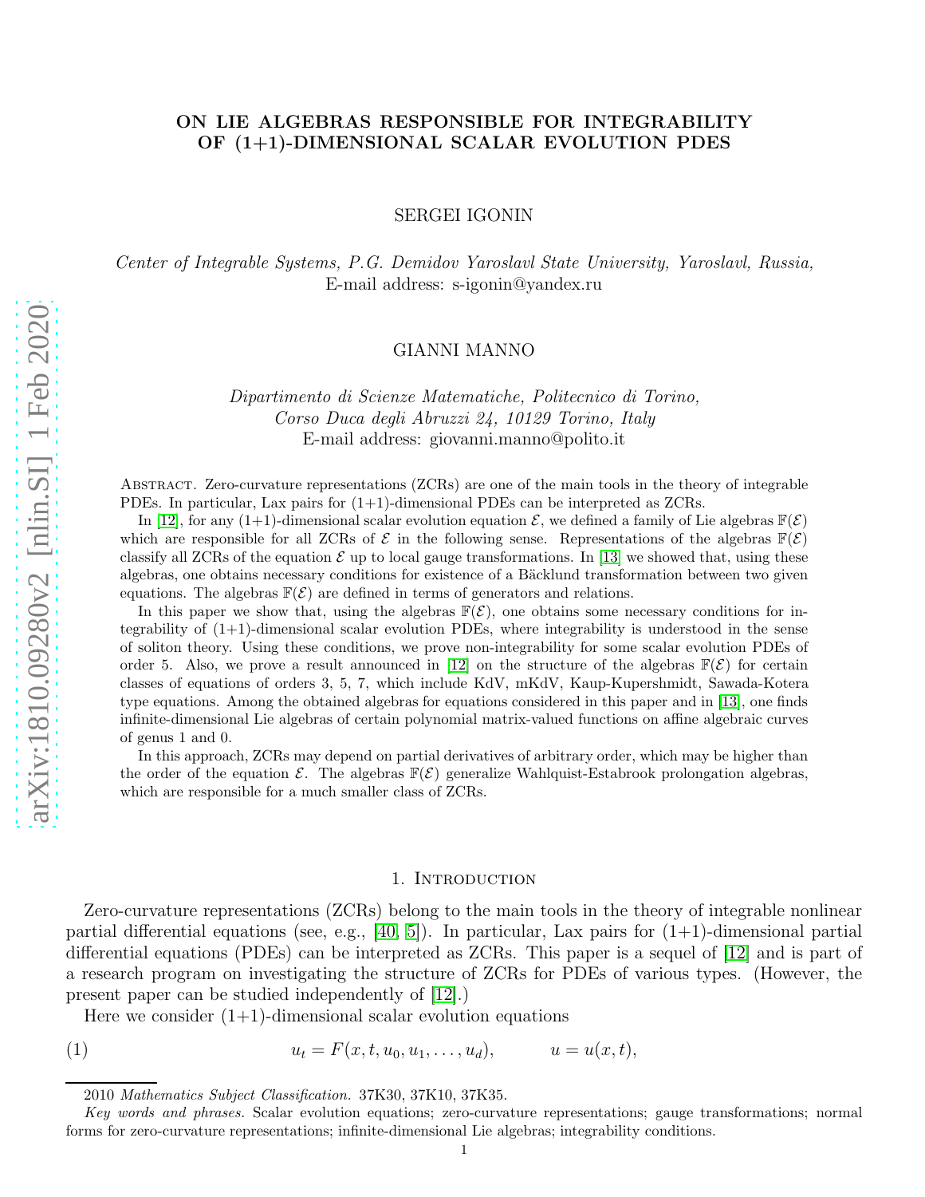# ON LIE ALGEBRAS RESPONSIBLE FOR INTEGRABILITY OF (1+1)-DIMENSIONAL SCALAR EVOLUTION PDES

SERGEI IGONIN

*Center of Integrable Systems, P.G. Demidov Yaroslavl State University, Yaroslavl, Russia,*
E-mail address: s-igonin@yandex.ru

GIANNI MANNO

*Dipartimento di Scienze Matematiche, Politecnico di Torino,*
*Corso Duca degli Abruzzi 24, 10129 Torino, Italy*
E-mail address: giovanni.manno@polito.it

Abstract. Zero-curvature representations (ZCRs) are one of the main tools in the theory of integrable PDEs. In particular, Lax pairs for (1+1)-dimensional PDEs can be interpreted as ZCRs.

In [12], for any (1+1)-dimensional scalar evolution equation $\mathcal{E}$, we defined a family of Lie algebras $\mathbb{F}(\mathcal{E})$ which are responsible for all ZCRs of $\mathcal{E}$ in the following sense. Representations of the algebras $\mathbb{F}(\mathcal{E})$ classify all ZCRs of the equation $\mathcal{E}$ up to local gauge transformations. In [13] we showed that, using these algebras, one obtains necessary conditions for existence of a Bäcklund transformation between two given equations. The algebras $\mathbb{F}(\mathcal{E})$ are defined in terms of generators and relations.

In this paper we show that, using the algebras $\mathbb{F}(\mathcal{E})$, one obtains some necessary conditions for integrability of (1+1)-dimensional scalar evolution PDEs, where integrability is understood in the sense of soliton theory. Using these conditions, we prove non-integrability for some scalar evolution PDEs of order 5. Also, we prove a result announced in [12] on the structure of the algebras $\mathbb{F}(\mathcal{E})$ for certain classes of equations of orders 3, 5, 7, which include KdV, mKdV, Kaup-Kupershmidt, Sawada-Kotera type equations. Among the obtained algebras for equations considered in this paper and in [13], one finds infinite-dimensional Lie algebras of certain polynomial matrix-valued functions on affine algebraic curves of genus 1 and 0.

In this approach, ZCRs may depend on partial derivatives of arbitrary order, which may be higher than the order of the equation $\mathcal{E}$. The algebras $\mathbb{F}(\mathcal{E})$ generalize Wahlquist-Estabrook prolongation algebras, which are responsible for a much smaller class of ZCRs.

## 1. Introduction

Zero-curvature representations (ZCRs) belong to the main tools in the theory of integrable nonlinear partial differential equations (see, e.g., [40, 5]). In particular, Lax pairs for (1+1)-dimensional partial differential equations (PDEs) can be interpreted as ZCRs. This paper is a sequel of [12] and is part of a research program on investigating the structure of ZCRs for PDEs of various types. (However, the present paper can be studied independently of [12].)

Here we consider (1+1)-dimensional scalar evolution equations

$$u_t = F(x, t, u_0, u_1, \dots, u_d), \qquad u = u(x, t), \tag{1}$$

2010 *Mathematics Subject Classification.* 37K30, 37K10, 37K35.

*Key words and phrases.* Scalar evolution equations; zero-curvature representations; gauge transformations; normal forms for zero-curvature representations; infinite-dimensional Lie algebras; integrability conditions.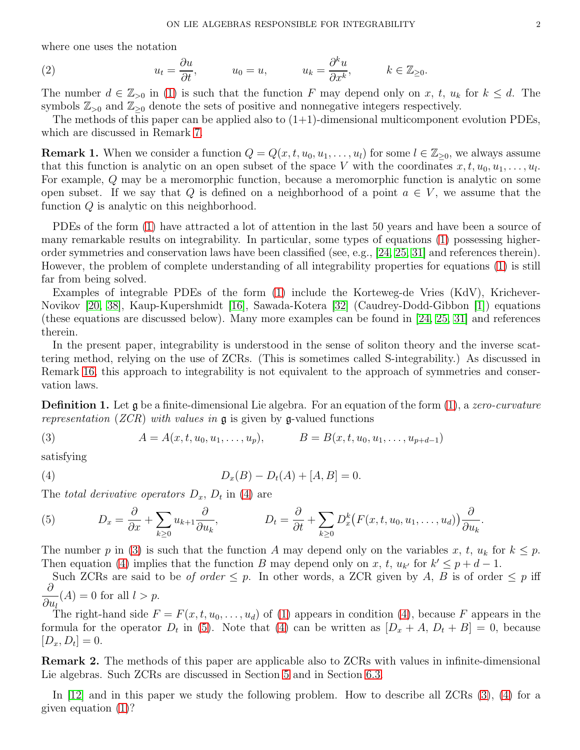where one uses the notation

$$u_t = \frac{\partial u}{\partial t}, \qquad u_0 = u, \qquad u_k = \frac{\partial^k u}{\partial x^k}, \qquad k \in \mathbb{Z}_{\geq 0}. \tag{2}$$

The number $d \in \mathbb{Z}_{>0}$ in (1) is such that the function $F$ may depend only on $x$, $t$, $u_k$ for $k \leq d$. The symbols $\mathbb{Z}_{>0}$ and $\mathbb{Z}_{\geq 0}$ denote the sets of positive and nonnegative integers respectively.

The methods of this paper can be applied also to (1+1)-dimensional multicomponent evolution PDEs, which are discussed in Remark 7.

**Remark 1.** When we consider a function $Q = Q(x, t, u_0, u_1, \dots, u_l)$ for some $l \in \mathbb{Z}_{\geq 0}$, we always assume that this function is analytic on an open subset of the space $V$ with the coordinates $x, t, u_0, u_1, \dots, u_l$. For example, $Q$ may be a meromorphic function, because a meromorphic function is analytic on some open subset. If we say that $Q$ is defined on a neighborhood of a point $a \in V$, we assume that the function $Q$ is analytic on this neighborhood.

PDEs of the form (1) have attracted a lot of attention in the last 50 years and have been a source of many remarkable results on integrability. In particular, some types of equations (1) possessing higher-order symmetries and conservation laws have been classified (see, e.g., [24, 25, 31] and references therein). However, the problem of complete understanding of all integrability properties for equations (1) is still far from being solved.

Examples of integrable PDEs of the form (1) include the Korteweg-de Vries (KdV), Krichever-Novikov [20, 38], Kaup-Kupershmidt [16], Sawada-Kotera [32] (Caudrey-Dodd-Gibbon [1]) equations (these equations are discussed below). Many more examples can be found in [24, 25, 31] and references therein.

In the present paper, integrability is understood in the sense of soliton theory and the inverse scattering method, relying on the use of ZCRs. (This is sometimes called S-integrability.) As discussed in Remark 16, this approach to integrability is not equivalent to the approach of symmetries and conservation laws.

**Definition 1.** Let $\mathfrak{g}$ be a finite-dimensional Lie algebra. For an equation of the form (1), a *zero-curvature representation (ZCR) with values in* $\mathfrak{g}$ is given by $\mathfrak{g}$-valued functions

$$A = A(x, t, u_0, u_1, \dots, u_p), \qquad B = B(x, t, u_0, u_1, \dots, u_{p+d-1}) \tag{3}$$

satisfying

$$D_x(B) - D_t(A) + [A, B] = 0. \tag{4}$$

The *total derivative operators* $D_x$, $D_t$ in (4) are

$$D_x = \frac{\partial}{\partial x} + \sum_{k \geq 0} u_{k+1} \frac{\partial}{\partial u_k}, \qquad D_t = \frac{\partial}{\partial t} + \sum_{k \geq 0} D_x^k\big(F(x, t, u_0, u_1, \dots, u_d)\big) \frac{\partial}{\partial u_k}. \tag{5}$$

The number $p$ in (3) is such that the function $A$ may depend only on the variables $x$, $t$, $u_k$ for $k \leq p$. Then equation (4) implies that the function $B$ may depend only on $x$, $t$, $u_{k'}$ for $k' \leq p + d - 1$.

Such ZCRs are said to be *of order* $\leq p$. In other words, a ZCR given by $A$, $B$ is of order $\leq p$ iff $\dfrac{\partial}{\partial u_l}(A) = 0$ for all $l > p$.

The right-hand side $F = F(x, t, u_0, \dots, u_d)$ of (1) appears in condition (4), because $F$ appears in the formula for the operator $D_t$ in (5). Note that (4) can be written as $[D_x + A, D_t + B] = 0$, because $[D_x, D_t] = 0$.

**Remark 2.** The methods of this paper are applicable also to ZCRs with values in infinite-dimensional Lie algebras. Such ZCRs are discussed in Section 5 and in Section 6.3.

In [12] and in this paper we study the following problem. How to describe all ZCRs (3), (4) for a given equation (1)?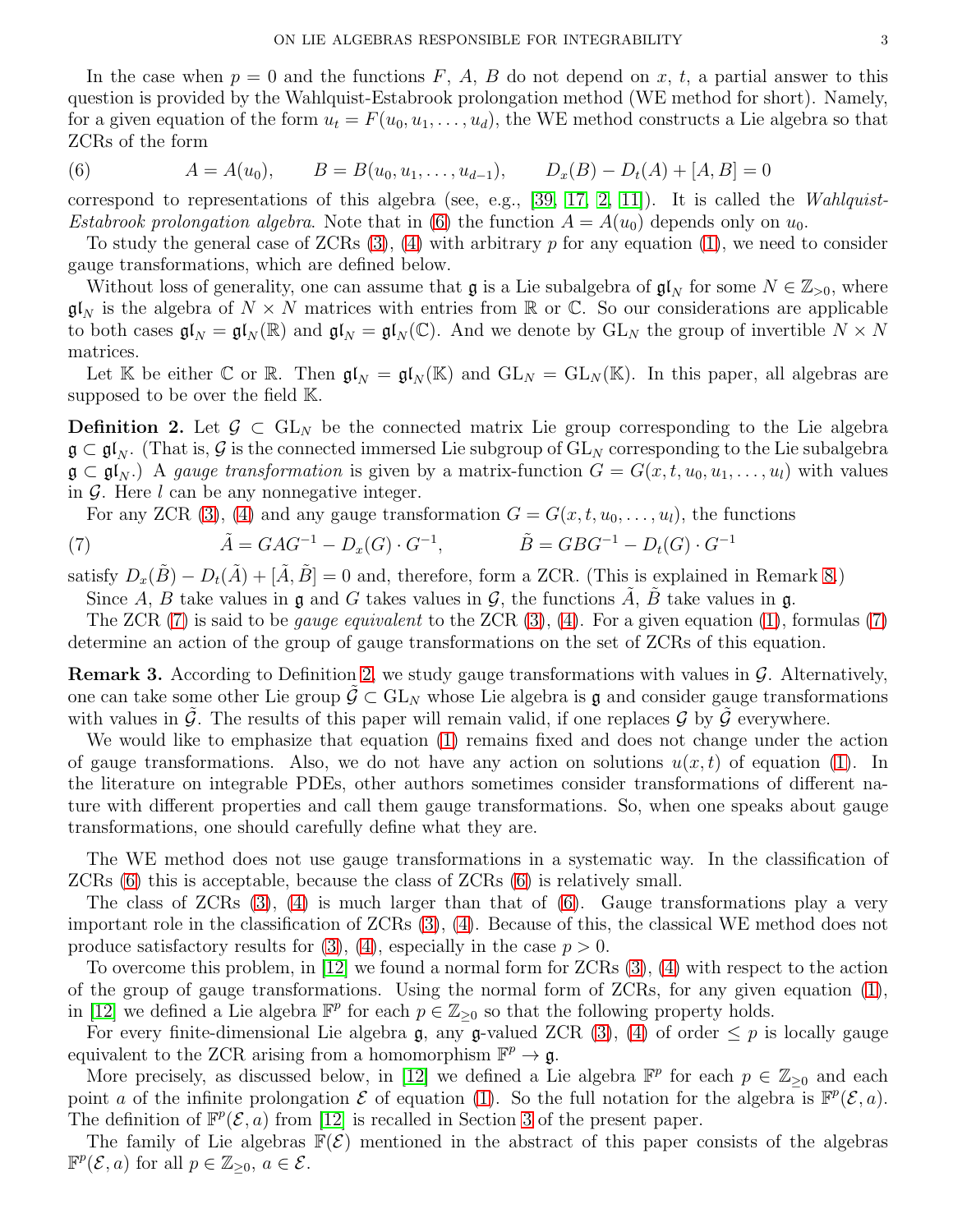In the case when $p = 0$ and the functions $F$, $A$, $B$ do not depend on $x$, $t$, a partial answer to this question is provided by the Wahlquist-Estabrook prolongation method (WE method for short). Namely, for a given equation of the form $u_t = F(u_0, u_1, \dots, u_d)$, the WE method constructs a Lie algebra so that ZCRs of the form

$$A = A(u_0), \qquad B = B(u_0, u_1, \dots, u_{d-1}), \qquad D_x(B) - D_t(A) + [A, B] = 0 \tag{6}$$

correspond to representations of this algebra (see, e.g., [39, 17, 2, 11]). It is called the *Wahlquist-Estabrook prolongation algebra*. Note that in (6) the function $A = A(u_0)$ depends only on $u_0$.

To study the general case of ZCRs (3), (4) with arbitrary $p$ for any equation (1), we need to consider gauge transformations, which are defined below.

Without loss of generality, one can assume that $\mathfrak{g}$ is a Lie subalgebra of $\mathfrak{gl}_N$ for some $N \in \mathbb{Z}_{>0}$, where $\mathfrak{gl}_N$ is the algebra of $N \times N$ matrices with entries from $\mathbb{R}$ or $\mathbb{C}$. So our considerations are applicable to both cases $\mathfrak{gl}_N = \mathfrak{gl}_N(\mathbb{R})$ and $\mathfrak{gl}_N = \mathfrak{gl}_N(\mathbb{C})$. And we denote by $\mathrm{GL}_N$ the group of invertible $N \times N$ matrices.

Let $\mathbb{K}$ be either $\mathbb{C}$ or $\mathbb{R}$. Then $\mathfrak{gl}_N = \mathfrak{gl}_N(\mathbb{K})$ and $\mathrm{GL}_N = \mathrm{GL}_N(\mathbb{K})$. In this paper, all algebras are supposed to be over the field $\mathbb{K}$.

**Definition 2.** Let $\mathcal{G} \subset \mathrm{GL}_N$ be the connected matrix Lie group corresponding to the Lie algebra $\mathfrak{g} \subset \mathfrak{gl}_N$. (That is, $\mathcal{G}$ is the connected immersed Lie subgroup of $\mathrm{GL}_N$ corresponding to the Lie subalgebra $\mathfrak{g} \subset \mathfrak{gl}_N$.) A *gauge transformation* is given by a matrix-function $G = G(x, t, u_0, u_1, \dots, u_l)$ with values in $\mathcal{G}$. Here $l$ can be any nonnegative integer.

For any ZCR (3), (4) and any gauge transformation $G = G(x, t, u_0, \dots, u_l)$, the functions

$$\tilde{A} = GAG^{-1} - D_x(G) \cdot G^{-1}, \qquad \tilde{B} = GBG^{-1} - D_t(G) \cdot G^{-1} \tag{7}$$

satisfy $D_x(\tilde{B}) - D_t(\tilde{A}) + [\tilde{A}, \tilde{B}] = 0$ and, therefore, form a ZCR. (This is explained in Remark 8.)

Since $A$, $B$ take values in $\mathfrak{g}$ and $G$ takes values in $\mathcal{G}$, the functions $\tilde{A}$, $\tilde{B}$ take values in $\mathfrak{g}$.

The ZCR (7) is said to be *gauge equivalent* to the ZCR (3), (4). For a given equation (1), formulas (7) determine an action of the group of gauge transformations on the set of ZCRs of this equation.

**Remark 3.** According to Definition 2, we study gauge transformations with values in $\mathcal{G}$. Alternatively, one can take some other Lie group $\tilde{\mathcal{G}} \subset \mathrm{GL}_N$ whose Lie algebra is $\mathfrak{g}$ and consider gauge transformations with values in $\tilde{\mathcal{G}}$. The results of this paper will remain valid, if one replaces $\mathcal{G}$ by $\tilde{\mathcal{G}}$ everywhere.

We would like to emphasize that equation (1) remains fixed and does not change under the action of gauge transformations. Also, we do not have any action on solutions $u(x, t)$ of equation (1). In the literature on integrable PDEs, other authors sometimes consider transformations of different nature with different properties and call them gauge transformations. So, when one speaks about gauge transformations, one should carefully define what they are.

The WE method does not use gauge transformations in a systematic way. In the classification of ZCRs (6) this is acceptable, because the class of ZCRs (6) is relatively small.

The class of ZCRs (3), (4) is much larger than that of (6). Gauge transformations play a very important role in the classification of ZCRs (3), (4). Because of this, the classical WE method does not produce satisfactory results for (3), (4), especially in the case $p > 0$.

To overcome this problem, in [12] we found a normal form for ZCRs (3), (4) with respect to the action of the group of gauge transformations. Using the normal form of ZCRs, for any given equation (1), in [12] we defined a Lie algebra $\mathbb{F}^p$ for each $p \in \mathbb{Z}_{\geq 0}$ so that the following property holds.

For every finite-dimensional Lie algebra $\mathfrak{g}$, any $\mathfrak{g}$-valued ZCR (3), (4) of order $\leq p$ is locally gauge equivalent to the ZCR arising from a homomorphism $\mathbb{F}^p \to \mathfrak{g}$.

More precisely, as discussed below, in [12] we defined a Lie algebra $\mathbb{F}^p$ for each $p \in \mathbb{Z}_{\geq 0}$ and each point $a$ of the infinite prolongation $\mathcal{E}$ of equation (1). So the full notation for the algebra is $\mathbb{F}^p(\mathcal{E}, a)$. The definition of $\mathbb{F}^p(\mathcal{E}, a)$ from [12] is recalled in Section 3 of the present paper.

The family of Lie algebras $\mathbb{F}(\mathcal{E})$ mentioned in the abstract of this paper consists of the algebras $\mathbb{F}^p(\mathcal{E}, a)$ for all $p \in \mathbb{Z}_{\geq 0}$, $a \in \mathcal{E}$.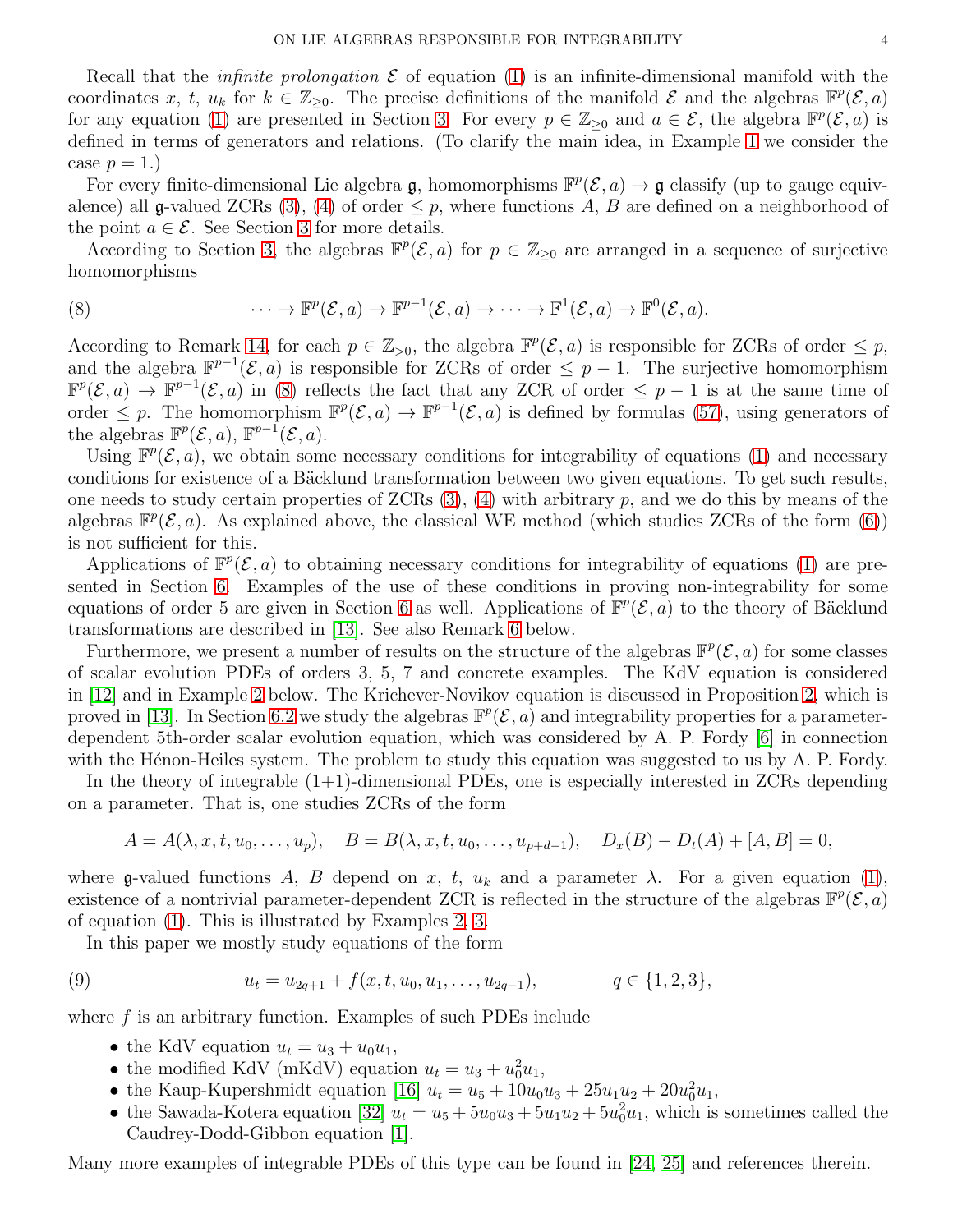Recall that the *infinite prolongation* $\mathcal{E}$ of equation (1) is an infinite-dimensional manifold with the coordinates $x$, $t$, $u_k$ for $k \in \mathbb{Z}_{\geq 0}$. The precise definitions of the manifold $\mathcal{E}$ and the algebras $\mathbb{F}^p(\mathcal{E}, a)$ for any equation (1) are presented in Section 3. For every $p \in \mathbb{Z}_{\geq 0}$ and $a \in \mathcal{E}$, the algebra $\mathbb{F}^p(\mathcal{E}, a)$ is defined in terms of generators and relations. (To clarify the main idea, in Example 1 we consider the case $p = 1$.)

For every finite-dimensional Lie algebra $\mathfrak{g}$, homomorphisms $\mathbb{F}^p(\mathcal{E}, a) \to \mathfrak{g}$ classify (up to gauge equivalence) all $\mathfrak{g}$-valued ZCRs (3), (4) of order $\leq p$, where functions $A$, $B$ are defined on a neighborhood of the point $a \in \mathcal{E}$. See Section 3 for more details.

According to Section 3, the algebras $\mathbb{F}^p(\mathcal{E}, a)$ for $p \in \mathbb{Z}_{\geq 0}$ are arranged in a sequence of surjective homomorphisms

$$\cdots \to \mathbb{F}^p(\mathcal{E}, a) \to \mathbb{F}^{p-1}(\mathcal{E}, a) \to \cdots \to \mathbb{F}^1(\mathcal{E}, a) \to \mathbb{F}^0(\mathcal{E}, a). \tag{8}$$

According to Remark 14, for each $p \in \mathbb{Z}_{>0}$, the algebra $\mathbb{F}^p(\mathcal{E}, a)$ is responsible for ZCRs of order $\leq p$, and the algebra $\mathbb{F}^{p-1}(\mathcal{E}, a)$ is responsible for ZCRs of order $\leq p - 1$. The surjective homomorphism $\mathbb{F}^p(\mathcal{E}, a) \to \mathbb{F}^{p-1}(\mathcal{E}, a)$ in (8) reflects the fact that any ZCR of order $\leq p - 1$ is at the same time of order $\leq p$. The homomorphism $\mathbb{F}^p(\mathcal{E}, a) \to \mathbb{F}^{p-1}(\mathcal{E}, a)$ is defined by formulas (57), using generators of the algebras $\mathbb{F}^p(\mathcal{E}, a)$, $\mathbb{F}^{p-1}(\mathcal{E}, a)$.

Using $\mathbb{F}^p(\mathcal{E}, a)$, we obtain some necessary conditions for integrability of equations (1) and necessary conditions for existence of a Bäcklund transformation between two given equations. To get such results, one needs to study certain properties of ZCRs (3), (4) with arbitrary $p$, and we do this by means of the algebras $\mathbb{F}^p(\mathcal{E}, a)$. As explained above, the classical WE method (which studies ZCRs of the form (6)) is not sufficient for this.

Applications of $\mathbb{F}^p(\mathcal{E}, a)$ to obtaining necessary conditions for integrability of equations (1) are presented in Section 6. Examples of the use of these conditions in proving non-integrability for some equations of order 5 are given in Section 6 as well. Applications of $\mathbb{F}^p(\mathcal{E}, a)$ to the theory of Bäcklund transformations are described in [13]. See also Remark 6 below.

Furthermore, we present a number of results on the structure of the algebras $\mathbb{F}^p(\mathcal{E}, a)$ for some classes of scalar evolution PDEs of orders 3, 5, 7 and concrete examples. The KdV equation is considered in [12] and in Example 2 below. The Krichever-Novikov equation is discussed in Proposition 2, which is proved in [13]. In Section 6.2 we study the algebras $\mathbb{F}^p(\mathcal{E}, a)$ and integrability properties for a parameter-dependent 5th-order scalar evolution equation, which was considered by A. P. Fordy [6] in connection with the Hénon-Heiles system. The problem to study this equation was suggested to us by A. P. Fordy.

In the theory of integrable (1+1)-dimensional PDEs, one is especially interested in ZCRs depending on a parameter. That is, one studies ZCRs of the form

$$A = A(\lambda, x, t, u_0, \ldots, u_p), \quad B = B(\lambda, x, t, u_0, \ldots, u_{p+d-1}), \quad D_x(B) - D_t(A) + [A, B] = 0,$$

where $\mathfrak{g}$-valued functions $A$, $B$ depend on $x$, $t$, $u_k$ and a parameter $\lambda$. For a given equation (1), existence of a nontrivial parameter-dependent ZCR is reflected in the structure of the algebras $\mathbb{F}^p(\mathcal{E}, a)$ of equation (1). This is illustrated by Examples 2, 3.

In this paper we mostly study equations of the form

$$u_t = u_{2q+1} + f(x, t, u_0, u_1, \ldots, u_{2q-1}), \qquad q \in \{1, 2, 3\}, \tag{9}$$

where $f$ is an arbitrary function. Examples of such PDEs include

- the KdV equation $u_t = u_3 + u_0 u_1$,
- the modified KdV (mKdV) equation $u_t = u_3 + u_0^2 u_1$,
- the Kaup-Kupershmidt equation [16] $u_t = u_5 + 10u_0 u_3 + 25u_1 u_2 + 20u_0^2 u_1$,
- the Sawada-Kotera equation [32] $u_t = u_5 + 5u_0 u_3 + 5u_1 u_2 + 5u_0^2 u_1$, which is sometimes called the Caudrey-Dodd-Gibbon equation [1].

Many more examples of integrable PDEs of this type can be found in [24, 25] and references therein.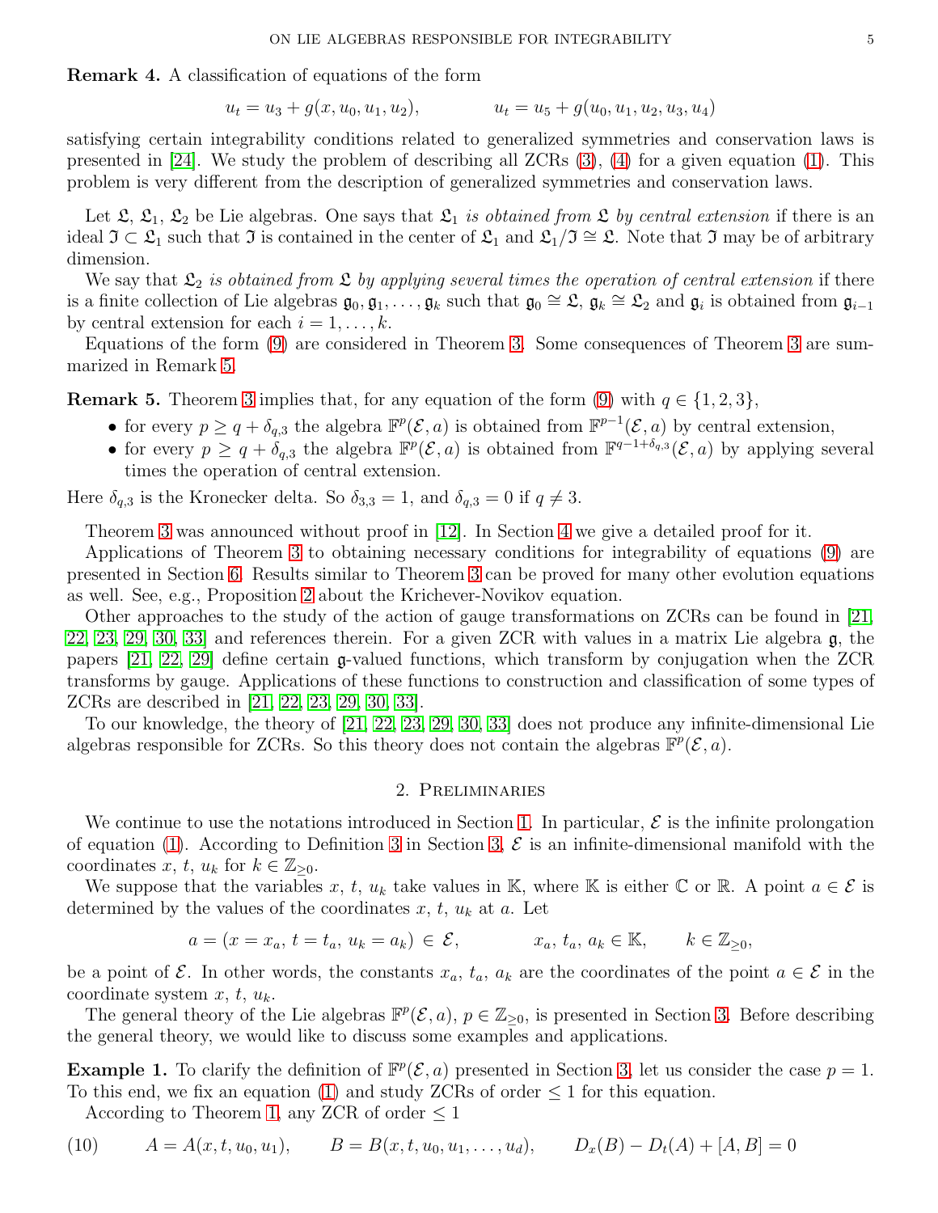**Remark 4.** A classification of equations of the form

$$u_t = u_3 + g(x, u_0, u_1, u_2), \qquad\qquad u_t = u_5 + g(u_0, u_1, u_2, u_3, u_4)$$

satisfying certain integrability conditions related to generalized symmetries and conservation laws is presented in [24]. We study the problem of describing all ZCRs (3), (4) for a given equation (1). This problem is very different from the description of generalized symmetries and conservation laws.

Let $\mathfrak{L}$, $\mathfrak{L}_1$, $\mathfrak{L}_2$ be Lie algebras. One says that $\mathfrak{L}_1$ *is obtained from* $\mathfrak{L}$ *by central extension* if there is an ideal $\mathfrak{I} \subset \mathfrak{L}_1$ such that $\mathfrak{I}$ is contained in the center of $\mathfrak{L}_1$ and $\mathfrak{L}_1/\mathfrak{I} \cong \mathfrak{L}$. Note that $\mathfrak{I}$ may be of arbitrary dimension.

We say that $\mathfrak{L}_2$ *is obtained from* $\mathfrak{L}$ *by applying several times the operation of central extension* if there is a finite collection of Lie algebras $\mathfrak{g}_0, \mathfrak{g}_1, \dots, \mathfrak{g}_k$ such that $\mathfrak{g}_0 \cong \mathfrak{L}$, $\mathfrak{g}_k \cong \mathfrak{L}_2$ and $\mathfrak{g}_i$ is obtained from $\mathfrak{g}_{i-1}$ by central extension for each $i = 1, \dots, k$.

Equations of the form (9) are considered in Theorem 3. Some consequences of Theorem 3 are summarized in Remark 5.

**Remark 5.** Theorem 3 implies that, for any equation of the form (9) with $q \in \{1, 2, 3\}$,

- for every $p \geq q + \delta_{q,3}$ the algebra $\mathbb{F}^p(\mathcal{E}, a)$ is obtained from $\mathbb{F}^{p-1}(\mathcal{E}, a)$ by central extension,
- for every $p \geq q + \delta_{q,3}$ the algebra $\mathbb{F}^p(\mathcal{E}, a)$ is obtained from $\mathbb{F}^{q-1+\delta_{q,3}}(\mathcal{E}, a)$ by applying several times the operation of central extension.

Here $\delta_{q,3}$ is the Kronecker delta. So $\delta_{3,3} = 1$, and $\delta_{q,3} = 0$ if $q \neq 3$.

Theorem 3 was announced without proof in [12]. In Section 4 we give a detailed proof for it.

Applications of Theorem 3 to obtaining necessary conditions for integrability of equations (9) are presented in Section 6. Results similar to Theorem 3 can be proved for many other evolution equations as well. See, e.g., Proposition 2 about the Krichever-Novikov equation.

Other approaches to the study of the action of gauge transformations on ZCRs can be found in [21, 22, 23, 29, 30, 33] and references therein. For a given ZCR with values in a matrix Lie algebra $\mathfrak{g}$, the papers [21, 22, 29] define certain $\mathfrak{g}$-valued functions, which transform by conjugation when the ZCR transforms by gauge. Applications of these functions to construction and classification of some types of ZCRs are described in [21, 22, 23, 29, 30, 33].

To our knowledge, the theory of [21, 22, 23, 29, 30, 33] does not produce any infinite-dimensional Lie algebras responsible for ZCRs. So this theory does not contain the algebras $\mathbb{F}^p(\mathcal{E}, a)$.

## 2. Preliminaries

We continue to use the notations introduced in Section 1. In particular, $\mathcal{E}$ is the infinite prolongation of equation (1). According to Definition 3 in Section 3, $\mathcal{E}$ is an infinite-dimensional manifold with the coordinates $x$, $t$, $u_k$ for $k \in \mathbb{Z}_{\geq 0}$.

We suppose that the variables $x$, $t$, $u_k$ take values in $\mathbb{K}$, where $\mathbb{K}$ is either $\mathbb{C}$ or $\mathbb{R}$. A point $a \in \mathcal{E}$ is determined by the values of the coordinates $x$, $t$, $u_k$ at $a$. Let

$$a = (x = x_a,\ t = t_a,\ u_k = a_k) \in \mathcal{E}, \qquad\qquad x_a,\ t_a,\ a_k \in \mathbb{K}, \qquad k \in \mathbb{Z}_{\geq 0},$$

be a point of $\mathcal{E}$. In other words, the constants $x_a$, $t_a$, $a_k$ are the coordinates of the point $a \in \mathcal{E}$ in the coordinate system $x$, $t$, $u_k$.

The general theory of the Lie algebras $\mathbb{F}^p(\mathcal{E}, a)$, $p \in \mathbb{Z}_{\geq 0}$, is presented in Section 3. Before describing the general theory, we would like to discuss some examples and applications.

**Example 1.** To clarify the definition of $\mathbb{F}^p(\mathcal{E}, a)$ presented in Section 3, let us consider the case $p = 1$. To this end, we fix an equation (1) and study ZCRs of order $\leq 1$ for this equation.

According to Theorem 1, any ZCR of order $\leq 1$

$$A = A(x, t, u_0, u_1), \qquad B = B(x, t, u_0, u_1, \dots, u_d), \qquad D_x(B) - D_t(A) + [A, B] = 0 \tag{10}$$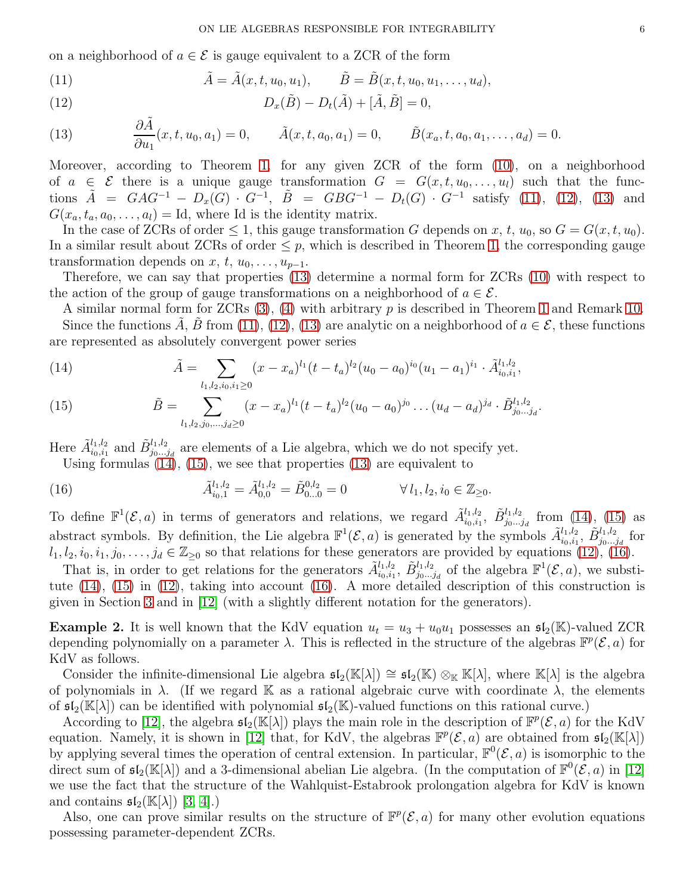on a neighborhood of $a \in \mathcal{E}$ is gauge equivalent to a ZCR of the form

$$\tilde{A} = \tilde{A}(x, t, u_0, u_1), \qquad \tilde{B} = \tilde{B}(x, t, u_0, u_1, \dots, u_d), \tag{11}$$

$$D_x(\tilde{B}) - D_t(\tilde{A}) + [\tilde{A}, \tilde{B}] = 0, \tag{12}$$

$$\frac{\partial \tilde{A}}{\partial u_1}(x, t, u_0, a_1) = 0, \qquad \tilde{A}(x, t, a_0, a_1) = 0, \qquad \tilde{B}(x_a, t, a_0, a_1, \dots, a_d) = 0. \tag{13}$$

Moreover, according to Theorem 1, for any given ZCR of the form (10), on a neighborhood of $a \in \mathcal{E}$ there is a unique gauge transformation $G = G(x, t, u_0, \dots, u_l)$ such that the functions $\tilde{A} = GAG^{-1} - D_x(G) \cdot G^{-1}$, $\tilde{B} = GBG^{-1} - D_t(G) \cdot G^{-1}$ satisfy (11), (12), (13) and $G(x_a, t_a, a_0, \dots, a_l) = \mathrm{Id}$, where Id is the identity matrix.

In the case of ZCRs of order $\le 1$, this gauge transformation $G$ depends on $x$, $t$, $u_0$, so $G = G(x, t, u_0)$. In a similar result about ZCRs of order $\le p$, which is described in Theorem 1, the corresponding gauge transformation depends on $x$, $t$, $u_0, \dots, u_{p-1}$.

Therefore, we can say that properties (13) determine a normal form for ZCRs (10) with respect to the action of the group of gauge transformations on a neighborhood of $a \in \mathcal{E}$.

A similar normal form for ZCRs (3), (4) with arbitrary $p$ is described in Theorem 1 and Remark 10.

Since the functions $\tilde{A}$, $\tilde{B}$ from (11), (12), (13) are analytic on a neighborhood of $a \in \mathcal{E}$, these functions are represented as absolutely convergent power series

$$\tilde{A} = \sum_{l_1, l_2, i_0, i_1 \ge 0} (x - x_a)^{l_1} (t - t_a)^{l_2} (u_0 - a_0)^{i_0} (u_1 - a_1)^{i_1} \cdot \tilde{A}^{l_1, l_2}_{i_0, i_1}, \tag{14}$$

$$\tilde{B} = \sum_{l_1, l_2, j_0, \dots, j_d \ge 0} (x - x_a)^{l_1} (t - t_a)^{l_2} (u_0 - a_0)^{j_0} \dots (u_d - a_d)^{j_d} \cdot \tilde{B}^{l_1, l_2}_{j_0 \dots j_d}. \tag{15}$$

Here $\tilde{A}^{l_1, l_2}_{i_0, i_1}$ and $\tilde{B}^{l_1, l_2}_{j_0 \dots j_d}$ are elements of a Lie algebra, which we do not specify yet.

Using formulas (14), (15), we see that properties (13) are equivalent to

$$\tilde{A}^{l_1, l_2}_{i_0, 1} = \tilde{A}^{l_1, l_2}_{0, 0} = \tilde{B}^{0, l_2}_{0 \dots 0} = 0 \qquad \forall\, l_1, l_2, i_0 \in \mathbb{Z}_{\ge 0}. \tag{16}$$

To define $\mathbb{F}^1(\mathcal{E}, a)$ in terms of generators and relations, we regard $\tilde{A}^{l_1, l_2}_{i_0, i_1}$, $\tilde{B}^{l_1, l_2}_{j_0 \dots j_d}$ from (14), (15) as abstract symbols. By definition, the Lie algebra $\mathbb{F}^1(\mathcal{E}, a)$ is generated by the symbols $\tilde{A}^{l_1, l_2}_{i_0, i_1}$, $\tilde{B}^{l_1, l_2}_{j_0 \dots j_d}$ for $l_1, l_2, i_0, i_1, j_0, \dots, j_d \in \mathbb{Z}_{\ge 0}$ so that relations for these generators are provided by equations (12), (16).

That is, in order to get relations for the generators $\tilde{A}^{l_1, l_2}_{i_0, i_1}$, $\tilde{B}^{l_1, l_2}_{j_0 \dots j_d}$ of the algebra $\mathbb{F}^1(\mathcal{E}, a)$, we substitute (14), (15) in (12), taking into account (16). A more detailed description of this construction is given in Section 3 and in [12] (with a slightly different notation for the generators).

**Example 2.** It is well known that the KdV equation $u_t = u_3 + u_0 u_1$ possesses an $\mathfrak{sl}_2(\mathbb{K})$-valued ZCR depending polynomially on a parameter $\lambda$. This is reflected in the structure of the algebras $\mathbb{F}^p(\mathcal{E}, a)$ for KdV as follows.

Consider the infinite-dimensional Lie algebra $\mathfrak{sl}_2(\mathbb{K}[\lambda]) \cong \mathfrak{sl}_2(\mathbb{K}) \otimes_{\mathbb{K}} \mathbb{K}[\lambda]$, where $\mathbb{K}[\lambda]$ is the algebra of polynomials in $\lambda$. (If we regard $\mathbb{K}$ as a rational algebraic curve with coordinate $\lambda$, the elements of $\mathfrak{sl}_2(\mathbb{K}[\lambda])$ can be identified with polynomial $\mathfrak{sl}_2(\mathbb{K})$-valued functions on this rational curve.)

According to [12], the algebra $\mathfrak{sl}_2(\mathbb{K}[\lambda])$ plays the main role in the description of $\mathbb{F}^p(\mathcal{E}, a)$ for the KdV equation. Namely, it is shown in [12] that, for KdV, the algebras $\mathbb{F}^p(\mathcal{E}, a)$ are obtained from $\mathfrak{sl}_2(\mathbb{K}[\lambda])$ by applying several times the operation of central extension. In particular, $\mathbb{F}^0(\mathcal{E}, a)$ is isomorphic to the direct sum of $\mathfrak{sl}_2(\mathbb{K}[\lambda])$ and a 3-dimensional abelian Lie algebra. (In the computation of $\mathbb{F}^0(\mathcal{E}, a)$ in [12] we use the fact that the structure of the Wahlquist-Estabrook prolongation algebra for KdV is known and contains $\mathfrak{sl}_2(\mathbb{K}[\lambda])$ [3, 4].)

Also, one can prove similar results on the structure of $\mathbb{F}^p(\mathcal{E}, a)$ for many other evolution equations possessing parameter-dependent ZCRs.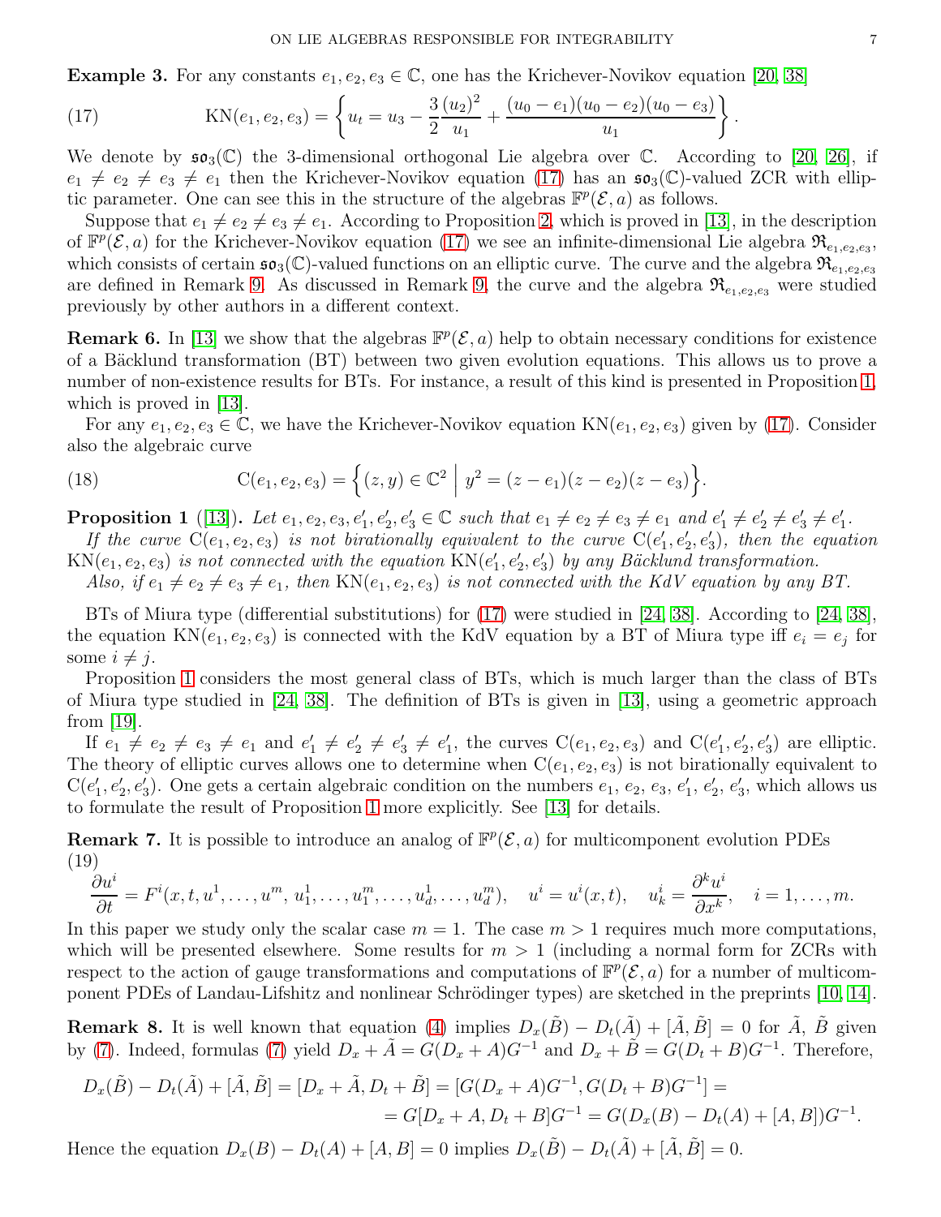**Example 3.** For any constants $e_1, e_2, e_3 \in \mathbb{C}$, one has the Krichever-Novikov equation [20, 38]

$$\mathrm{KN}(e_1, e_2, e_3) = \left\{ u_t = u_3 - \frac{3}{2}\frac{(u_2)^2}{u_1} + \frac{(u_0 - e_1)(u_0 - e_2)(u_0 - e_3)}{u_1} \right\}. \tag{17}$$

We denote by $\mathfrak{so}_3(\mathbb{C})$ the 3-dimensional orthogonal Lie algebra over $\mathbb{C}$. According to [20, 26], if $e_1 \neq e_2 \neq e_3 \neq e_1$ then the Krichever-Novikov equation (17) has an $\mathfrak{so}_3(\mathbb{C})$-valued ZCR with elliptic parameter. One can see this in the structure of the algebras $\mathbb{F}^p(\mathcal{E}, a)$ as follows.

Suppose that $e_1 \neq e_2 \neq e_3 \neq e_1$. According to Proposition 2, which is proved in [13], in the description of $\mathbb{F}^p(\mathcal{E}, a)$ for the Krichever-Novikov equation (17) we see an infinite-dimensional Lie algebra $\mathfrak{R}_{e_1,e_2,e_3}$, which consists of certain $\mathfrak{so}_3(\mathbb{C})$-valued functions on an elliptic curve. The curve and the algebra $\mathfrak{R}_{e_1,e_2,e_3}$ are defined in Remark 9. As discussed in Remark 9, the curve and the algebra $\mathfrak{R}_{e_1,e_2,e_3}$ were studied previously by other authors in a different context.

**Remark 6.** In [13] we show that the algebras $\mathbb{F}^p(\mathcal{E}, a)$ help to obtain necessary conditions for existence of a Bäcklund transformation (BT) between two given evolution equations. This allows us to prove a number of non-existence results for BTs. For instance, a result of this kind is presented in Proposition 1, which is proved in [13].

For any $e_1, e_2, e_3 \in \mathbb{C}$, we have the Krichever-Novikov equation $\mathrm{KN}(e_1, e_2, e_3)$ given by (17). Consider also the algebraic curve

$$\mathrm{C}(e_1, e_2, e_3) = \left\{ (z, y) \in \mathbb{C}^2 \;\middle|\; y^2 = (z - e_1)(z - e_2)(z - e_3) \right\}. \tag{18}$$

**Proposition 1** ([13])**.** *Let $e_1, e_2, e_3, e'_1, e'_2, e'_3 \in \mathbb{C}$ such that $e_1 \neq e_2 \neq e_3 \neq e_1$ and $e'_1 \neq e'_2 \neq e'_3 \neq e'_1$.*

*If the curve $\mathrm{C}(e_1, e_2, e_3)$ is not birationally equivalent to the curve $\mathrm{C}(e'_1, e'_2, e'_3)$, then the equation $\mathrm{KN}(e_1, e_2, e_3)$ is not connected with the equation $\mathrm{KN}(e'_1, e'_2, e'_3)$ by any Bäcklund transformation.*

*Also, if $e_1 \neq e_2 \neq e_3 \neq e_1$, then $\mathrm{KN}(e_1, e_2, e_3)$ is not connected with the KdV equation by any BT.*

BTs of Miura type (differential substitutions) for (17) were studied in [24, 38]. According to [24, 38], the equation $\mathrm{KN}(e_1, e_2, e_3)$ is connected with the KdV equation by a BT of Miura type iff $e_i = e_j$ for some $i \neq j$.

Proposition 1 considers the most general class of BTs, which is much larger than the class of BTs of Miura type studied in [24, 38]. The definition of BTs is given in [13], using a geometric approach from [19].

If $e_1 \neq e_2 \neq e_3 \neq e_1$ and $e'_1 \neq e'_2 \neq e'_3 \neq e'_1$, the curves $\mathrm{C}(e_1, e_2, e_3)$ and $\mathrm{C}(e'_1, e'_2, e'_3)$ are elliptic. The theory of elliptic curves allows one to determine when $\mathrm{C}(e_1, e_2, e_3)$ is not birationally equivalent to $\mathrm{C}(e'_1, e'_2, e'_3)$. One gets a certain algebraic condition on the numbers $e_1$, $e_2$, $e_3$, $e'_1$, $e'_2$, $e'_3$, which allows us to formulate the result of Proposition 1 more explicitly. See [13] for details.

**Remark 7.** It is possible to introduce an analog of $\mathbb{F}^p(\mathcal{E}, a)$ for multicomponent evolution PDEs

$$\frac{\partial u^i}{\partial t} = F^i(x, t, u^1, \dots, u^m, u^1_1, \dots, u^m_1, \dots, u^1_d, \dots, u^m_d), \quad u^i = u^i(x, t), \quad u^i_k = \frac{\partial^k u^i}{\partial x^k}, \quad i = 1, \dots, m. \tag{19}$$

In this paper we study only the scalar case $m = 1$. The case $m > 1$ requires much more computations, which will be presented elsewhere. Some results for $m > 1$ (including a normal form for ZCRs with respect to the action of gauge transformations and computations of $\mathbb{F}^p(\mathcal{E}, a)$ for a number of multicomponent PDEs of Landau-Lifshitz and nonlinear Schrödinger types) are sketched in the preprints [10, 14].

**Remark 8.** It is well known that equation (4) implies $D_x(\tilde{B}) - D_t(\tilde{A}) + [\tilde{A}, \tilde{B}] = 0$ for $\tilde{A}$, $\tilde{B}$ given by (7). Indeed, formulas (7) yield $D_x + \tilde{A} = G(D_x + A)G^{-1}$ and $D_x + \tilde{B} = G(D_t + B)G^{-1}$. Therefore,

$$\begin{aligned} D_x(\tilde{B}) - D_t(\tilde{A}) + [\tilde{A}, \tilde{B}] = [D_x + \tilde{A}, D_t + \tilde{B}] = [G(D_x + A)G^{-1}, G(D_t + B)G^{-1}] = \\ = G[D_x + A, D_t + B]G^{-1} = G(D_x(B) - D_t(A) + [A, B])G^{-1}. \end{aligned}$$

Hence the equation $D_x(B) - D_t(A) + [A, B] = 0$ implies $D_x(\tilde{B}) - D_t(\tilde{A}) + [\tilde{A}, \tilde{B}] = 0$.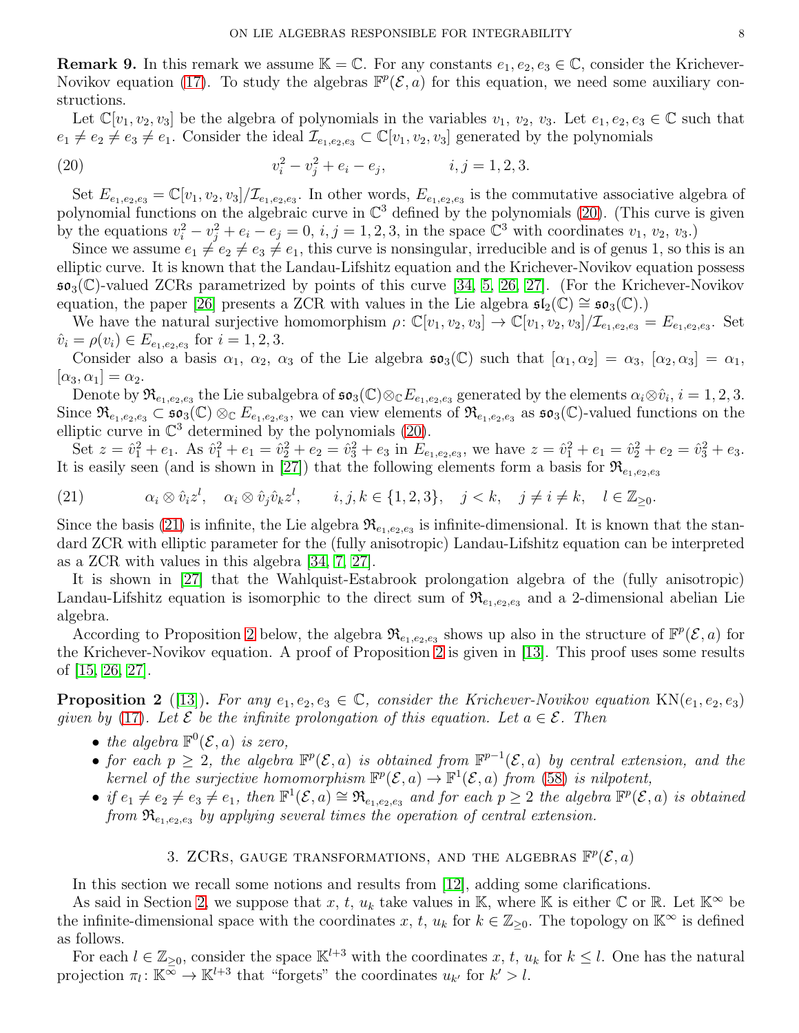**Remark 9.** In this remark we assume $\mathbb{K} = \mathbb{C}$. For any constants $e_1, e_2, e_3 \in \mathbb{C}$, consider the Krichever-Novikov equation (17). To study the algebras $\mathbb{F}^p(\mathcal{E}, a)$ for this equation, we need some auxiliary constructions.

Let $\mathbb{C}[v_1, v_2, v_3]$ be the algebra of polynomials in the variables $v_1$, $v_2$, $v_3$. Let $e_1, e_2, e_3 \in \mathbb{C}$ such that $e_1 \neq e_2 \neq e_3 \neq e_1$. Consider the ideal $\mathcal{I}_{e_1,e_2,e_3} \subset \mathbb{C}[v_1, v_2, v_3]$ generated by the polynomials

$$v_i^2 - v_j^2 + e_i - e_j, \qquad i, j = 1, 2, 3. \tag{20}$$

Set $E_{e_1,e_2,e_3} = \mathbb{C}[v_1, v_2, v_3]/\mathcal{I}_{e_1,e_2,e_3}$. In other words, $E_{e_1,e_2,e_3}$ is the commutative associative algebra of polynomial functions on the algebraic curve in $\mathbb{C}^3$ defined by the polynomials (20). (This curve is given by the equations $v_i^2 - v_j^2 + e_i - e_j = 0$, $i, j = 1, 2, 3$, in the space $\mathbb{C}^3$ with coordinates $v_1$, $v_2$, $v_3$.)

Since we assume $e_1 \neq e_2 \neq e_3 \neq e_1$, this curve is nonsingular, irreducible and is of genus 1, so this is an elliptic curve. It is known that the Landau-Lifshitz equation and the Krichever-Novikov equation possess $\mathfrak{so}_3(\mathbb{C})$-valued ZCRs parametrized by points of this curve [34, 5, 26, 27]. (For the Krichever-Novikov equation, the paper [26] presents a ZCR with values in the Lie algebra $\mathfrak{sl}_2(\mathbb{C}) \cong \mathfrak{so}_3(\mathbb{C})$.)

We have the natural surjective homomorphism $\rho\colon \mathbb{C}[v_1, v_2, v_3] \to \mathbb{C}[v_1, v_2, v_3]/\mathcal{I}_{e_1,e_2,e_3} = E_{e_1,e_2,e_3}$. Set $\hat{v}_i = \rho(v_i) \in E_{e_1,e_2,e_3}$ for $i = 1, 2, 3$.

Consider also a basis $\alpha_1$, $\alpha_2$, $\alpha_3$ of the Lie algebra $\mathfrak{so}_3(\mathbb{C})$ such that $[\alpha_1, \alpha_2] = \alpha_3$, $[\alpha_2, \alpha_3] = \alpha_1$, $[\alpha_3, \alpha_1] = \alpha_2$.

Denote by $\mathfrak{R}_{e_1,e_2,e_3}$ the Lie subalgebra of $\mathfrak{so}_3(\mathbb{C}) \otimes_{\mathbb{C}} E_{e_1,e_2,e_3}$ generated by the elements $\alpha_i \otimes \hat{v}_i$, $i = 1, 2, 3$. Since $\mathfrak{R}_{e_1,e_2,e_3} \subset \mathfrak{so}_3(\mathbb{C}) \otimes_{\mathbb{C}} E_{e_1,e_2,e_3}$, we can view elements of $\mathfrak{R}_{e_1,e_2,e_3}$ as $\mathfrak{so}_3(\mathbb{C})$-valued functions on the elliptic curve in $\mathbb{C}^3$ determined by the polynomials (20).

Set $z = \hat{v}_1^2 + e_1$. As $\hat{v}_1^2 + e_1 = \hat{v}_2^2 + e_2 = \hat{v}_3^2 + e_3$ in $E_{e_1,e_2,e_3}$, we have $z = \hat{v}_1^2 + e_1 = \hat{v}_2^2 + e_2 = \hat{v}_3^2 + e_3$. It is easily seen (and is shown in [27]) that the following elements form a basis for $\mathfrak{R}_{e_1,e_2,e_3}$

$$\alpha_i \otimes \hat{v}_i z^l, \quad \alpha_i \otimes \hat{v}_j \hat{v}_k z^l, \qquad i, j, k \in \{1, 2, 3\}, \quad j < k, \quad j \neq i \neq k, \quad l \in \mathbb{Z}_{\geq 0}. \tag{21}$$

Since the basis (21) is infinite, the Lie algebra $\mathfrak{R}_{e_1,e_2,e_3}$ is infinite-dimensional. It is known that the standard ZCR with elliptic parameter for the (fully anisotropic) Landau-Lifshitz equation can be interpreted as a ZCR with values in this algebra [34, 7, 27].

It is shown in [27] that the Wahlquist-Estabrook prolongation algebra of the (fully anisotropic) Landau-Lifshitz equation is isomorphic to the direct sum of $\mathfrak{R}_{e_1,e_2,e_3}$ and a 2-dimensional abelian Lie algebra.

According to Proposition 2 below, the algebra $\mathfrak{R}_{e_1,e_2,e_3}$ shows up also in the structure of $\mathbb{F}^p(\mathcal{E}, a)$ for the Krichever-Novikov equation. A proof of Proposition 2 is given in [13]. This proof uses some results of [15, 26, 27].

**Proposition 2** ([13])**.** *For any $e_1, e_2, e_3 \in \mathbb{C}$, consider the Krichever-Novikov equation* $\mathrm{KN}(e_1, e_2, e_3)$ *given by* (17)*. Let $\mathcal{E}$ be the infinite prolongation of this equation. Let $a \in \mathcal{E}$. Then*

- *the algebra $\mathbb{F}^0(\mathcal{E}, a)$ is zero,*
- *for each $p \geq 2$, the algebra $\mathbb{F}^p(\mathcal{E}, a)$ is obtained from $\mathbb{F}^{p-1}(\mathcal{E}, a)$ by central extension, and the kernel of the surjective homomorphism $\mathbb{F}^p(\mathcal{E}, a) \to \mathbb{F}^1(\mathcal{E}, a)$ from* (58) *is nilpotent,*
- *if $e_1 \neq e_2 \neq e_3 \neq e_1$, then $\mathbb{F}^1(\mathcal{E}, a) \cong \mathfrak{R}_{e_1,e_2,e_3}$ and for each $p \geq 2$ the algebra $\mathbb{F}^p(\mathcal{E}, a)$ is obtained from $\mathfrak{R}_{e_1,e_2,e_3}$ by applying several times the operation of central extension.*

## 3. ZCRs, gauge transformations, and the algebras $\mathbb{F}^p(\mathcal{E}, a)$

In this section we recall some notions and results from [12], adding some clarifications.

As said in Section 2, we suppose that $x$, $t$, $u_k$ take values in $\mathbb{K}$, where $\mathbb{K}$ is either $\mathbb{C}$ or $\mathbb{R}$. Let $\mathbb{K}^\infty$ be the infinite-dimensional space with the coordinates $x$, $t$, $u_k$ for $k \in \mathbb{Z}_{\geq 0}$. The topology on $\mathbb{K}^\infty$ is defined as follows.

For each $l \in \mathbb{Z}_{\geq 0}$, consider the space $\mathbb{K}^{l+3}$ with the coordinates $x$, $t$, $u_k$ for $k \leq l$. One has the natural projection $\pi_l\colon \mathbb{K}^\infty \to \mathbb{K}^{l+3}$ that "forgets" the coordinates $u_{k'}$ for $k' > l$.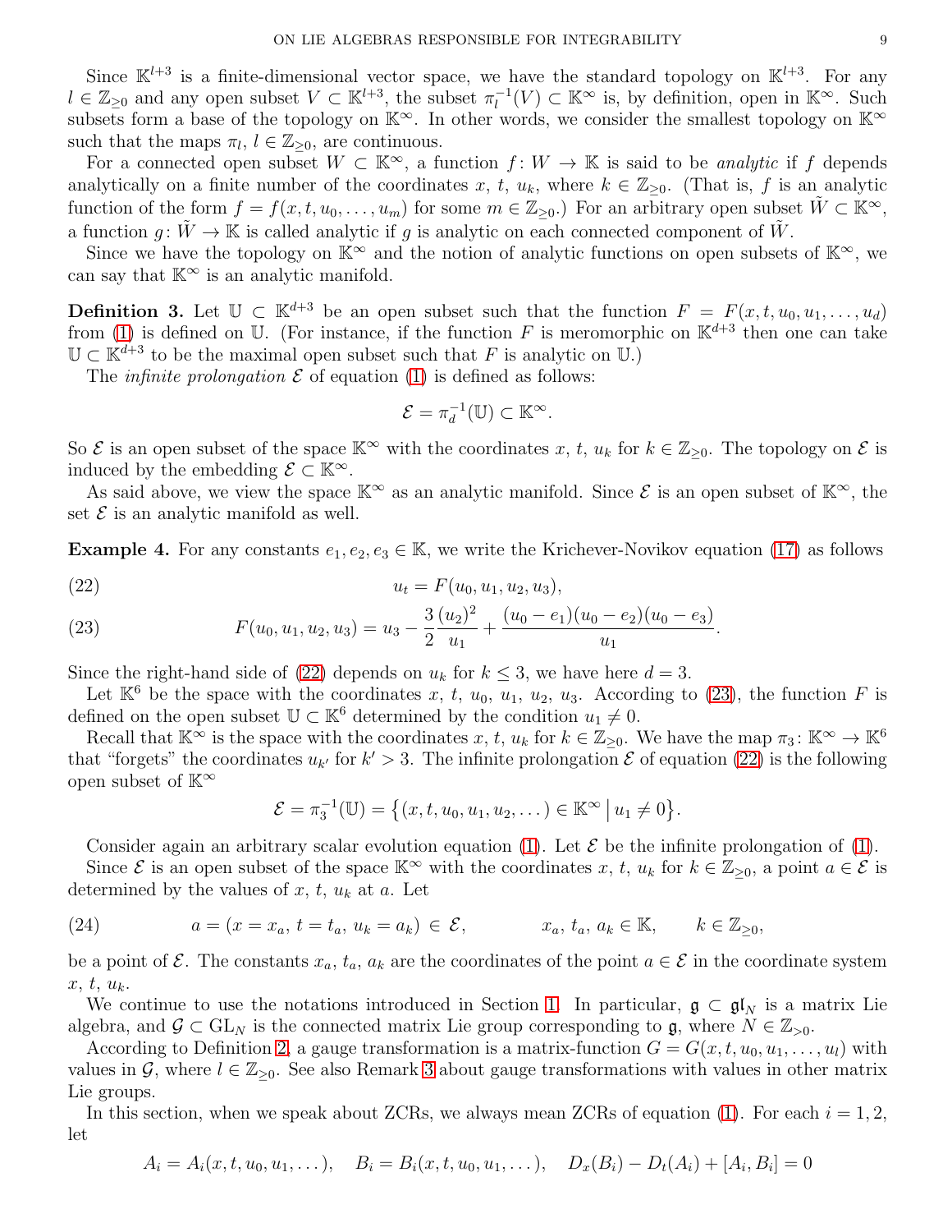Since $\mathbb{K}^{l+3}$ is a finite-dimensional vector space, we have the standard topology on $\mathbb{K}^{l+3}$. For any $l \in \mathbb{Z}_{\geq 0}$ and any open subset $V \subset \mathbb{K}^{l+3}$, the subset $\pi_l^{-1}(V) \subset \mathbb{K}^\infty$ is, by definition, open in $\mathbb{K}^\infty$. Such subsets form a base of the topology on $\mathbb{K}^\infty$. In other words, we consider the smallest topology on $\mathbb{K}^\infty$ such that the maps $\pi_l$, $l \in \mathbb{Z}_{\geq 0}$, are continuous.

For a connected open subset $W \subset \mathbb{K}^\infty$, a function $f \colon W \to \mathbb{K}$ is said to be *analytic* if $f$ depends analytically on a finite number of the coordinates $x$, $t$, $u_k$, where $k \in \mathbb{Z}_{\geq 0}$. (That is, $f$ is an analytic function of the form $f = f(x, t, u_0, \dots, u_m)$ for some $m \in \mathbb{Z}_{\geq 0}$.) For an arbitrary open subset $\tilde{W} \subset \mathbb{K}^\infty$, a function $g \colon \tilde{W} \to \mathbb{K}$ is called analytic if $g$ is analytic on each connected component of $\tilde{W}$.

Since we have the topology on $\mathbb{K}^\infty$ and the notion of analytic functions on open subsets of $\mathbb{K}^\infty$, we can say that $\mathbb{K}^\infty$ is an analytic manifold.

**Definition 3.** Let $\mathbb{U} \subset \mathbb{K}^{d+3}$ be an open subset such that the function $F = F(x, t, u_0, u_1, \dots, u_d)$ from (1) is defined on $\mathbb{U}$. (For instance, if the function $F$ is meromorphic on $\mathbb{K}^{d+3}$ then one can take $\mathbb{U} \subset \mathbb{K}^{d+3}$ to be the maximal open subset such that $F$ is analytic on $\mathbb{U}$.)

The *infinite prolongation* $\mathcal{E}$ of equation (1) is defined as follows:

$$\mathcal{E} = \pi_d^{-1}(\mathbb{U}) \subset \mathbb{K}^\infty.$$

So $\mathcal{E}$ is an open subset of the space $\mathbb{K}^\infty$ with the coordinates $x$, $t$, $u_k$ for $k \in \mathbb{Z}_{\geq 0}$. The topology on $\mathcal{E}$ is induced by the embedding $\mathcal{E} \subset \mathbb{K}^\infty$.

As said above, we view the space $\mathbb{K}^\infty$ as an analytic manifold. Since $\mathcal{E}$ is an open subset of $\mathbb{K}^\infty$, the set $\mathcal{E}$ is an analytic manifold as well.

**Example 4.** For any constants $e_1, e_2, e_3 \in \mathbb{K}$, we write the Krichever-Novikov equation (17) as follows

$$u_t = F(u_0, u_1, u_2, u_3), \tag{22}$$

$$F(u_0, u_1, u_2, u_3) = u_3 - \frac{3}{2}\frac{(u_2)^2}{u_1} + \frac{(u_0 - e_1)(u_0 - e_2)(u_0 - e_3)}{u_1}. \tag{23}$$

Since the right-hand side of (22) depends on $u_k$ for $k \leq 3$, we have here $d = 3$.

Let $\mathbb{K}^6$ be the space with the coordinates $x$, $t$, $u_0$, $u_1$, $u_2$, $u_3$. According to (23), the function $F$ is defined on the open subset $\mathbb{U} \subset \mathbb{K}^6$ determined by the condition $u_1 \neq 0$.

Recall that $\mathbb{K}^\infty$ is the space with the coordinates $x$, $t$, $u_k$ for $k \in \mathbb{Z}_{\geq 0}$. We have the map $\pi_3 \colon \mathbb{K}^\infty \to \mathbb{K}^6$ that "forgets" the coordinates $u_{k'}$ for $k' > 3$. The infinite prolongation $\mathcal{E}$ of equation (22) is the following open subset of $\mathbb{K}^\infty$

$$\mathcal{E} = \pi_3^{-1}(\mathbb{U}) = \big\{(x, t, u_0, u_1, u_2, \dots) \in \mathbb{K}^\infty \,\big|\, u_1 \neq 0\big\}.$$

Consider again an arbitrary scalar evolution equation (1). Let $\mathcal{E}$ be the infinite prolongation of (1).

Since $\mathcal{E}$ is an open subset of the space $\mathbb{K}^\infty$ with the coordinates $x$, $t$, $u_k$ for $k \in \mathbb{Z}_{\geq 0}$, a point $a \in \mathcal{E}$ is determined by the values of $x$, $t$, $u_k$ at $a$. Let

$$a = (x = x_a,\ t = t_a,\ u_k = a_k) \in \mathcal{E}, \qquad x_a,\ t_a,\ a_k \in \mathbb{K}, \qquad k \in \mathbb{Z}_{\geq 0}, \tag{24}$$

be a point of $\mathcal{E}$. The constants $x_a$, $t_a$, $a_k$ are the coordinates of the point $a \in \mathcal{E}$ in the coordinate system $x$, $t$, $u_k$.

We continue to use the notations introduced in Section 1. In particular, $\mathfrak{g} \subset \mathfrak{gl}_N$ is a matrix Lie algebra, and $\mathcal{G} \subset \mathrm{GL}_N$ is the connected matrix Lie group corresponding to $\mathfrak{g}$, where $N \in \mathbb{Z}_{>0}$.

According to Definition 2, a gauge transformation is a matrix-function $G = G(x, t, u_0, u_1, \dots, u_l)$ with values in $\mathcal{G}$, where $l \in \mathbb{Z}_{\geq 0}$. See also Remark 3 about gauge transformations with values in other matrix Lie groups.

In this section, when we speak about ZCRs, we always mean ZCRs of equation (1). For each $i = 1, 2$, let

$$A_i = A_i(x, t, u_0, u_1, \dots), \quad B_i = B_i(x, t, u_0, u_1, \dots), \quad D_x(B_i) - D_t(A_i) + [A_i, B_i] = 0$$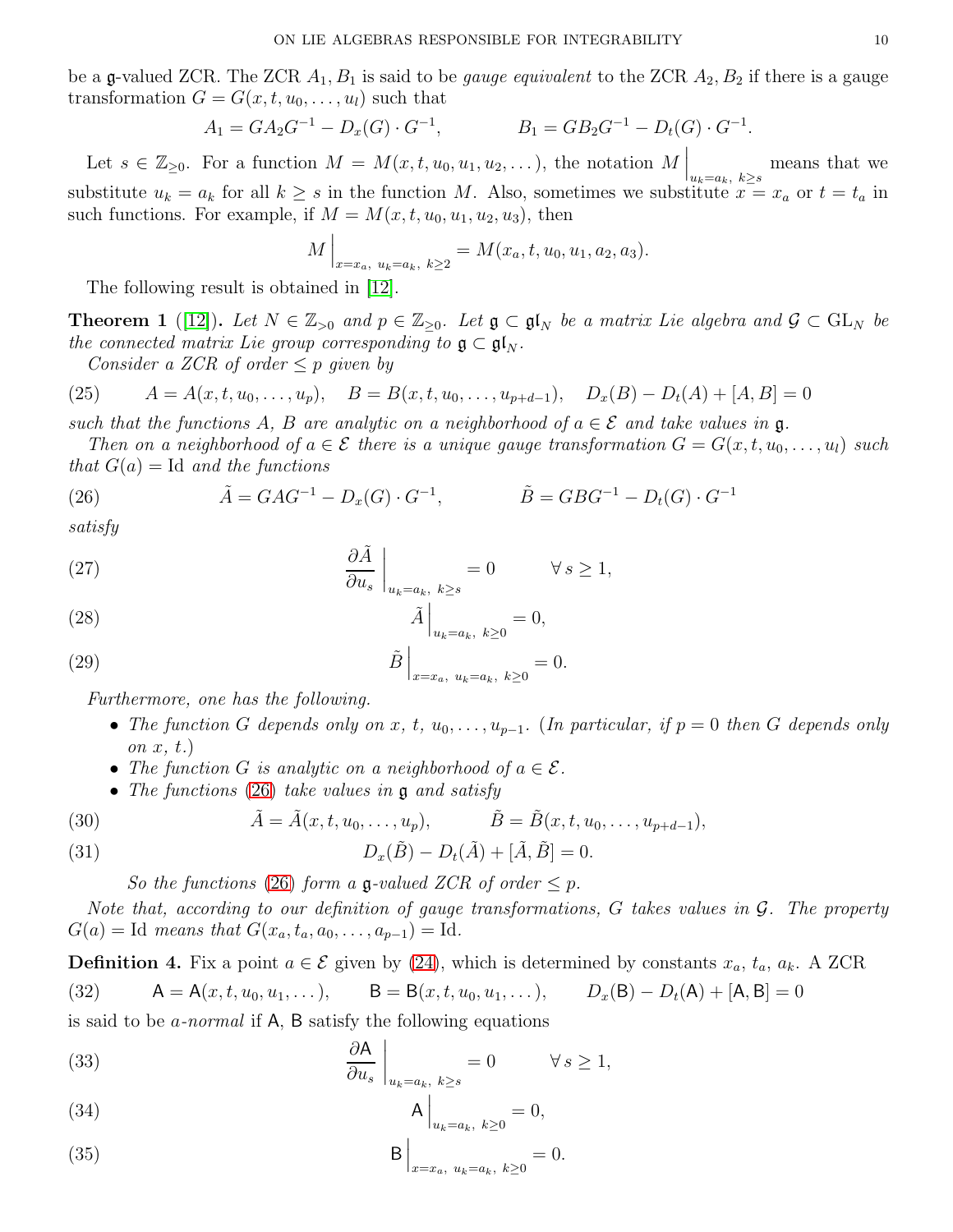be a $\mathfrak{g}$-valued ZCR. The ZCR $A_1, B_1$ is said to be *gauge equivalent* to the ZCR $A_2, B_2$ if there is a gauge transformation $G = G(x, t, u_0, \dots, u_l)$ such that

$$A_1 = GA_2G^{-1} - D_x(G) \cdot G^{-1}, \qquad B_1 = GB_2G^{-1} - D_t(G) \cdot G^{-1}.$$

Let $s \in \mathbb{Z}_{\geq 0}$. For a function $M = M(x, t, u_0, u_1, u_2, \dots)$, the notation $M\Big|_{u_k=a_k,\ k\geq s}$ means that we substitute $u_k = a_k$ for all $k \geq s$ in the function $M$. Also, sometimes we substitute $x = x_a$ or $t = t_a$ in such functions. For example, if $M = M(x, t, u_0, u_1, u_2, u_3)$, then

$$M\Big|_{x=x_a,\ u_k=a_k,\ k\geq 2} = M(x_a, t, u_0, u_1, a_2, a_3).$$

The following result is obtained in [12].

**Theorem 1** ([12])**.** *Let $N \in \mathbb{Z}_{>0}$ and $p \in \mathbb{Z}_{\geq 0}$. Let $\mathfrak{g} \subset \mathfrak{gl}_N$ be a matrix Lie algebra and $\mathcal{G} \subset \mathrm{GL}_N$ be the connected matrix Lie group corresponding to $\mathfrak{g} \subset \mathfrak{gl}_N$.*

*Consider a ZCR of order $\leq p$ given by*

$$A = A(x, t, u_0, \dots, u_p), \quad B = B(x, t, u_0, \dots, u_{p+d-1}), \quad D_x(B) - D_t(A) + [A, B] = 0 \tag{25}$$

*such that the functions $A$, $B$ are analytic on a neighborhood of $a \in \mathcal{E}$ and take values in $\mathfrak{g}$.*

*Then on a neighborhood of $a \in \mathcal{E}$ there is a unique gauge transformation $G = G(x, t, u_0, \dots, u_l)$ such that $G(a) = \mathrm{Id}$ and the functions*

$$\tilde{A} = GAG^{-1} - D_x(G) \cdot G^{-1}, \qquad \tilde{B} = GBG^{-1} - D_t(G) \cdot G^{-1} \tag{26}$$

*satisfy*

$$\frac{\partial \tilde{A}}{\partial u_s}\Big|_{u_k=a_k,\ k\geq s} = 0 \qquad \forall\, s \geq 1, \tag{27}$$

$$\tilde{A}\Big|_{u_k=a_k,\ k\geq 0} = 0, \tag{28}$$

$$\tilde{B}\Big|_{x=x_a,\ u_k=a_k,\ k\geq 0} = 0. \tag{29}$$

*Furthermore, one has the following.*

- *The function $G$ depends only on $x$, $t$, $u_0, \dots, u_{p-1}$. (In particular, if $p = 0$ then $G$ depends only on $x$, $t$.)*
- *The function $G$ is analytic on a neighborhood of $a \in \mathcal{E}$.*
- *The functions (26) take values in $\mathfrak{g}$ and satisfy*

$$\tilde{A} = \tilde{A}(x, t, u_0, \dots, u_p), \qquad \tilde{B} = \tilde{B}(x, t, u_0, \dots, u_{p+d-1}), \tag{30}$$

$$D_x(\tilde{B}) - D_t(\tilde{A}) + [\tilde{A}, \tilde{B}] = 0. \tag{31}$$

*So the functions (26) form a $\mathfrak{g}$-valued ZCR of order $\leq p$.*

*Note that, according to our definition of gauge transformations, $G$ takes values in $\mathcal{G}$. The property $G(a) = \mathrm{Id}$ means that $G(x_a, t_a, a_0, \dots, a_{p-1}) = \mathrm{Id}$.*

**Definition 4.** Fix a point $a \in \mathcal{E}$ given by (24), which is determined by constants $x_a$, $t_a$, $a_k$. A ZCR

$$\mathsf{A} = \mathsf{A}(x, t, u_0, u_1, \dots), \qquad \mathsf{B} = \mathsf{B}(x, t, u_0, u_1, \dots), \qquad D_x(\mathsf{B}) - D_t(\mathsf{A}) + [\mathsf{A}, \mathsf{B}] = 0 \tag{32}$$

is said to be *$a$-normal* if $\mathsf{A}$, $\mathsf{B}$ satisfy the following equations

$$\frac{\partial \mathsf{A}}{\partial u_s}\Big|_{u_k=a_k,\ k\geq s} = 0 \qquad \forall\, s \geq 1, \tag{33}$$

$$\mathsf{A}\Big|_{u_k=a_k,\ k\geq 0} = 0, \tag{34}$$

$$\mathsf{B}\Big|_{x=x_a,\ u_k=a_k,\ k\geq 0} = 0. \tag{35}$$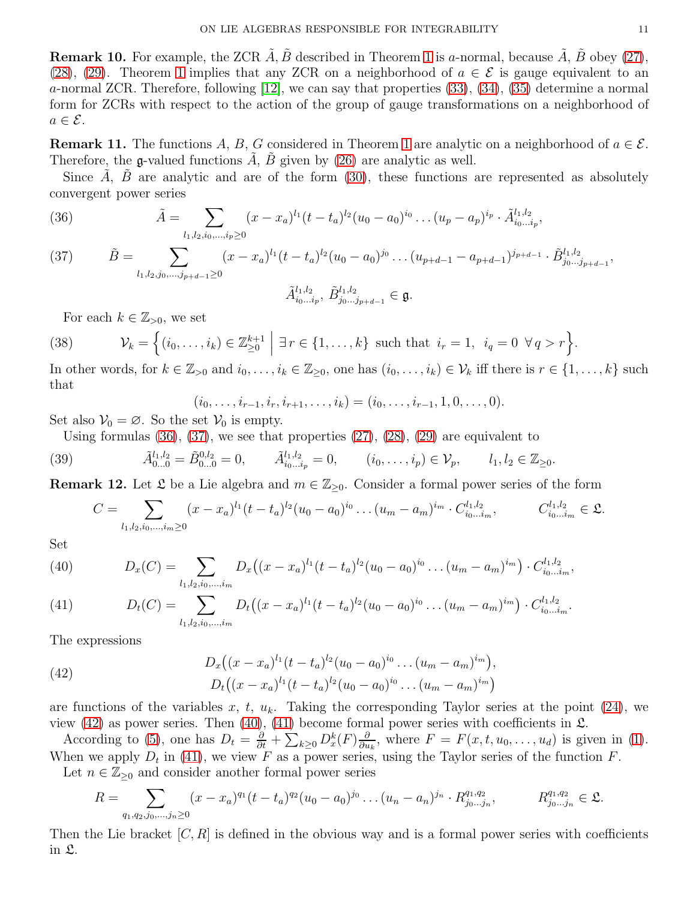**Remark 10.** For example, the ZCR $\tilde{A}$, $\tilde{B}$ described in Theorem 1 is $a$-normal, because $\tilde{A}$, $\tilde{B}$ obey (27), (28), (29). Theorem 1 implies that any ZCR on a neighborhood of $a \in \mathcal{E}$ is gauge equivalent to an $a$-normal ZCR. Therefore, following [12], we can say that properties (33), (34), (35) determine a normal form for ZCRs with respect to the action of the group of gauge transformations on a neighborhood of $a \in \mathcal{E}$.

**Remark 11.** The functions $A$, $B$, $G$ considered in Theorem 1 are analytic on a neighborhood of $a \in \mathcal{E}$. Therefore, the $\mathfrak{g}$-valued functions $\tilde{A}$, $\tilde{B}$ given by (26) are analytic as well.

Since $\tilde{A}$, $\tilde{B}$ are analytic and are of the form (30), these functions are represented as absolutely convergent power series

$$\tilde{A} = \sum_{l_1,l_2,i_0,\dots,i_p \geq 0} (x-x_a)^{l_1}(t-t_a)^{l_2}(u_0-a_0)^{i_0}\dots(u_p-a_p)^{i_p} \cdot \tilde{A}^{l_1,l_2}_{i_0\dots i_p}, \tag{36}$$

$$\tilde{B} = \sum_{l_1,l_2,j_0,\dots,j_{p+d-1} \geq 0} (x-x_a)^{l_1}(t-t_a)^{l_2}(u_0-a_0)^{j_0}\dots(u_{p+d-1}-a_{p+d-1})^{j_{p+d-1}} \cdot \tilde{B}^{l_1,l_2}_{j_0\dots j_{p+d-1}}, \tag{37}$$

$$\tilde{A}^{l_1,l_2}_{i_0\dots i_p},\ \tilde{B}^{l_1,l_2}_{j_0\dots j_{p+d-1}} \in \mathfrak{g}.$$

For each $k \in \mathbb{Z}_{>0}$, we set

$$\mathcal{V}_k = \Big\{(i_0,\dots,i_k) \in \mathbb{Z}^{k+1}_{\geq 0} \ \Big|\ \exists\, r \in \{1,\dots,k\} \text{ such that } i_r = 1,\ i_q = 0\ \forall\, q > r\Big\}. \tag{38}$$

In other words, for $k \in \mathbb{Z}_{>0}$ and $i_0,\dots,i_k \in \mathbb{Z}_{\geq 0}$, one has $(i_0,\dots,i_k) \in \mathcal{V}_k$ iff there is $r \in \{1,\dots,k\}$ such that

$$(i_0,\dots,i_{r-1},i_r,i_{r+1},\dots,i_k) = (i_0,\dots,i_{r-1},1,0,\dots,0).$$

Set also $\mathcal{V}_0 = \varnothing$. So the set $\mathcal{V}_0$ is empty.

Using formulas (36), (37), we see that properties (27), (28), (29) are equivalent to

$$\tilde{A}^{l_1,l_2}_{0\dots 0} = \tilde{B}^{0,l_2}_{0\dots 0} = 0, \qquad \tilde{A}^{l_1,l_2}_{i_0\dots i_p} = 0, \qquad (i_0,\dots,i_p) \in \mathcal{V}_p, \qquad l_1,l_2 \in \mathbb{Z}_{\geq 0}. \tag{39}$$

**Remark 12.** Let $\mathfrak{L}$ be a Lie algebra and $m \in \mathbb{Z}_{\geq 0}$. Consider a formal power series of the form

$$C = \sum_{l_1,l_2,i_0,\dots,i_m \geq 0} (x-x_a)^{l_1}(t-t_a)^{l_2}(u_0-a_0)^{i_0}\dots(u_m-a_m)^{i_m} \cdot C^{l_1,l_2}_{i_0\dots i_m}, \qquad C^{l_1,l_2}_{i_0\dots i_m} \in \mathfrak{L}.$$

Set

$$D_x(C) = \sum_{l_1,l_2,i_0,\dots,i_m} D_x\big((x-x_a)^{l_1}(t-t_a)^{l_2}(u_0-a_0)^{i_0}\dots(u_m-a_m)^{i_m}\big) \cdot C^{l_1,l_2}_{i_0\dots i_m}, \tag{40}$$

$$D_t(C) = \sum_{l_1,l_2,i_0,\dots,i_m} D_t\big((x-x_a)^{l_1}(t-t_a)^{l_2}(u_0-a_0)^{i_0}\dots(u_m-a_m)^{i_m}\big) \cdot C^{l_1,l_2}_{i_0\dots i_m}. \tag{41}$$

The expressions

$$\begin{gathered} D_x\big((x-x_a)^{l_1}(t-t_a)^{l_2}(u_0-a_0)^{i_0}\dots(u_m-a_m)^{i_m}\big), \\ D_t\big((x-x_a)^{l_1}(t-t_a)^{l_2}(u_0-a_0)^{i_0}\dots(u_m-a_m)^{i_m}\big) \end{gathered} \tag{42}$$

are functions of the variables $x$, $t$, $u_k$. Taking the corresponding Taylor series at the point (24), we view (42) as power series. Then (40), (41) become formal power series with coefficients in $\mathfrak{L}$.

According to (5), one has $D_t = \frac{\partial}{\partial t} + \sum_{k\geq 0} D_x^k(F)\frac{\partial}{\partial u_k}$, where $F = F(x,t,u_0,\dots,u_d)$ is given in (1). When we apply $D_t$ in (41), we view $F$ as a power series, using the Taylor series of the function $F$.

Let $n \in \mathbb{Z}_{\geq 0}$ and consider another formal power series

$$R = \sum_{q_1,q_2,j_0,\dots,j_n \geq 0} (x-x_a)^{q_1}(t-t_a)^{q_2}(u_0-a_0)^{j_0}\dots(u_n-a_n)^{j_n} \cdot R^{q_1,q_2}_{j_0\dots j_n}, \qquad R^{q_1,q_2}_{j_0\dots j_n} \in \mathfrak{L}.$$

Then the Lie bracket $[C,R]$ is defined in the obvious way and is a formal power series with coefficients in $\mathfrak{L}$.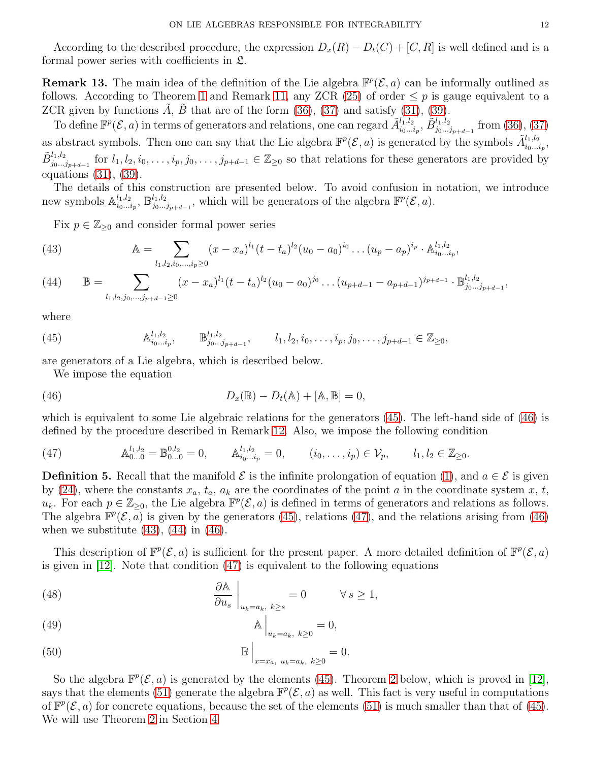According to the described procedure, the expression $D_x(R) - D_t(C) + [C, R]$ is well defined and is a formal power series with coefficients in $\mathfrak{L}$.

**Remark 13.** The main idea of the definition of the Lie algebra $\mathbb{F}^p(\mathcal{E}, a)$ can be informally outlined as follows. According to Theorem 1 and Remark 11, any ZCR (25) of order $\le p$ is gauge equivalent to a ZCR given by functions $\tilde{A}$, $\tilde{B}$ that are of the form (36), (37) and satisfy (31), (39).

To define $\mathbb{F}^p(\mathcal{E}, a)$ in terms of generators and relations, one can regard $\tilde{A}^{l_1,l_2}_{i_0\dots i_p}$, $\tilde{B}^{l_1,l_2}_{j_0\dots j_{p+d-1}}$ from (36), (37) as abstract symbols. Then one can say that the Lie algebra $\mathbb{F}^p(\mathcal{E}, a)$ is generated by the symbols $\tilde{A}^{l_1,l_2}_{i_0\dots i_p}$, $\tilde{B}^{l_1,l_2}_{j_0\dots j_{p+d-1}}$ for $l_1, l_2, i_0, \dots, i_p, j_0, \dots, j_{p+d-1} \in \mathbb{Z}_{\ge 0}$ so that relations for these generators are provided by equations (31), (39).

The details of this construction are presented below. To avoid confusion in notation, we introduce new symbols $\mathbb{A}^{l_1,l_2}_{i_0\dots i_p}$, $\mathbb{B}^{l_1,l_2}_{j_0\dots j_{p+d-1}}$, which will be generators of the algebra $\mathbb{F}^p(\mathcal{E}, a)$.

Fix $p \in \mathbb{Z}_{\ge 0}$ and consider formal power series

$$\mathbb{A} = \sum_{l_1,l_2,i_0,\dots,i_p \ge 0} (x - x_a)^{l_1} (t - t_a)^{l_2} (u_0 - a_0)^{i_0} \dots (u_p - a_p)^{i_p} \cdot \mathbb{A}^{l_1,l_2}_{i_0\dots i_p}, \tag{43}$$

$$\mathbb{B} = \sum_{l_1,l_2,j_0,\dots,j_{p+d-1} \ge 0} (x - x_a)^{l_1} (t - t_a)^{l_2} (u_0 - a_0)^{j_0} \dots (u_{p+d-1} - a_{p+d-1})^{j_{p+d-1}} \cdot \mathbb{B}^{l_1,l_2}_{j_0\dots j_{p+d-1}}, \tag{44}$$

where

$$\mathbb{A}^{l_1,l_2}_{i_0\dots i_p}, \qquad \mathbb{B}^{l_1,l_2}_{j_0\dots j_{p+d-1}}, \qquad l_1, l_2, i_0, \dots, i_p, j_0, \dots, j_{p+d-1} \in \mathbb{Z}_{\ge 0}, \tag{45}$$

are generators of a Lie algebra, which is described below.

We impose the equation

$$D_x(\mathbb{B}) - D_t(\mathbb{A}) + [\mathbb{A}, \mathbb{B}] = 0, \tag{46}$$

which is equivalent to some Lie algebraic relations for the generators (45). The left-hand side of (46) is defined by the procedure described in Remark 12. Also, we impose the following condition

$$\mathbb{A}^{l_1,l_2}_{0\dots 0} = \mathbb{B}^{0,l_2}_{0\dots 0} = 0, \qquad \mathbb{A}^{l_1,l_2}_{i_0\dots i_p} = 0, \qquad (i_0, \dots, i_p) \in \mathcal{V}_p, \qquad l_1, l_2 \in \mathbb{Z}_{\ge 0}. \tag{47}$$

**Definition 5.** Recall that the manifold $\mathcal{E}$ is the infinite prolongation of equation (1), and $a \in \mathcal{E}$ is given by (24), where the constants $x_a$, $t_a$, $a_k$ are the coordinates of the point $a$ in the coordinate system $x$, $t$, $u_k$. For each $p \in \mathbb{Z}_{\ge 0}$, the Lie algebra $\mathbb{F}^p(\mathcal{E}, a)$ is defined in terms of generators and relations as follows. The algebra $\mathbb{F}^p(\mathcal{E}, a)$ is given by the generators (45), relations (47), and the relations arising from (46) when we substitute (43), (44) in (46).

This description of $\mathbb{F}^p(\mathcal{E}, a)$ is sufficient for the present paper. A more detailed definition of $\mathbb{F}^p(\mathcal{E}, a)$ is given in [12]. Note that condition (47) is equivalent to the following equations

$$\frac{\partial \mathbb{A}}{\partial u_s} \Big|_{u_k = a_k,\ k \ge s} = 0 \qquad \forall\, s \ge 1, \tag{48}$$

$$\mathbb{A} \Big|_{u_k = a_k,\ k \ge 0} = 0, \tag{49}$$

$$\mathbb{B} \Big|_{x = x_a,\ u_k = a_k,\ k \ge 0} = 0. \tag{50}$$

So the algebra $\mathbb{F}^p(\mathcal{E}, a)$ is generated by the elements (45). Theorem 2 below, which is proved in [12], says that the elements (51) generate the algebra $\mathbb{F}^p(\mathcal{E}, a)$ as well. This fact is very useful in computations of $\mathbb{F}^p(\mathcal{E}, a)$ for concrete equations, because the set of the elements (51) is much smaller than that of (45). We will use Theorem 2 in Section 4.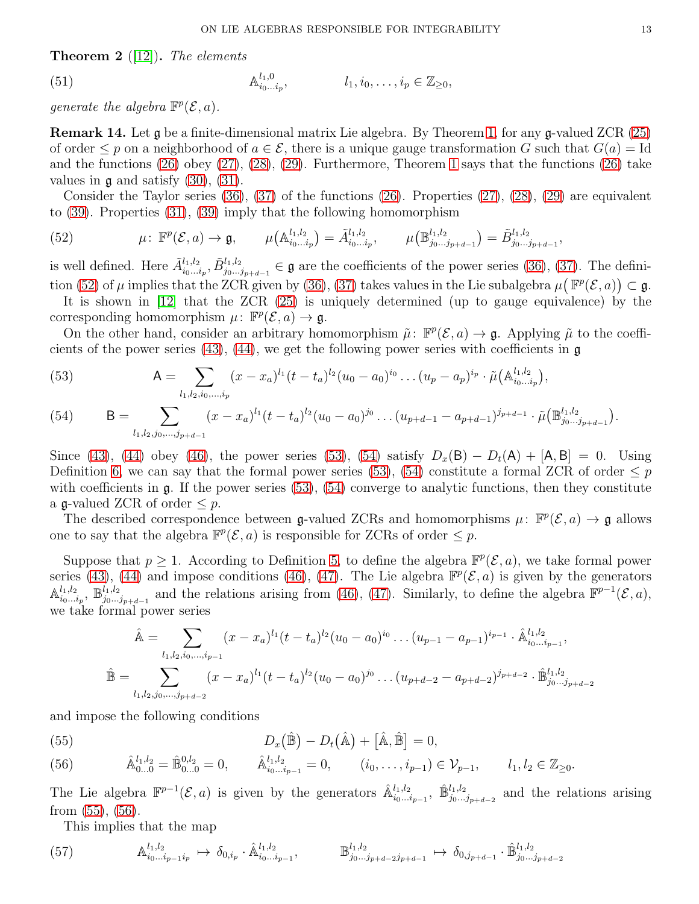**Theorem 2** ([12]). *The elements*

$$\mathbb{A}^{l_1,0}_{i_0\dots i_p},\qquad\qquad l_1,i_0,\dots,i_p\in\mathbb{Z}_{\ge 0}, \tag{51}$$

*generate the algebra* $\mathbb{F}^p(\mathcal{E},a)$.

**Remark 14.** Let $\mathfrak{g}$ be a finite-dimensional matrix Lie algebra. By Theorem 1, for any $\mathfrak{g}$-valued ZCR (25) of order $\le p$ on a neighborhood of $a\in\mathcal{E}$, there is a unique gauge transformation $G$ such that $G(a)=\mathrm{Id}$ and the functions (26) obey (27), (28), (29). Furthermore, Theorem 1 says that the functions (26) take values in $\mathfrak{g}$ and satisfy (30), (31).

Consider the Taylor series (36), (37) of the functions (26). Properties (27), (28), (29) are equivalent to (39). Properties (31), (39) imply that the following homomorphism

$$\mu\colon\ \mathbb{F}^p(\mathcal{E},a)\to\mathfrak{g},\qquad \mu\big(\mathbb{A}^{l_1,l_2}_{i_0\dots i_p}\big)=\tilde{A}^{l_1,l_2}_{i_0\dots i_p},\qquad \mu\big(\mathbb{B}^{l_1,l_2}_{j_0\dots j_{p+d-1}}\big)=\tilde{B}^{l_1,l_2}_{j_0\dots j_{p+d-1}}, \tag{52}$$

is well defined. Here $\tilde{A}^{l_1,l_2}_{i_0\dots i_p},\tilde{B}^{l_1,l_2}_{j_0\dots j_{p+d-1}}\in\mathfrak{g}$ are the coefficients of the power series (36), (37). The definition (52) of $\mu$ implies that the ZCR given by (36), (37) takes values in the Lie subalgebra $\mu\big(\mathbb{F}^p(\mathcal{E},a)\big)\subset\mathfrak{g}$.

It is shown in [12] that the ZCR (25) is uniquely determined (up to gauge equivalence) by the corresponding homomorphism $\mu\colon\mathbb{F}^p(\mathcal{E},a)\to\mathfrak{g}$.

On the other hand, consider an arbitrary homomorphism $\tilde{\mu}\colon\mathbb{F}^p(\mathcal{E},a)\to\mathfrak{g}$. Applying $\tilde{\mu}$ to the coefficients of the power series (43), (44), we get the following power series with coefficients in $\mathfrak{g}$

$$\mathsf{A}=\sum_{l_1,l_2,i_0,\dots,i_p}(x-x_a)^{l_1}(t-t_a)^{l_2}(u_0-a_0)^{i_0}\dots(u_p-a_p)^{i_p}\cdot\tilde{\mu}\big(\mathbb{A}^{l_1,l_2}_{i_0\dots i_p}\big), \tag{53}$$

$$\mathsf{B}=\sum_{l_1,l_2,j_0,\dots,j_{p+d-1}}(x-x_a)^{l_1}(t-t_a)^{l_2}(u_0-a_0)^{j_0}\dots(u_{p+d-1}-a_{p+d-1})^{j_{p+d-1}}\cdot\tilde{\mu}\big(\mathbb{B}^{l_1,l_2}_{j_0\dots j_{p+d-1}}\big). \tag{54}$$

Since (43), (44) obey (46), the power series (53), (54) satisfy $D_x(\mathsf{B})-D_t(\mathsf{A})+[\mathsf{A},\mathsf{B}]=0$. Using Definition 6, we can say that the formal power series (53), (54) constitute a formal ZCR of order $\le p$ with coefficients in $\mathfrak{g}$. If the power series (53), (54) converge to analytic functions, then they constitute a $\mathfrak{g}$-valued ZCR of order $\le p$.

The described correspondence between $\mathfrak{g}$-valued ZCRs and homomorphisms $\mu\colon\mathbb{F}^p(\mathcal{E},a)\to\mathfrak{g}$ allows one to say that the algebra $\mathbb{F}^p(\mathcal{E},a)$ is responsible for ZCRs of order $\le p$.

Suppose that $p\ge 1$. According to Definition 5, to define the algebra $\mathbb{F}^p(\mathcal{E},a)$, we take formal power series (43), (44) and impose conditions (46), (47). The Lie algebra $\mathbb{F}^p(\mathcal{E},a)$ is given by the generators $\mathbb{A}^{l_1,l_2}_{i_0\dots i_p}$, $\mathbb{B}^{l_1,l_2}_{j_0\dots j_{p+d-1}}$ and the relations arising from (46), (47). Similarly, to define the algebra $\mathbb{F}^{p-1}(\mathcal{E},a)$, we take formal power series

$$\hat{\mathbb{A}}=\sum_{l_1,l_2,i_0,\dots,i_{p-1}}(x-x_a)^{l_1}(t-t_a)^{l_2}(u_0-a_0)^{i_0}\dots(u_{p-1}-a_{p-1})^{i_{p-1}}\cdot\hat{\mathbb{A}}^{l_1,l_2}_{i_0\dots i_{p-1}},$$

$$\hat{\mathbb{B}}=\sum_{l_1,l_2,j_0,\dots,j_{p+d-2}}(x-x_a)^{l_1}(t-t_a)^{l_2}(u_0-a_0)^{j_0}\dots(u_{p+d-2}-a_{p+d-2})^{j_{p+d-2}}\cdot\hat{\mathbb{B}}^{l_1,l_2}_{j_0\dots j_{p+d-2}}$$

and impose the following conditions

$$D_x\big(\hat{\mathbb{B}}\big)-D_t\big(\hat{\mathbb{A}}\big)+\big[\hat{\mathbb{A}},\hat{\mathbb{B}}\big]=0, \tag{55}$$

$$\hat{\mathbb{A}}^{l_1,l_2}_{0\dots 0}=\hat{\mathbb{B}}^{0,l_2}_{0\dots 0}=0,\qquad \hat{\mathbb{A}}^{l_1,l_2}_{i_0\dots i_{p-1}}=0,\qquad (i_0,\dots,i_{p-1})\in\mathcal{V}_{p-1},\qquad l_1,l_2\in\mathbb{Z}_{\ge 0}. \tag{56}$$

The Lie algebra $\mathbb{F}^{p-1}(\mathcal{E},a)$ is given by the generators $\hat{\mathbb{A}}^{l_1,l_2}_{i_0\dots i_{p-1}}$, $\hat{\mathbb{B}}^{l_1,l_2}_{j_0\dots j_{p+d-2}}$ and the relations arising from (55), (56).

This implies that the map

$$\mathbb{A}^{l_1,l_2}_{i_0\dots i_{p-1}i_p}\ \mapsto\ \delta_{0,i_p}\cdot\hat{\mathbb{A}}^{l_1,l_2}_{i_0\dots i_{p-1}},\qquad\qquad \mathbb{B}^{l_1,l_2}_{j_0\dots j_{p+d-2}j_{p+d-1}}\ \mapsto\ \delta_{0,j_{p+d-1}}\cdot\hat{\mathbb{B}}^{l_1,l_2}_{j_0\dots j_{p+d-2}} \tag{57}$$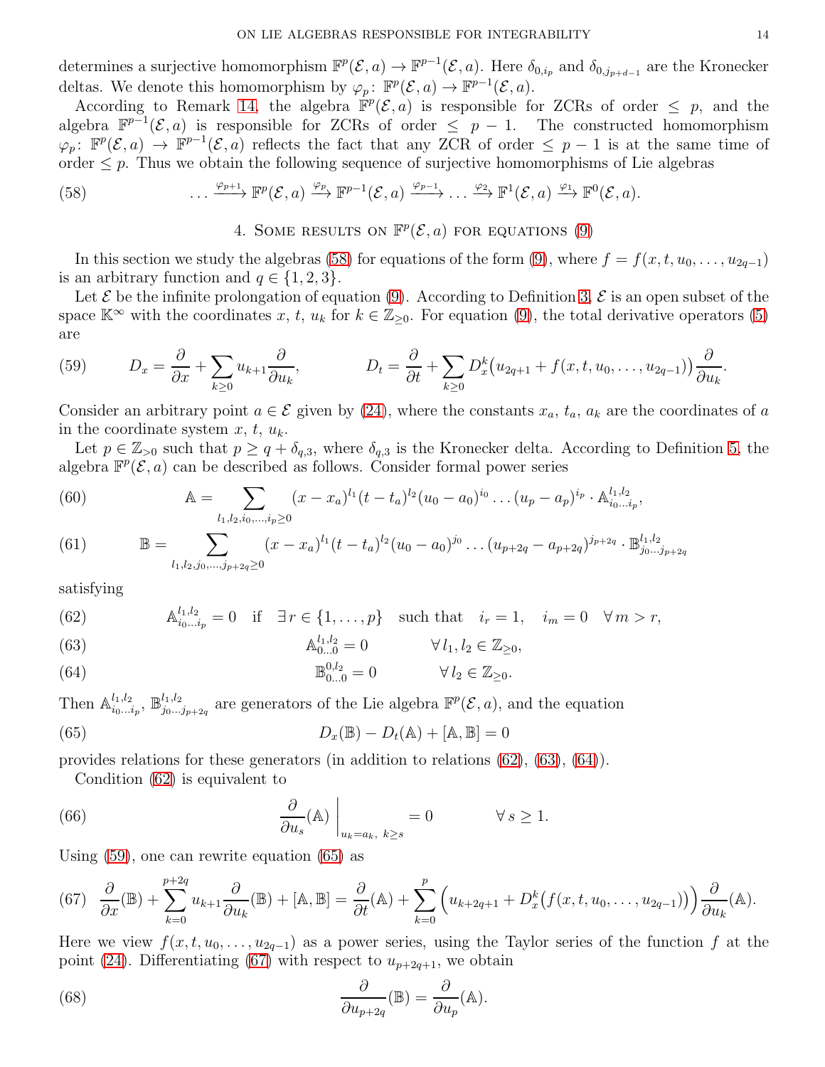determines a surjective homomorphism $\mathbb{F}^p(\mathcal{E},a) \to \mathbb{F}^{p-1}(\mathcal{E},a)$. Here $\delta_{0,i_p}$ and $\delta_{0,j_{p+d-1}}$ are the Kronecker deltas. We denote this homomorphism by $\varphi_p\colon \mathbb{F}^p(\mathcal{E},a) \to \mathbb{F}^{p-1}(\mathcal{E},a)$.

According to Remark 14, the algebra $\mathbb{F}^p(\mathcal{E},a)$ is responsible for ZCRs of order $\le p$, and the algebra $\mathbb{F}^{p-1}(\mathcal{E},a)$ is responsible for ZCRs of order $\le p-1$. The constructed homomorphism $\varphi_p\colon \mathbb{F}^p(\mathcal{E},a) \to \mathbb{F}^{p-1}(\mathcal{E},a)$ reflects the fact that any ZCR of order $\le p-1$ is at the same time of order $\le p$. Thus we obtain the following sequence of surjective homomorphisms of Lie algebras

$$\dots \xrightarrow{\varphi_{p+1}} \mathbb{F}^p(\mathcal{E},a) \xrightarrow{\varphi_p} \mathbb{F}^{p-1}(\mathcal{E},a) \xrightarrow{\varphi_{p-1}} \dots \xrightarrow{\varphi_2} \mathbb{F}^1(\mathcal{E},a) \xrightarrow{\varphi_1} \mathbb{F}^0(\mathcal{E},a). \tag{58}$$

## 4. Some results on $\mathbb{F}^p(\mathcal{E},a)$ for equations (9)

In this section we study the algebras (58) for equations of the form (9), where $f = f(x,t,u_0,\dots,u_{2q-1})$ is an arbitrary function and $q \in \{1,2,3\}$.

Let $\mathcal{E}$ be the infinite prolongation of equation (9). According to Definition 3, $\mathcal{E}$ is an open subset of the space $\mathbb{K}^\infty$ with the coordinates $x$, $t$, $u_k$ for $k \in \mathbb{Z}_{\ge 0}$. For equation (9), the total derivative operators (5) are

$$D_x = \frac{\partial}{\partial x} + \sum_{k\ge 0} u_{k+1}\frac{\partial}{\partial u_k}, \qquad D_t = \frac{\partial}{\partial t} + \sum_{k\ge 0} D_x^k\big(u_{2q+1} + f(x,t,u_0,\dots,u_{2q-1})\big)\frac{\partial}{\partial u_k}. \tag{59}$$

Consider an arbitrary point $a \in \mathcal{E}$ given by (24), where the constants $x_a$, $t_a$, $a_k$ are the coordinates of $a$ in the coordinate system $x$, $t$, $u_k$.

Let $p \in \mathbb{Z}_{>0}$ such that $p \ge q + \delta_{q,3}$, where $\delta_{q,3}$ is the Kronecker delta. According to Definition 5, the algebra $\mathbb{F}^p(\mathcal{E},a)$ can be described as follows. Consider formal power series

$$\mathbb{A} = \sum_{l_1,l_2,i_0,\dots,i_p\ge 0} (x-x_a)^{l_1}(t-t_a)^{l_2}(u_0-a_0)^{i_0}\dots(u_p-a_p)^{i_p}\cdot \mathbb{A}^{l_1,l_2}_{i_0\dots i_p}, \tag{60}$$

$$\mathbb{B} = \sum_{l_1,l_2,j_0,\dots,j_{p+2q}\ge 0} (x-x_a)^{l_1}(t-t_a)^{l_2}(u_0-a_0)^{j_0}\dots(u_{p+2q}-a_{p+2q})^{j_{p+2q}}\cdot \mathbb{B}^{l_1,l_2}_{j_0\dots j_{p+2q}} \tag{61}$$

satisfying

$$\mathbb{A}^{l_1,l_2}_{i_0\dots i_p} = 0 \quad \text{if} \quad \exists\, r \in \{1,\dots,p\} \quad \text{such that} \quad i_r = 1, \quad i_m = 0 \quad \forall\, m > r, \tag{62}$$

$$\mathbb{A}^{l_1,l_2}_{0\dots 0} = 0 \qquad \forall\, l_1,l_2 \in \mathbb{Z}_{\ge 0}, \tag{63}$$

$$\mathbb{B}^{0,l_2}_{0\dots 0} = 0 \qquad \forall\, l_2 \in \mathbb{Z}_{\ge 0}. \tag{64}$$

Then $\mathbb{A}^{l_1,l_2}_{i_0\dots i_p}$, $\mathbb{B}^{l_1,l_2}_{j_0\dots j_{p+2q}}$ are generators of the Lie algebra $\mathbb{F}^p(\mathcal{E},a)$, and the equation

$$D_x(\mathbb{B}) - D_t(\mathbb{A}) + [\mathbb{A},\mathbb{B}] = 0 \tag{65}$$

provides relations for these generators (in addition to relations (62), (63), (64)).

Condition (62) is equivalent to

$$\frac{\partial}{\partial u_s}(\mathbb{A})\,\bigg|_{u_k=a_k,\ k\ge s} = 0 \qquad \forall\, s \ge 1. \tag{66}$$

Using (59), one can rewrite equation (65) as

$$\frac{\partial}{\partial x}(\mathbb{B}) + \sum_{k=0}^{p+2q} u_{k+1}\frac{\partial}{\partial u_k}(\mathbb{B}) + [\mathbb{A},\mathbb{B}] = \frac{\partial}{\partial t}(\mathbb{A}) + \sum_{k=0}^{p}\Big(u_{k+2q+1} + D_x^k\big(f(x,t,u_0,\dots,u_{2q-1})\big)\Big)\frac{\partial}{\partial u_k}(\mathbb{A}). \tag{67}$$

Here we view $f(x,t,u_0,\dots,u_{2q-1})$ as a power series, using the Taylor series of the function $f$ at the point (24). Differentiating (67) with respect to $u_{p+2q+1}$, we obtain

$$\frac{\partial}{\partial u_{p+2q}}(\mathbb{B}) = \frac{\partial}{\partial u_p}(\mathbb{A}). \tag{68}$$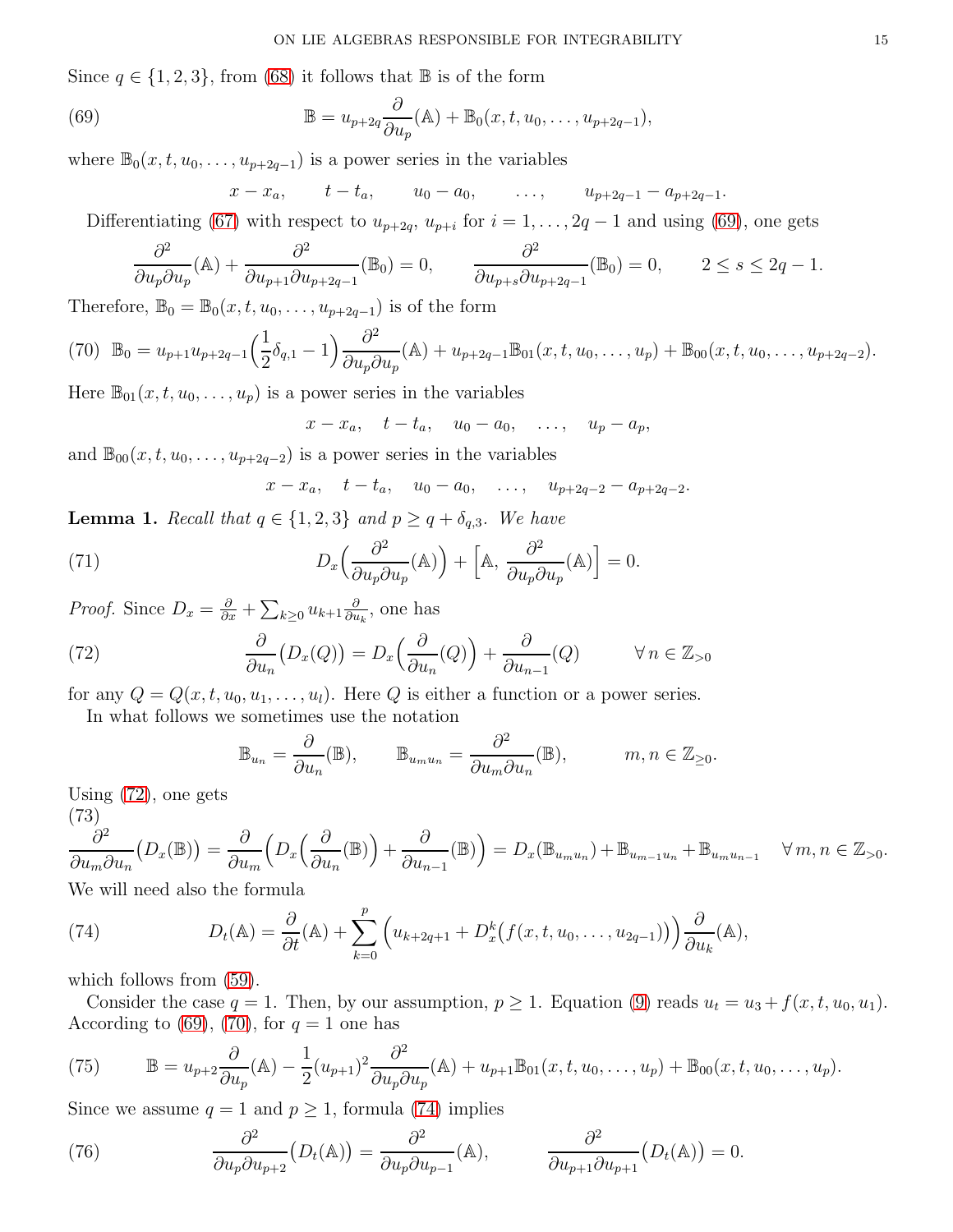Since $q \in \{1,2,3\}$, from (68) it follows that $\mathbb{B}$ is of the form

$$\mathbb{B} = u_{p+2q}\frac{\partial}{\partial u_p}(\mathbb{A}) + \mathbb{B}_0(x,t,u_0,\dots,u_{p+2q-1}), \tag{69}$$

where $\mathbb{B}_0(x,t,u_0,\dots,u_{p+2q-1})$ is a power series in the variables

$$x - x_a, \qquad t - t_a, \qquad u_0 - a_0, \qquad \dots, \qquad u_{p+2q-1} - a_{p+2q-1}.$$

Differentiating (67) with respect to $u_{p+2q}$, $u_{p+i}$ for $i = 1, \dots, 2q-1$ and using (69), one gets

$$\frac{\partial^2}{\partial u_p \partial u_p}(\mathbb{A}) + \frac{\partial^2}{\partial u_{p+1}\partial u_{p+2q-1}}(\mathbb{B}_0) = 0, \qquad \frac{\partial^2}{\partial u_{p+s}\partial u_{p+2q-1}}(\mathbb{B}_0) = 0, \qquad 2 \le s \le 2q-1.$$

Therefore, $\mathbb{B}_0 = \mathbb{B}_0(x,t,u_0,\dots,u_{p+2q-1})$ is of the form

$$\mathbb{B}_0 = u_{p+1}u_{p+2q-1}\Big(\frac{1}{2}\delta_{q,1} - 1\Big)\frac{\partial^2}{\partial u_p \partial u_p}(\mathbb{A}) + u_{p+2q-1}\mathbb{B}_{01}(x,t,u_0,\dots,u_p) + \mathbb{B}_{00}(x,t,u_0,\dots,u_{p+2q-2}). \tag{70}$$

Here $\mathbb{B}_{01}(x,t,u_0,\dots,u_p)$ is a power series in the variables

$$x - x_a, \quad t - t_a, \quad u_0 - a_0, \quad \dots, \quad u_p - a_p,$$

and $\mathbb{B}_{00}(x,t,u_0,\dots,u_{p+2q-2})$ is a power series in the variables

$$x - x_a, \quad t - t_a, \quad u_0 - a_0, \quad \dots, \quad u_{p+2q-2} - a_{p+2q-2}.$$

**Lemma 1.** *Recall that $q \in \{1,2,3\}$ and $p \ge q + \delta_{q,3}$. We have*

$$D_x\Big(\frac{\partial^2}{\partial u_p \partial u_p}(\mathbb{A})\Big) + \Big[\mathbb{A},\, \frac{\partial^2}{\partial u_p \partial u_p}(\mathbb{A})\Big] = 0. \tag{71}$$

*Proof.* Since $D_x = \frac{\partial}{\partial x} + \sum_{k \ge 0} u_{k+1}\frac{\partial}{\partial u_k}$, one has

$$\frac{\partial}{\partial u_n}\big(D_x(Q)\big) = D_x\Big(\frac{\partial}{\partial u_n}(Q)\Big) + \frac{\partial}{\partial u_{n-1}}(Q) \qquad \forall\, n \in \mathbb{Z}_{>0} \tag{72}$$

for any $Q = Q(x,t,u_0,u_1,\dots,u_l)$. Here $Q$ is either a function or a power series.

In what follows we sometimes use the notation

$$\mathbb{B}_{u_n} = \frac{\partial}{\partial u_n}(\mathbb{B}), \qquad \mathbb{B}_{u_m u_n} = \frac{\partial^2}{\partial u_m \partial u_n}(\mathbb{B}), \qquad m,n \in \mathbb{Z}_{\ge 0}.$$

Using (72), one gets

$$\frac{\partial^2}{\partial u_m \partial u_n}\big(D_x(\mathbb{B})\big) = \frac{\partial}{\partial u_m}\Big(D_x\Big(\frac{\partial}{\partial u_n}(\mathbb{B})\Big) + \frac{\partial}{\partial u_{n-1}}(\mathbb{B})\Big) = D_x(\mathbb{B}_{u_m u_n}) + \mathbb{B}_{u_{m-1}u_n} + \mathbb{B}_{u_m u_{n-1}} \quad \forall\, m,n \in \mathbb{Z}_{>0}. \tag{73}$$

We will need also the formula

$$D_t(\mathbb{A}) = \frac{\partial}{\partial t}(\mathbb{A}) + \sum_{k=0}^{p}\Big(u_{k+2q+1} + D_x^k\big(f(x,t,u_0,\dots,u_{2q-1})\big)\Big)\frac{\partial}{\partial u_k}(\mathbb{A}), \tag{74}$$

which follows from (59).

Consider the case $q = 1$. Then, by our assumption, $p \ge 1$. Equation (9) reads $u_t = u_3 + f(x,t,u_0,u_1)$. According to (69), (70), for $q = 1$ one has

$$\mathbb{B} = u_{p+2}\frac{\partial}{\partial u_p}(\mathbb{A}) - \frac{1}{2}(u_{p+1})^2\frac{\partial^2}{\partial u_p \partial u_p}(\mathbb{A}) + u_{p+1}\mathbb{B}_{01}(x,t,u_0,\dots,u_p) + \mathbb{B}_{00}(x,t,u_0,\dots,u_p). \tag{75}$$

Since we assume $q = 1$ and $p \ge 1$, formula (74) implies

$$\frac{\partial^2}{\partial u_p \partial u_{p+2}}\big(D_t(\mathbb{A})\big) = \frac{\partial^2}{\partial u_p \partial u_{p-1}}(\mathbb{A}), \qquad \frac{\partial^2}{\partial u_{p+1}\partial u_{p+1}}\big(D_t(\mathbb{A})\big) = 0. \tag{76}$$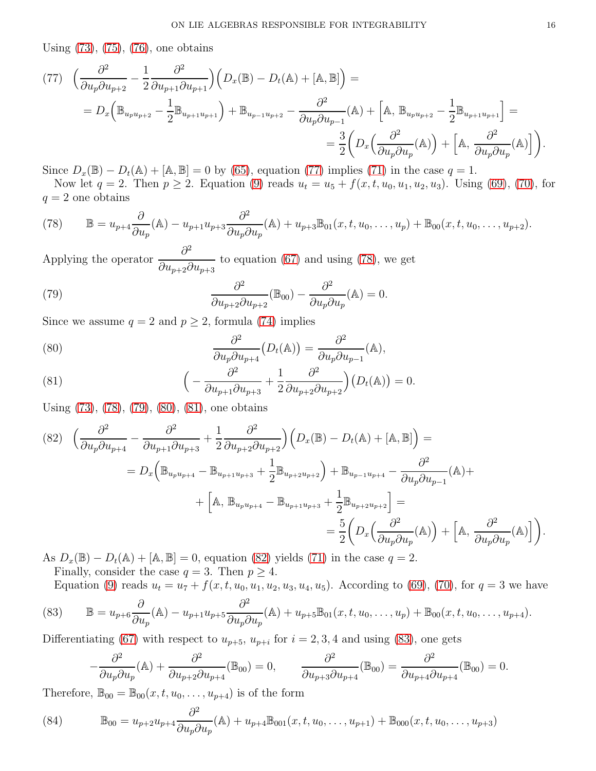Using (73), (75), (76), one obtains

$$
(77)\quad \Big(\frac{\partial^2}{\partial u_p\partial u_{p+2}}-\frac{1}{2}\frac{\partial^2}{\partial u_{p+1}\partial u_{p+1}}\Big)\Big(D_x(\mathbb{B})-D_t(\mathbb{A})+[\mathbb{A},\mathbb{B}]\Big)=
$$
$$
=D_x\Big(\mathbb{B}_{u_pu_{p+2}}-\frac{1}{2}\mathbb{B}_{u_{p+1}u_{p+1}}\Big)+\mathbb{B}_{u_{p-1}u_{p+2}}-\frac{\partial^2}{\partial u_p\partial u_{p-1}}(\mathbb{A})+\Big[\mathbb{A},\,\mathbb{B}_{u_pu_{p+2}}-\frac{1}{2}\mathbb{B}_{u_{p+1}u_{p+1}}\Big]=
$$
$$
=\frac{3}{2}\bigg(D_x\Big(\frac{\partial^2}{\partial u_p\partial u_p}(\mathbb{A})\Big)+\Big[\mathbb{A},\,\frac{\partial^2}{\partial u_p\partial u_p}(\mathbb{A})\Big]\bigg).
$$

Since $D_x(\mathbb{B})-D_t(\mathbb{A})+[\mathbb{A},\mathbb{B}]=0$ by (65), equation (77) implies (71) in the case $q=1$.

Now let $q=2$. Then $p\ge 2$. Equation (9) reads $u_t=u_5+f(x,t,u_0,u_1,u_2,u_3)$. Using (69), (70), for $q=2$ one obtains

$$
(78)\qquad \mathbb{B}=u_{p+4}\frac{\partial}{\partial u_p}(\mathbb{A})-u_{p+1}u_{p+3}\frac{\partial^2}{\partial u_p\partial u_p}(\mathbb{A})+u_{p+3}\mathbb{B}_{01}(x,t,u_0,\dots,u_p)+\mathbb{B}_{00}(x,t,u_0,\dots,u_{p+2}).
$$

Applying the operator $\dfrac{\partial^2}{\partial u_{p+2}\partial u_{p+3}}$ to equation (67) and using (78), we get

$$
(79)\qquad \frac{\partial^2}{\partial u_{p+2}\partial u_{p+2}}(\mathbb{B}_{00})-\frac{\partial^2}{\partial u_p\partial u_p}(\mathbb{A})=0.
$$

Since we assume $q=2$ and $p\ge 2$, formula (74) implies

$$
(80)\qquad \frac{\partial^2}{\partial u_p\partial u_{p+4}}\big(D_t(\mathbb{A})\big)=\frac{\partial^2}{\partial u_p\partial u_{p-1}}(\mathbb{A}),
$$

$$
(81)\qquad \Big(-\frac{\partial^2}{\partial u_{p+1}\partial u_{p+3}}+\frac{1}{2}\frac{\partial^2}{\partial u_{p+2}\partial u_{p+2}}\Big)\big(D_t(\mathbb{A})\big)=0.
$$

Using (73), (78), (79), (80), (81), one obtains

$$
(82)\quad \Big(\frac{\partial^2}{\partial u_p\partial u_{p+4}}-\frac{\partial^2}{\partial u_{p+1}\partial u_{p+3}}+\frac{1}{2}\frac{\partial^2}{\partial u_{p+2}\partial u_{p+2}}\Big)\Big(D_x(\mathbb{B})-D_t(\mathbb{A})+[\mathbb{A},\mathbb{B}]\Big)=
$$
$$
=D_x\Big(\mathbb{B}_{u_pu_{p+4}}-\mathbb{B}_{u_{p+1}u_{p+3}}+\frac{1}{2}\mathbb{B}_{u_{p+2}u_{p+2}}\Big)+\mathbb{B}_{u_{p-1}u_{p+4}}-\frac{\partial^2}{\partial u_p\partial u_{p-1}}(\mathbb{A})+
$$
$$
+\Big[\mathbb{A},\,\mathbb{B}_{u_pu_{p+4}}-\mathbb{B}_{u_{p+1}u_{p+3}}+\frac{1}{2}\mathbb{B}_{u_{p+2}u_{p+2}}\Big]=
$$
$$
=\frac{5}{2}\bigg(D_x\Big(\frac{\partial^2}{\partial u_p\partial u_p}(\mathbb{A})\Big)+\Big[\mathbb{A},\,\frac{\partial^2}{\partial u_p\partial u_p}(\mathbb{A})\Big]\bigg).
$$

As $D_x(\mathbb{B})-D_t(\mathbb{A})+[\mathbb{A},\mathbb{B}]=0$, equation (82) yields (71) in the case $q=2$.

Finally, consider the case $q=3$. Then $p\ge 4$.

Equation (9) reads $u_t=u_7+f(x,t,u_0,u_1,u_2,u_3,u_4,u_5)$. According to (69), (70), for $q=3$ we have

$$
(83)\qquad \mathbb{B}=u_{p+6}\frac{\partial}{\partial u_p}(\mathbb{A})-u_{p+1}u_{p+5}\frac{\partial^2}{\partial u_p\partial u_p}(\mathbb{A})+u_{p+5}\mathbb{B}_{01}(x,t,u_0,\dots,u_p)+\mathbb{B}_{00}(x,t,u_0,\dots,u_{p+4}).
$$

Differentiating (67) with respect to $u_{p+5}$, $u_{p+i}$ for $i=2,3,4$ and using (83), one gets

$$
-\frac{\partial^2}{\partial u_p\partial u_p}(\mathbb{A})+\frac{\partial^2}{\partial u_{p+2}\partial u_{p+4}}(\mathbb{B}_{00})=0,\qquad \frac{\partial^2}{\partial u_{p+3}\partial u_{p+4}}(\mathbb{B}_{00})=\frac{\partial^2}{\partial u_{p+4}\partial u_{p+4}}(\mathbb{B}_{00})=0.
$$

Therefore, $\mathbb{B}_{00}=\mathbb{B}_{00}(x,t,u_0,\dots,u_{p+4})$ is of the form

$$
(84)\qquad \mathbb{B}_{00}=u_{p+2}u_{p+4}\frac{\partial^2}{\partial u_p\partial u_p}(\mathbb{A})+u_{p+4}\mathbb{B}_{001}(x,t,u_0,\dots,u_{p+1})+\mathbb{B}_{000}(x,t,u_0,\dots,u_{p+3})
$$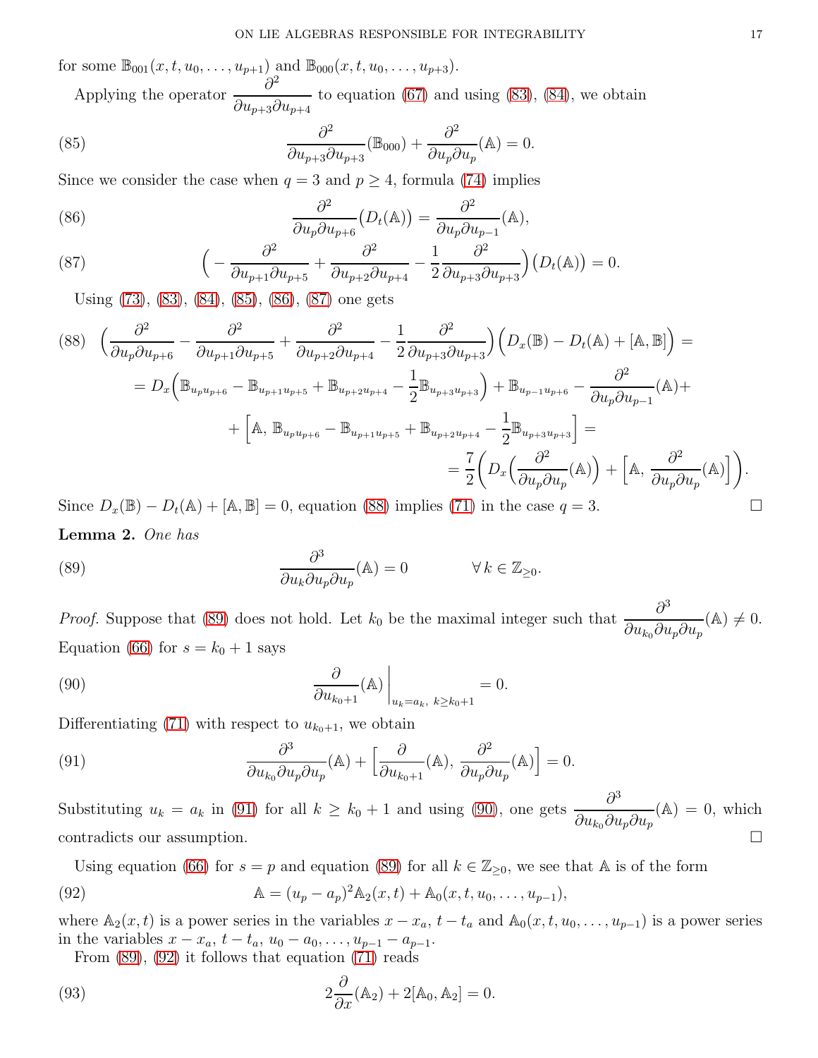for some $\mathbb{B}_{001}(x,t,u_0,\dots,u_{p+1})$ and $\mathbb{B}_{000}(x,t,u_0,\dots,u_{p+3})$.

Applying the operator $\dfrac{\partial^2}{\partial u_{p+3}\partial u_{p+4}}$ to equation (67) and using (83), (84), we obtain

$$\frac{\partial^2}{\partial u_{p+3}\partial u_{p+3}}(\mathbb{B}_{000})+\frac{\partial^2}{\partial u_p\partial u_p}(\mathbb{A})=0. \tag{85}$$

Since we consider the case when $q=3$ and $p\ge 4$, formula (74) implies

$$\frac{\partial^2}{\partial u_p\partial u_{p+6}}\big(D_t(\mathbb{A})\big)=\frac{\partial^2}{\partial u_p\partial u_{p-1}}(\mathbb{A}), \tag{86}$$

$$\Big(-\frac{\partial^2}{\partial u_{p+1}\partial u_{p+5}}+\frac{\partial^2}{\partial u_{p+2}\partial u_{p+4}}-\frac{1}{2}\frac{\partial^2}{\partial u_{p+3}\partial u_{p+3}}\Big)\big(D_t(\mathbb{A})\big)=0. \tag{87}$$

Using (73), (83), (84), (85), (86), (87) one gets

$$\begin{gathered}\Big(\frac{\partial^2}{\partial u_p\partial u_{p+6}}-\frac{\partial^2}{\partial u_{p+1}\partial u_{p+5}}+\frac{\partial^2}{\partial u_{p+2}\partial u_{p+4}}-\frac{1}{2}\frac{\partial^2}{\partial u_{p+3}\partial u_{p+3}}\Big)\Big(D_x(\mathbb{B})-D_t(\mathbb{A})+[\mathbb{A},\mathbb{B}]\Big)=\\ =D_x\Big(\mathbb{B}_{u_pu_{p+6}}-\mathbb{B}_{u_{p+1}u_{p+5}}+\mathbb{B}_{u_{p+2}u_{p+4}}-\frac{1}{2}\mathbb{B}_{u_{p+3}u_{p+3}}\Big)+\mathbb{B}_{u_{p-1}u_{p+6}}-\frac{\partial^2}{\partial u_p\partial u_{p-1}}(\mathbb{A})+\\ +\Big[\mathbb{A},\,\mathbb{B}_{u_pu_{p+6}}-\mathbb{B}_{u_{p+1}u_{p+5}}+\mathbb{B}_{u_{p+2}u_{p+4}}-\frac{1}{2}\mathbb{B}_{u_{p+3}u_{p+3}}\Big]=\\ =\frac{7}{2}\Big(D_x\Big(\frac{\partial^2}{\partial u_p\partial u_p}(\mathbb{A})\Big)+\Big[\mathbb{A},\,\frac{\partial^2}{\partial u_p\partial u_p}(\mathbb{A})\Big]\Big).\end{gathered} \tag{88}$$

Since $D_x(\mathbb{B})-D_t(\mathbb{A})+[\mathbb{A},\mathbb{B}]=0$, equation (88) implies (71) in the case $q=3$. $\square$

**Lemma 2.** *One has*

$$\frac{\partial^3}{\partial u_k\partial u_p\partial u_p}(\mathbb{A})=0 \qquad \forall\, k\in\mathbb{Z}_{\ge 0}. \tag{89}$$

*Proof.* Suppose that (89) does not hold. Let $k_0$ be the maximal integer such that $\dfrac{\partial^3}{\partial u_{k_0}\partial u_p\partial u_p}(\mathbb{A})\neq 0$. Equation (66) for $s=k_0+1$ says

$$\frac{\partial}{\partial u_{k_0+1}}(\mathbb{A})\,\Big|_{u_k=a_k,\ k\ge k_0+1}=0. \tag{90}$$

Differentiating (71) with respect to $u_{k_0+1}$, we obtain

$$\frac{\partial^3}{\partial u_{k_0}\partial u_p\partial u_p}(\mathbb{A})+\Big[\frac{\partial}{\partial u_{k_0+1}}(\mathbb{A}),\,\frac{\partial^2}{\partial u_p\partial u_p}(\mathbb{A})\Big]=0. \tag{91}$$

Substituting $u_k=a_k$ in (91) for all $k\ge k_0+1$ and using (90), one gets $\dfrac{\partial^3}{\partial u_{k_0}\partial u_p\partial u_p}(\mathbb{A})=0$, which contradicts our assumption. $\square$

Using equation (66) for $s=p$ and equation (89) for all $k\in\mathbb{Z}_{\ge0}$, we see that $\mathbb{A}$ is of the form

$$\mathbb{A}=(u_p-a_p)^2\mathbb{A}_2(x,t)+\mathbb{A}_0(x,t,u_0,\dots,u_{p-1}), \tag{92}$$

where $\mathbb{A}_2(x,t)$ is a power series in the variables $x-x_a$, $t-t_a$ and $\mathbb{A}_0(x,t,u_0,\dots,u_{p-1})$ is a power series in the variables $x-x_a$, $t-t_a$, $u_0-a_0,\dots,u_{p-1}-a_{p-1}$.

From (89), (92) it follows that equation (71) reads

$$2\frac{\partial}{\partial x}(\mathbb{A}_2)+2[\mathbb{A}_0,\mathbb{A}_2]=0. \tag{93}$$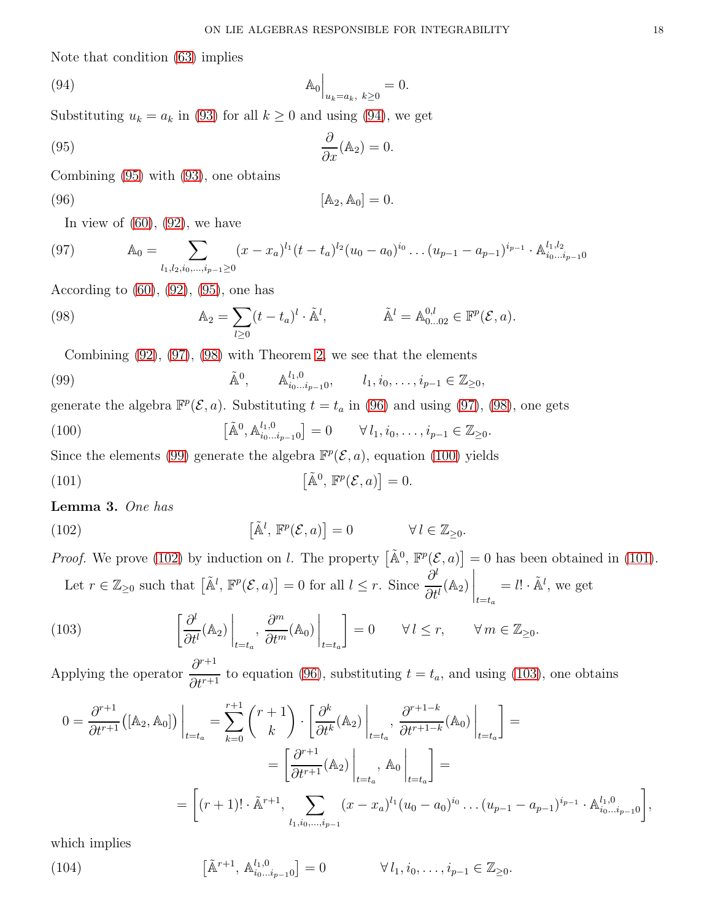Note that condition (63) implies

$$\mathbb{A}_0\Big|_{u_k=a_k,\ k\geq 0} = 0. \tag{94}$$

Substituting $u_k = a_k$ in (93) for all $k \geq 0$ and using (94), we get

$$\frac{\partial}{\partial x}(\mathbb{A}_2) = 0. \tag{95}$$

Combining (95) with (93), one obtains

$$[\mathbb{A}_2, \mathbb{A}_0] = 0. \tag{96}$$

In view of (60), (92), we have

$$\mathbb{A}_0 = \sum_{l_1,l_2,i_0,\dots,i_{p-1}\geq 0} (x-x_a)^{l_1}(t-t_a)^{l_2}(u_0-a_0)^{i_0}\dots(u_{p-1}-a_{p-1})^{i_{p-1}} \cdot \mathbb{A}^{l_1,l_2}_{i_0\dots i_{p-1}0} \tag{97}$$

According to (60), (92), (95), one has

$$\mathbb{A}_2 = \sum_{l\geq 0}(t-t_a)^l \cdot \tilde{\mathbb{A}}^l, \qquad\qquad \tilde{\mathbb{A}}^l = \mathbb{A}^{0,l}_{0\dots 02} \in \mathbb{F}^p(\mathcal{E}, a). \tag{98}$$

Combining (92), (97), (98) with Theorem 2, we see that the elements

$$\tilde{\mathbb{A}}^0, \qquad \mathbb{A}^{l_1,0}_{i_0\dots i_{p-1}0}, \qquad l_1, i_0, \dots, i_{p-1} \in \mathbb{Z}_{\geq 0}, \tag{99}$$

generate the algebra $\mathbb{F}^p(\mathcal{E}, a)$. Substituting $t = t_a$ in (96) and using (97), (98), one gets

$$\big[\tilde{\mathbb{A}}^0, \mathbb{A}^{l_1,0}_{i_0\dots i_{p-1}0}\big] = 0 \qquad \forall\, l_1, i_0, \dots, i_{p-1} \in \mathbb{Z}_{\geq 0}. \tag{100}$$

Since the elements (99) generate the algebra $\mathbb{F}^p(\mathcal{E}, a)$, equation (100) yields

$$\big[\tilde{\mathbb{A}}^0, \mathbb{F}^p(\mathcal{E}, a)\big] = 0. \tag{101}$$

**Lemma 3.** *One has*

$$\big[\tilde{\mathbb{A}}^l, \mathbb{F}^p(\mathcal{E}, a)\big] = 0 \qquad\qquad \forall\, l \in \mathbb{Z}_{\geq 0}. \tag{102}$$

*Proof.* We prove (102) by induction on $l$. The property $\big[\tilde{\mathbb{A}}^0, \mathbb{F}^p(\mathcal{E}, a)\big] = 0$ has been obtained in (101).

Let $r \in \mathbb{Z}_{\geq 0}$ such that $\big[\tilde{\mathbb{A}}^l, \mathbb{F}^p(\mathcal{E}, a)\big] = 0$ for all $l \leq r$. Since $\dfrac{\partial^l}{\partial t^l}(\mathbb{A}_2)\Big|_{t=t_a} = l! \cdot \tilde{\mathbb{A}}^l$, we get

$$\left[\frac{\partial^l}{\partial t^l}(\mathbb{A}_2)\Big|_{t=t_a}, \frac{\partial^m}{\partial t^m}(\mathbb{A}_0)\Big|_{t=t_a}\right] = 0 \qquad \forall\, l \leq r, \qquad \forall\, m \in \mathbb{Z}_{\geq 0}. \tag{103}$$

Applying the operator $\dfrac{\partial^{r+1}}{\partial t^{r+1}}$ to equation (96), substituting $t = t_a$, and using (103), one obtains

$$0 = \frac{\partial^{r+1}}{\partial t^{r+1}}\big([\mathbb{A}_2, \mathbb{A}_0]\big)\Big|_{t=t_a} = \sum_{k=0}^{r+1}\binom{r+1}{k} \cdot \left[\frac{\partial^k}{\partial t^k}(\mathbb{A}_2)\Big|_{t=t_a}, \frac{\partial^{r+1-k}}{\partial t^{r+1-k}}(\mathbb{A}_0)\Big|_{t=t_a}\right] =$$

$$= \left[\frac{\partial^{r+1}}{\partial t^{r+1}}(\mathbb{A}_2)\Big|_{t=t_a}, \mathbb{A}_0\Big|_{t=t_a}\right] =$$

$$= \left[(r+1)! \cdot \tilde{\mathbb{A}}^{r+1}, \sum_{l_1,i_0,\dots,i_{p-1}} (x-x_a)^{l_1}(u_0-a_0)^{i_0}\dots(u_{p-1}-a_{p-1})^{i_{p-1}} \cdot \mathbb{A}^{l_1,0}_{i_0\dots i_{p-1}0}\right],$$

which implies

$$\big[\tilde{\mathbb{A}}^{r+1}, \mathbb{A}^{l_1,0}_{i_0\dots i_{p-1}0}\big] = 0 \qquad\qquad \forall\, l_1, i_0, \dots, i_{p-1} \in \mathbb{Z}_{\geq 0}. \tag{104}$$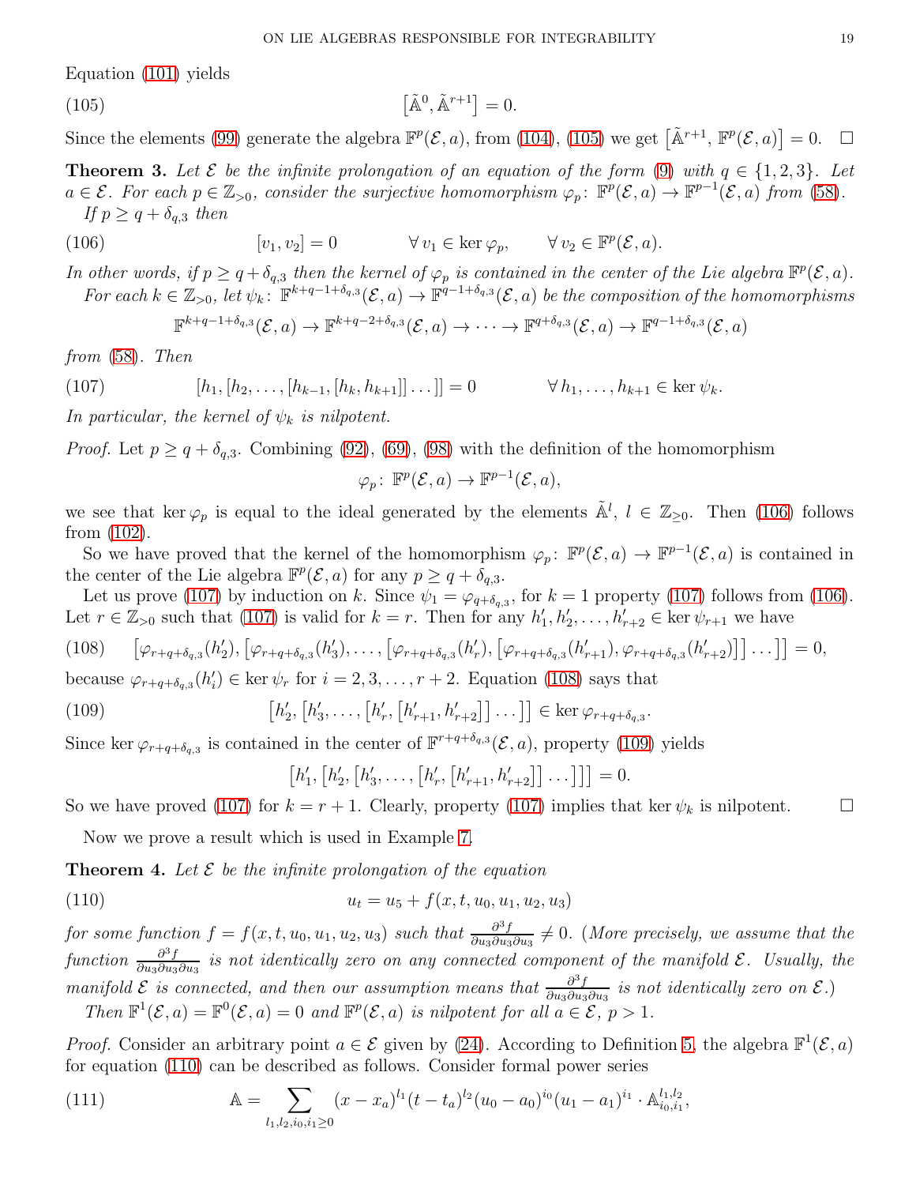Equation (101) yields

$$\big[\tilde{\mathbb{A}}^0, \tilde{\mathbb{A}}^{r+1}\big] = 0. \tag{105}$$

Since the elements (99) generate the algebra $\mathbb{F}^p(\mathcal{E}, a)$, from (104), (105) we get $\big[\tilde{\mathbb{A}}^{r+1}, \mathbb{F}^p(\mathcal{E}, a)\big] = 0$. $\square$

**Theorem 3.** *Let $\mathcal{E}$ be the infinite prolongation of an equation of the form (9) with $q \in \{1, 2, 3\}$. Let $a \in \mathcal{E}$. For each $p \in \mathbb{Z}_{>0}$, consider the surjective homomorphism $\varphi_p\colon \mathbb{F}^p(\mathcal{E}, a) \to \mathbb{F}^{p-1}(\mathcal{E}, a)$ from (58).*

*If $p \geq q + \delta_{q,3}$ then*

$$[v_1, v_2] = 0 \qquad \forall\, v_1 \in \ker \varphi_p, \qquad \forall\, v_2 \in \mathbb{F}^p(\mathcal{E}, a). \tag{106}$$

*In other words, if $p \geq q + \delta_{q,3}$ then the kernel of $\varphi_p$ is contained in the center of the Lie algebra $\mathbb{F}^p(\mathcal{E}, a)$.*

*For each $k \in \mathbb{Z}_{>0}$, let $\psi_k\colon \mathbb{F}^{k+q-1+\delta_{q,3}}(\mathcal{E}, a) \to \mathbb{F}^{q-1+\delta_{q,3}}(\mathcal{E}, a)$ be the composition of the homomorphisms*

$$\mathbb{F}^{k+q-1+\delta_{q,3}}(\mathcal{E}, a) \to \mathbb{F}^{k+q-2+\delta_{q,3}}(\mathcal{E}, a) \to \dots \to \mathbb{F}^{q+\delta_{q,3}}(\mathcal{E}, a) \to \mathbb{F}^{q-1+\delta_{q,3}}(\mathcal{E}, a)$$

*from (58). Then*

$$[h_1, [h_2, \dots, [h_{k-1}, [h_k, h_{k+1}]] \dots]] = 0 \qquad \forall\, h_1, \dots, h_{k+1} \in \ker \psi_k. \tag{107}$$

*In particular, the kernel of $\psi_k$ is nilpotent.*

*Proof.* Let $p \geq q + \delta_{q,3}$. Combining (92), (69), (98) with the definition of the homomorphism

$$\varphi_p\colon \mathbb{F}^p(\mathcal{E}, a) \to \mathbb{F}^{p-1}(\mathcal{E}, a),$$

we see that $\ker \varphi_p$ is equal to the ideal generated by the elements $\tilde{\mathbb{A}}^l$, $l \in \mathbb{Z}_{\geq 0}$. Then (106) follows from (102).

So we have proved that the kernel of the homomorphism $\varphi_p\colon \mathbb{F}^p(\mathcal{E}, a) \to \mathbb{F}^{p-1}(\mathcal{E}, a)$ is contained in the center of the Lie algebra $\mathbb{F}^p(\mathcal{E}, a)$ for any $p \geq q + \delta_{q,3}$.

Let us prove (107) by induction on $k$. Since $\psi_1 = \varphi_{q+\delta_{q,3}}$, for $k = 1$ property (107) follows from (106). Let $r \in \mathbb{Z}_{>0}$ such that (107) is valid for $k = r$. Then for any $h'_1, h'_2, \dots, h'_{r+2} \in \ker \psi_{r+1}$ we have

$$\big[\varphi_{r+q+\delta_{q,3}}(h'_2), \big[\varphi_{r+q+\delta_{q,3}}(h'_3), \dots, \big[\varphi_{r+q+\delta_{q,3}}(h'_r), \big[\varphi_{r+q+\delta_{q,3}}(h'_{r+1}), \varphi_{r+q+\delta_{q,3}}(h'_{r+2})\big]\big] \dots\big]\big] = 0, \tag{108}$$

because $\varphi_{r+q+\delta_{q,3}}(h'_i) \in \ker \psi_r$ for $i = 2, 3, \dots, r+2$. Equation (108) says that

$$\big[h'_2, \big[h'_3, \dots, \big[h'_r, \big[h'_{r+1}, h'_{r+2}\big]\big] \dots\big]\big] \in \ker \varphi_{r+q+\delta_{q,3}}. \tag{109}$$

Since $\ker \varphi_{r+q+\delta_{q,3}}$ is contained in the center of $\mathbb{F}^{r+q+\delta_{q,3}}(\mathcal{E}, a)$, property (109) yields

$$\big[h'_1, \big[h'_2, \big[h'_3, \dots, \big[h'_r, \big[h'_{r+1}, h'_{r+2}\big]\big] \dots\big]\big]\big] = 0.$$

So we have proved (107) for $k = r + 1$. Clearly, property (107) implies that $\ker \psi_k$ is nilpotent. $\square$

Now we prove a result which is used in Example 7.

**Theorem 4.** *Let $\mathcal{E}$ be the infinite prolongation of the equation*

$$u_t = u_5 + f(x, t, u_0, u_1, u_2, u_3) \tag{110}$$

*for some function $f = f(x, t, u_0, u_1, u_2, u_3)$ such that $\frac{\partial^3 f}{\partial u_3 \partial u_3 \partial u_3} \neq 0$. (More precisely, we assume that the function $\frac{\partial^3 f}{\partial u_3 \partial u_3 \partial u_3}$ is not identically zero on any connected component of the manifold $\mathcal{E}$. Usually, the manifold $\mathcal{E}$ is connected, and then our assumption means that $\frac{\partial^3 f}{\partial u_3 \partial u_3}$ is not identically zero on $\mathcal{E}$.)*

*Then $\mathbb{F}^1(\mathcal{E}, a) = \mathbb{F}^0(\mathcal{E}, a) = 0$ and $\mathbb{F}^p(\mathcal{E}, a)$ is nilpotent for all $a \in \mathcal{E}$, $p > 1$.*

*Proof.* Consider an arbitrary point $a \in \mathcal{E}$ given by (24). According to Definition 5, the algebra $\mathbb{F}^1(\mathcal{E}, a)$ for equation (110) can be described as follows. Consider formal power series

$$\mathbb{A} = \sum_{l_1, l_2, i_0, i_1 \geq 0} (x - x_a)^{l_1} (t - t_a)^{l_2} (u_0 - a_0)^{i_0} (u_1 - a_1)^{i_1} \cdot \mathbb{A}^{l_1, l_2}_{i_0, i_1}, \tag{111}$$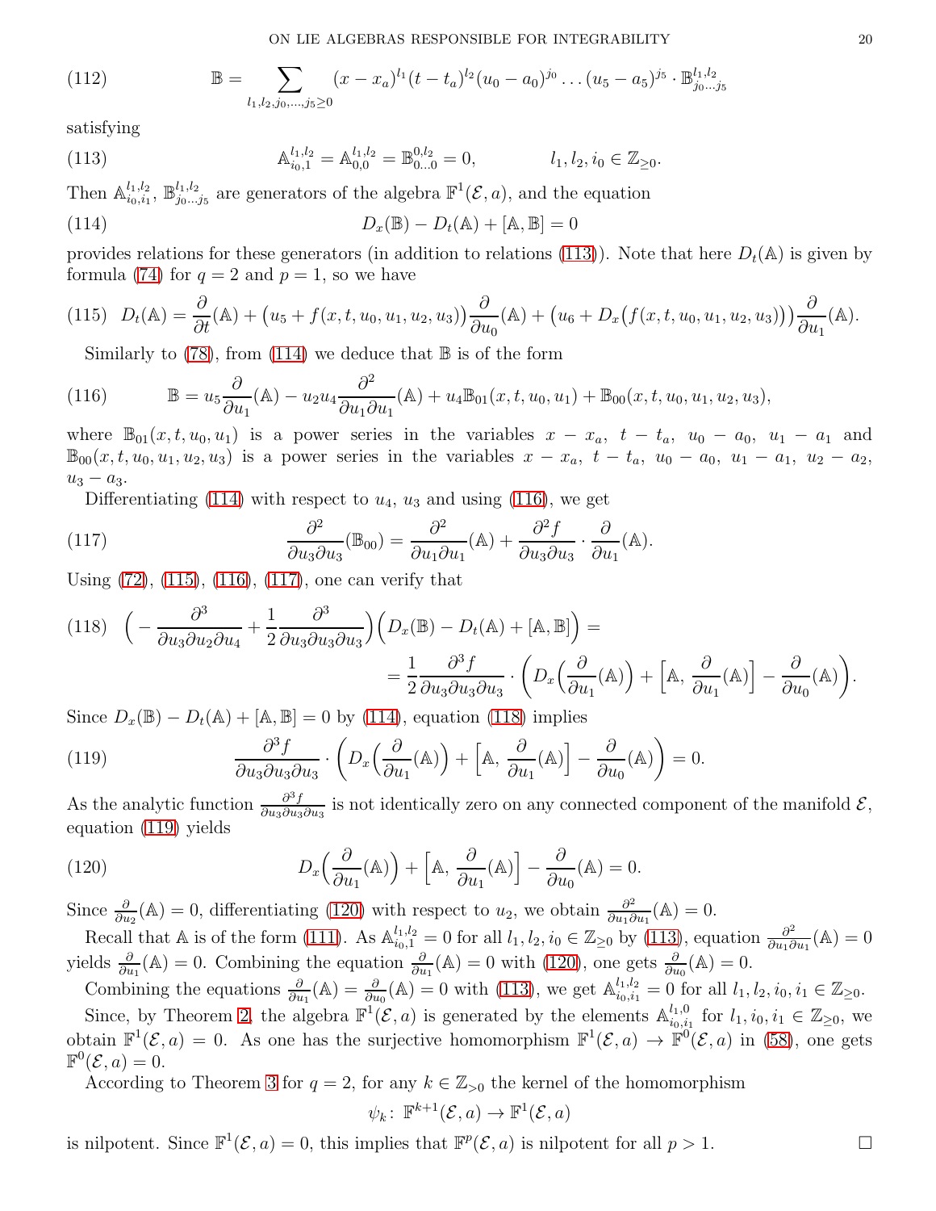$$\mathbb{B} = \sum_{l_1,l_2,j_0,\dots,j_5 \geq 0} (x - x_a)^{l_1} (t - t_a)^{l_2} (u_0 - a_0)^{j_0} \dots (u_5 - a_5)^{j_5} \cdot \mathbb{B}^{l_1,l_2}_{j_0\dots j_5} \tag{112}$$

satisfying

$$\mathbb{A}^{l_1,l_2}_{i_0,1} = \mathbb{A}^{l_1,l_2}_{0,0} = \mathbb{B}^{0,l_2}_{0\dots 0} = 0, \qquad l_1, l_2, i_0 \in \mathbb{Z}_{\geq 0}. \tag{113}$$

Then $\mathbb{A}^{l_1,l_2}_{i_0,i_1}$, $\mathbb{B}^{l_1,l_2}_{j_0\dots j_5}$ are generators of the algebra $\mathbb{F}^1(\mathcal{E}, a)$, and the equation

$$D_x(\mathbb{B}) - D_t(\mathbb{A}) + [\mathbb{A}, \mathbb{B}] = 0 \tag{114}$$

provides relations for these generators (in addition to relations (113)). Note that here $D_t(\mathbb{A})$ is given by formula (74) for $q = 2$ and $p = 1$, so we have

$$D_t(\mathbb{A}) = \frac{\partial}{\partial t}(\mathbb{A}) + \big(u_5 + f(x, t, u_0, u_1, u_2, u_3)\big)\frac{\partial}{\partial u_0}(\mathbb{A}) + \big(u_6 + D_x\big(f(x, t, u_0, u_1, u_2, u_3)\big)\big)\frac{\partial}{\partial u_1}(\mathbb{A}). \tag{115}$$

Similarly to (78), from (114) we deduce that $\mathbb{B}$ is of the form

$$\mathbb{B} = u_5 \frac{\partial}{\partial u_1}(\mathbb{A}) - u_2 u_4 \frac{\partial^2}{\partial u_1 \partial u_1}(\mathbb{A}) + u_4 \mathbb{B}_{01}(x, t, u_0, u_1) + \mathbb{B}_{00}(x, t, u_0, u_1, u_2, u_3), \tag{116}$$

where $\mathbb{B}_{01}(x, t, u_0, u_1)$ is a power series in the variables $x - x_a$, $t - t_a$, $u_0 - a_0$, $u_1 - a_1$ and $\mathbb{B}_{00}(x, t, u_0, u_1, u_2, u_3)$ is a power series in the variables $x - x_a$, $t - t_a$, $u_0 - a_0$, $u_1 - a_1$, $u_2 - a_2$, $u_3 - a_3$.

Differentiating (114) with respect to $u_4$, $u_3$ and using (116), we get

$$\frac{\partial^2}{\partial u_3 \partial u_3}(\mathbb{B}_{00}) = \frac{\partial^2}{\partial u_1 \partial u_1}(\mathbb{A}) + \frac{\partial^2 f}{\partial u_3 \partial u_3} \cdot \frac{\partial}{\partial u_1}(\mathbb{A}). \tag{117}$$

Using (72), (115), (116), (117), one can verify that

$$\Big(-\frac{\partial^3}{\partial u_3 \partial u_2 \partial u_4} + \frac{1}{2}\frac{\partial^3}{\partial u_3 \partial u_3 \partial u_3}\Big)\Big(D_x(\mathbb{B}) - D_t(\mathbb{A}) + [\mathbb{A}, \mathbb{B}]\Big) = \\ = \frac{1}{2}\frac{\partial^3 f}{\partial u_3 \partial u_3 \partial u_3} \cdot \bigg(D_x\Big(\frac{\partial}{\partial u_1}(\mathbb{A})\Big) + \Big[\mathbb{A}, \frac{\partial}{\partial u_1}(\mathbb{A})\Big] - \frac{\partial}{\partial u_0}(\mathbb{A})\bigg). \tag{118}$$

Since $D_x(\mathbb{B}) - D_t(\mathbb{A}) + [\mathbb{A}, \mathbb{B}] = 0$ by (114), equation (118) implies

$$\frac{\partial^3 f}{\partial u_3 \partial u_3 \partial u_3} \cdot \bigg(D_x\Big(\frac{\partial}{\partial u_1}(\mathbb{A})\Big) + \Big[\mathbb{A}, \frac{\partial}{\partial u_1}(\mathbb{A})\Big] - \frac{\partial}{\partial u_0}(\mathbb{A})\bigg) = 0. \tag{119}$$

As the analytic function $\frac{\partial^3 f}{\partial u_3 \partial u_3 \partial u_3}$ is not identically zero on any connected component of the manifold $\mathcal{E}$, equation (119) yields

$$D_x\Big(\frac{\partial}{\partial u_1}(\mathbb{A})\Big) + \Big[\mathbb{A}, \frac{\partial}{\partial u_1}(\mathbb{A})\Big] - \frac{\partial}{\partial u_0}(\mathbb{A}) = 0. \tag{120}$$

Since $\frac{\partial}{\partial u_2}(\mathbb{A}) = 0$, differentiating (120) with respect to $u_2$, we obtain $\frac{\partial^2}{\partial u_1 \partial u_1}(\mathbb{A}) = 0$.

Recall that $\mathbb{A}$ is of the form (111). As $\mathbb{A}^{l_1,l_2}_{i_0,1} = 0$ for all $l_1, l_2, i_0 \in \mathbb{Z}_{\geq 0}$ by (113), equation $\frac{\partial^2}{\partial u_1 \partial u_1}(\mathbb{A}) = 0$ yields $\frac{\partial}{\partial u_1}(\mathbb{A}) = 0$. Combining the equation $\frac{\partial}{\partial u_1}(\mathbb{A}) = 0$ with (120), one gets $\frac{\partial}{\partial u_0}(\mathbb{A}) = 0$.

Combining the equations $\frac{\partial}{\partial u_1}(\mathbb{A}) = \frac{\partial}{\partial u_0}(\mathbb{A}) = 0$ with (113), we get $\mathbb{A}^{l_1,l_2}_{i_0,i_1} = 0$ for all $l_1, l_2, i_0, i_1 \in \mathbb{Z}_{\geq 0}$.

Since, by Theorem 2, the algebra $\mathbb{F}^1(\mathcal{E}, a)$ is generated by the elements $\mathbb{A}^{l_1,0}_{i_0,i_1}$ for $l_1, i_0, i_1 \in \mathbb{Z}_{\geq 0}$, we obtain $\mathbb{F}^1(\mathcal{E}, a) = 0$. As one has the surjective homomorphism $\mathbb{F}^1(\mathcal{E}, a) \to \mathbb{F}^0(\mathcal{E}, a)$ in (58), one gets $\mathbb{F}^0(\mathcal{E}, a) = 0$.

According to Theorem 3 for $q = 2$, for any $k \in \mathbb{Z}_{>0}$ the kernel of the homomorphism

$$\psi_k \colon \mathbb{F}^{k+1}(\mathcal{E}, a) \to \mathbb{F}^1(\mathcal{E}, a)$$

is nilpotent. Since $\mathbb{F}^1(\mathcal{E}, a) = 0$, this implies that $\mathbb{F}^p(\mathcal{E}, a)$ is nilpotent for all $p > 1$. □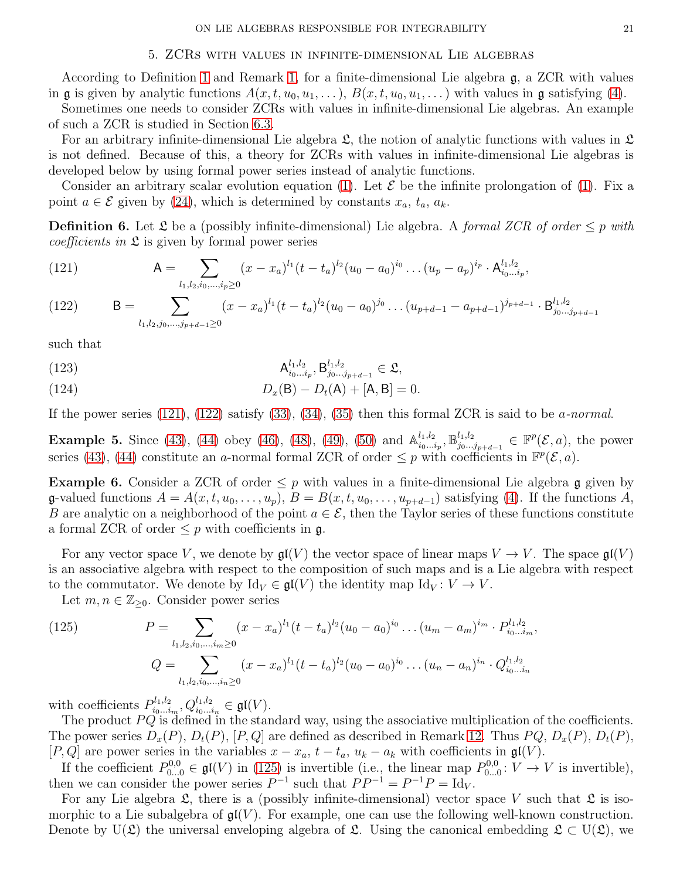## 5. ZCRs with values in infinite-dimensional Lie algebras

According to Definition 1 and Remark 1, for a finite-dimensional Lie algebra $\mathfrak{g}$, a ZCR with values in $\mathfrak{g}$ is given by analytic functions $A(x,t,u_0,u_1,\dots)$, $B(x,t,u_0,u_1,\dots)$ with values in $\mathfrak{g}$ satisfying (4).

Sometimes one needs to consider ZCRs with values in infinite-dimensional Lie algebras. An example of such a ZCR is studied in Section 6.3.

For an arbitrary infinite-dimensional Lie algebra $\mathfrak{L}$, the notion of analytic functions with values in $\mathfrak{L}$ is not defined. Because of this, a theory for ZCRs with values in infinite-dimensional Lie algebras is developed below by using formal power series instead of analytic functions.

Consider an arbitrary scalar evolution equation (1). Let $\mathcal{E}$ be the infinite prolongation of (1). Fix a point $a\in\mathcal{E}$ given by (24), which is determined by constants $x_a$, $t_a$, $a_k$.

**Definition 6.** Let $\mathfrak{L}$ be a (possibly infinite-dimensional) Lie algebra. A *formal ZCR of order $\le p$ with coefficients in* $\mathfrak{L}$ is given by formal power series

$$\mathsf{A}=\sum_{l_1,l_2,i_0,\dots,i_p\ge 0}(x-x_a)^{l_1}(t-t_a)^{l_2}(u_0-a_0)^{i_0}\dots(u_p-a_p)^{i_p}\cdot \mathsf{A}^{l_1,l_2}_{i_0\dots i_p}, \tag{121}$$

$$\mathsf{B}=\sum_{l_1,l_2,j_0,\dots,j_{p+d-1}\ge 0}(x-x_a)^{l_1}(t-t_a)^{l_2}(u_0-a_0)^{j_0}\dots(u_{p+d-1}-a_{p+d-1})^{j_{p+d-1}}\cdot \mathsf{B}^{l_1,l_2}_{j_0\dots j_{p+d-1}} \tag{122}$$

such that

$$\mathsf{A}^{l_1,l_2}_{i_0\dots i_p},\ \mathsf{B}^{l_1,l_2}_{j_0\dots j_{p+d-1}}\in\mathfrak{L}, \tag{123}$$

$$D_x(\mathsf{B})-D_t(\mathsf{A})+[\mathsf{A},\mathsf{B}]=0. \tag{124}$$

If the power series (121), (122) satisfy (33), (34), (35) then this formal ZCR is said to be *$a$-normal*.

**Example 5.** Since (43), (44) obey (46), (48), (49), (50) and $\mathbb{A}^{l_1,l_2}_{i_0\dots i_p},\mathbb{B}^{l_1,l_2}_{j_0\dots j_{p+d-1}}\in\mathbb{F}^p(\mathcal{E},a)$, the power series (43), (44) constitute an $a$-normal formal ZCR of order $\le p$ with coefficients in $\mathbb{F}^p(\mathcal{E},a)$.

**Example 6.** Consider a ZCR of order $\le p$ with values in a finite-dimensional Lie algebra $\mathfrak{g}$ given by $\mathfrak{g}$-valued functions $A=A(x,t,u_0,\dots,u_p)$, $B=B(x,t,u_0,\dots,u_{p+d-1})$ satisfying (4). If the functions $A$, $B$ are analytic on a neighborhood of the point $a\in\mathcal{E}$, then the Taylor series of these functions constitute a formal ZCR of order $\le p$ with coefficients in $\mathfrak{g}$.

For any vector space $V$, we denote by $\mathfrak{gl}(V)$ the vector space of linear maps $V\to V$. The space $\mathfrak{gl}(V)$ is an associative algebra with respect to the composition of such maps and is a Lie algebra with respect to the commutator. We denote by $\mathrm{Id}_V\in\mathfrak{gl}(V)$ the identity map $\mathrm{Id}_V\colon V\to V$.

Let $m,n\in\mathbb{Z}_{\ge 0}$. Consider power series

$$\begin{aligned}P&=\sum_{l_1,l_2,i_0,\dots,i_m\ge 0}(x-x_a)^{l_1}(t-t_a)^{l_2}(u_0-a_0)^{i_0}\dots(u_m-a_m)^{i_m}\cdot P^{l_1,l_2}_{i_0\dots i_m},\\ Q&=\sum_{l_1,l_2,i_0,\dots,i_n\ge 0}(x-x_a)^{l_1}(t-t_a)^{l_2}(u_0-a_0)^{i_0}\dots(u_n-a_n)^{i_n}\cdot Q^{l_1,l_2}_{i_0\dots i_n}\end{aligned} \tag{125}$$

with coefficients $P^{l_1,l_2}_{i_0\dots i_m},Q^{l_1,l_2}_{i_0\dots i_n}\in\mathfrak{gl}(V)$.

The product $PQ$ is defined in the standard way, using the associative multiplication of the coefficients. The power series $D_x(P)$, $D_t(P)$, $[P,Q]$ are defined as described in Remark 12. Thus $PQ$, $D_x(P)$, $D_t(P)$, $[P,Q]$ are power series in the variables $x-x_a$, $t-t_a$, $u_k-a_k$ with coefficients in $\mathfrak{gl}(V)$.

If the coefficient $P^{0,0}_{0\dots 0}\in\mathfrak{gl}(V)$ in (125) is invertible (i.e., the linear map $P^{0,0}_{0\dots 0}\colon V\to V$ is invertible), then we can consider the power series $P^{-1}$ such that $PP^{-1}=P^{-1}P=\mathrm{Id}_V$.

For any Lie algebra $\mathfrak{L}$, there is a (possibly infinite-dimensional) vector space $V$ such that $\mathfrak{L}$ is isomorphic to a Lie subalgebra of $\mathfrak{gl}(V)$. For example, one can use the following well-known construction. Denote by $\mathrm{U}(\mathfrak{L})$ the universal enveloping algebra of $\mathfrak{L}$. Using the canonical embedding $\mathfrak{L}\subset\mathrm{U}(\mathfrak{L})$, we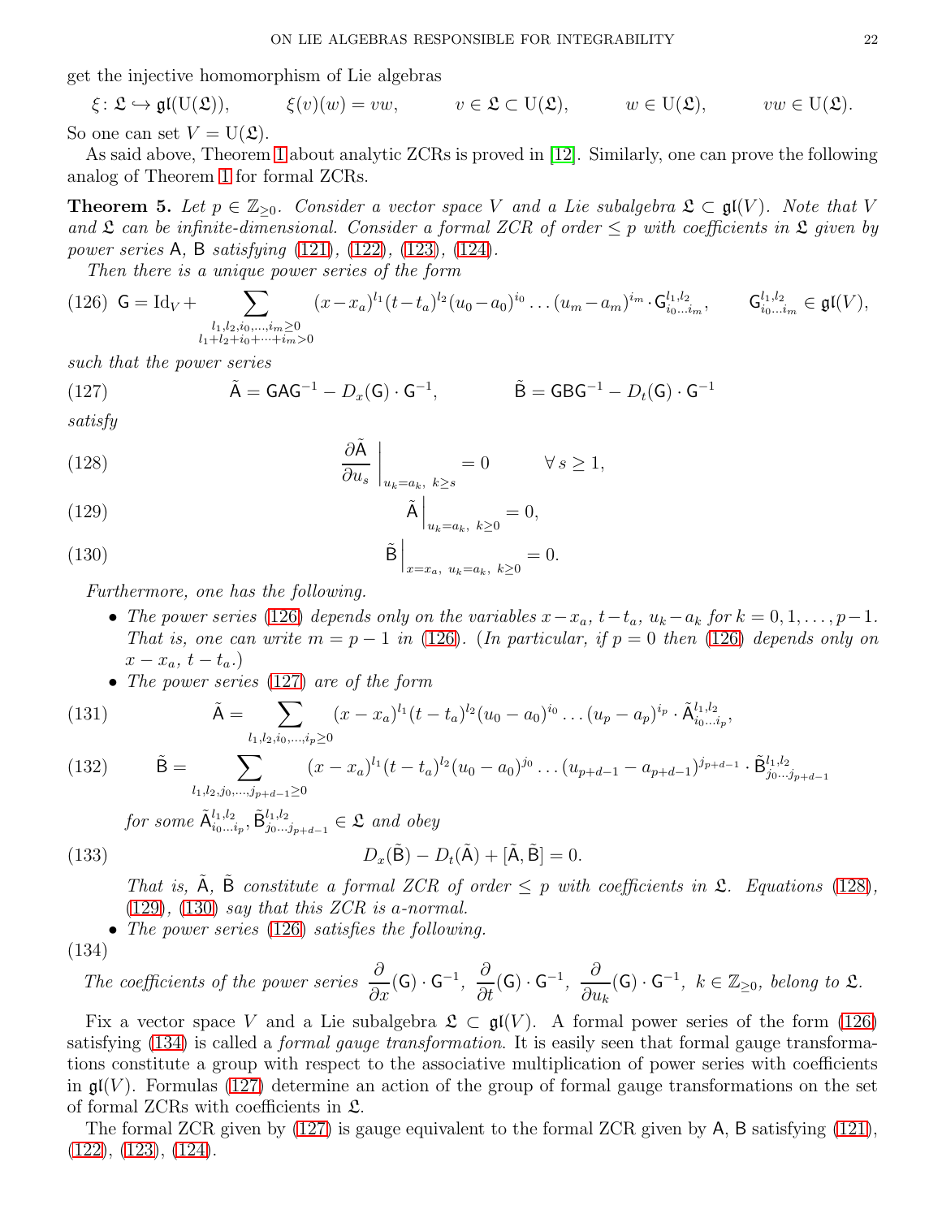get the injective homomorphism of Lie algebras

$$\xi\colon \mathfrak{L} \hookrightarrow \mathfrak{gl}(\mathrm{U}(\mathfrak{L})), \qquad \xi(v)(w) = vw, \qquad v \in \mathfrak{L} \subset \mathrm{U}(\mathfrak{L}), \qquad w \in \mathrm{U}(\mathfrak{L}), \qquad vw \in \mathrm{U}(\mathfrak{L}).$$

So one can set $V = \mathrm{U}(\mathfrak{L})$.

As said above, Theorem 1 about analytic ZCRs is proved in [12]. Similarly, one can prove the following analog of Theorem 1 for formal ZCRs.

**Theorem 5.** *Let $p \in \mathbb{Z}_{\ge 0}$. Consider a vector space $V$ and a Lie subalgebra $\mathfrak{L} \subset \mathfrak{gl}(V)$. Note that $V$ and $\mathfrak{L}$ can be infinite-dimensional. Consider a formal ZCR of order $\le p$ with coefficients in $\mathfrak{L}$ given by power series $\mathsf{A}$, $\mathsf{B}$ satisfying (121), (122), (123), (124).*

*Then there is a unique power series of the form*

$$\mathsf{G} = \mathrm{Id}_V + \sum_{\substack{l_1,l_2,i_0,\dots,i_m \ge 0\\ l_1+l_2+i_0+\dots+i_m>0}} (x-x_a)^{l_1}(t-t_a)^{l_2}(u_0-a_0)^{i_0}\dots(u_m-a_m)^{i_m}\cdot \mathsf{G}^{l_1,l_2}_{i_0\dots i_m}, \qquad \mathsf{G}^{l_1,l_2}_{i_0\dots i_m} \in \mathfrak{gl}(V), \tag{126}$$

*such that the power series*

$$\tilde{\mathsf{A}} = \mathsf{G}\mathsf{A}\mathsf{G}^{-1} - D_x(\mathsf{G})\cdot\mathsf{G}^{-1}, \qquad \tilde{\mathsf{B}} = \mathsf{G}\mathsf{B}\mathsf{G}^{-1} - D_t(\mathsf{G})\cdot\mathsf{G}^{-1} \tag{127}$$

*satisfy*

$$\frac{\partial \tilde{\mathsf{A}}}{\partial u_s}\,\Big|_{u_k=a_k,\ k\ge s} = 0 \qquad \forall\, s \ge 1, \tag{128}$$

$$\tilde{\mathsf{A}}\,\Big|_{u_k=a_k,\ k\ge 0} = 0, \tag{129}$$

$$\tilde{\mathsf{B}}\,\Big|_{x=x_a,\ u_k=a_k,\ k\ge 0} = 0. \tag{130}$$

*Furthermore, one has the following.*

- *The power series (126) depends only on the variables $x-x_a$, $t-t_a$, $u_k-a_k$ for $k = 0,1,\dots,p-1$. That is, one can write $m = p-1$ in (126). (In particular, if $p = 0$ then (126) depends only on $x-x_a$, $t-t_a$.)*
- *The power series (127) are of the form*

$$\tilde{\mathsf{A}} = \sum_{l_1,l_2,i_0,\dots,i_p\ge 0} (x-x_a)^{l_1}(t-t_a)^{l_2}(u_0-a_0)^{i_0}\dots(u_p-a_p)^{i_p}\cdot \tilde{\mathsf{A}}^{l_1,l_2}_{i_0\dots i_p}, \tag{131}$$

$$\tilde{\mathsf{B}} = \sum_{l_1,l_2,j_0,\dots,j_{p+d-1}\ge 0} (x-x_a)^{l_1}(t-t_a)^{l_2}(u_0-a_0)^{j_0}\dots(u_{p+d-1}-a_{p+d-1})^{j_{p+d-1}}\cdot \tilde{\mathsf{B}}^{l_1,l_2}_{j_0\dots j_{p+d-1}} \tag{132}$$

  *for some $\tilde{\mathsf{A}}^{l_1,l_2}_{i_0\dots i_p}, \tilde{\mathsf{B}}^{l_1,l_2}_{j_0\dots j_{p+d-1}} \in \mathfrak{L}$ and obey*

$$D_x(\tilde{\mathsf{B}}) - D_t(\tilde{\mathsf{A}}) + [\tilde{\mathsf{A}}, \tilde{\mathsf{B}}] = 0. \tag{133}$$

  *That is, $\tilde{\mathsf{A}}$, $\tilde{\mathsf{B}}$ constitute a formal ZCR of order $\le p$ with coefficients in $\mathfrak{L}$. Equations (128), (129), (130) say that this ZCR is a-normal.*
- *The power series (126) satisfies the following.*

(134) *The coefficients of the power series $\dfrac{\partial}{\partial x}(\mathsf{G})\cdot\mathsf{G}^{-1}$, $\dfrac{\partial}{\partial t}(\mathsf{G})\cdot\mathsf{G}^{-1}$, $\dfrac{\partial}{\partial u_k}(\mathsf{G})\cdot\mathsf{G}^{-1}$, $k \in \mathbb{Z}_{\ge 0}$, belong to $\mathfrak{L}$.*

Fix a vector space $V$ and a Lie subalgebra $\mathfrak{L} \subset \mathfrak{gl}(V)$. A formal power series of the form (126) satisfying (134) is called a *formal gauge transformation*. It is easily seen that formal gauge transformations constitute a group with respect to the associative multiplication of power series with coefficients in $\mathfrak{gl}(V)$. Formulas (127) determine an action of the group of formal gauge transformations on the set of formal ZCRs with coefficients in $\mathfrak{L}$.

The formal ZCR given by (127) is gauge equivalent to the formal ZCR given by $\mathsf{A}$, $\mathsf{B}$ satisfying (121), (122), (123), (124).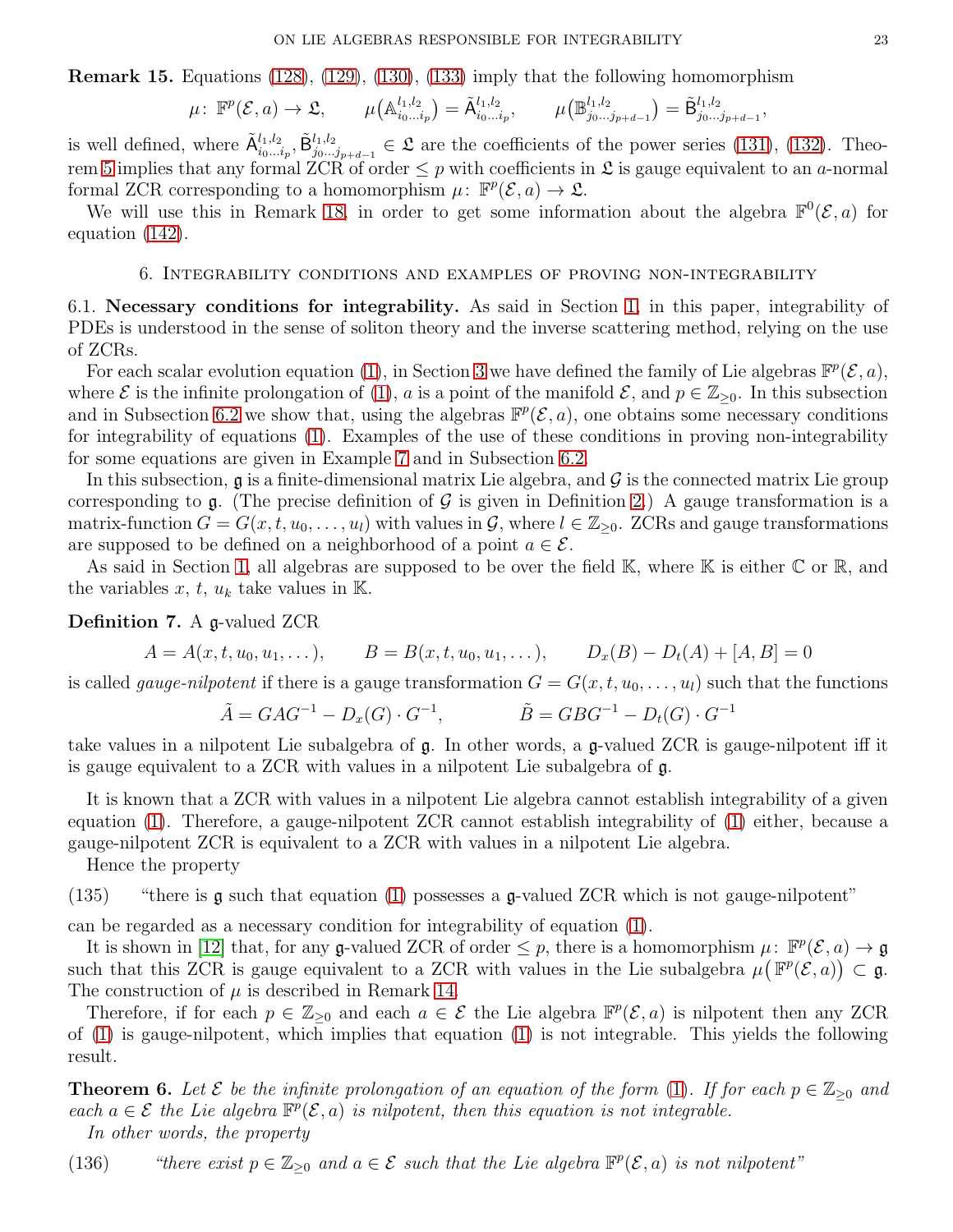**Remark 15.** Equations (128), (129), (130), (133) imply that the following homomorphism

$$\mu\colon\ \mathbb{F}^p(\mathcal{E},a)\to\mathfrak{L},\qquad \mu\big(\mathbb{A}^{l_1,l_2}_{i_0\dots i_p}\big)=\tilde{\mathsf{A}}^{l_1,l_2}_{i_0\dots i_p},\qquad \mu\big(\mathbb{B}^{l_1,l_2}_{j_0\dots j_{p+d-1}}\big)=\tilde{\mathsf{B}}^{l_1,l_2}_{j_0\dots j_{p+d-1}},$$

is well defined, where $\tilde{\mathsf{A}}^{l_1,l_2}_{i_0\dots i_p},\tilde{\mathsf{B}}^{l_1,l_2}_{j_0\dots j_{p+d-1}}\in\mathfrak{L}$ are the coefficients of the power series (131), (132). Theorem 5 implies that any formal ZCR of order $\le p$ with coefficients in $\mathfrak{L}$ is gauge equivalent to an $a$-normal formal ZCR corresponding to a homomorphism $\mu\colon\ \mathbb{F}^p(\mathcal{E},a)\to\mathfrak{L}$.

We will use this in Remark 18, in order to get some information about the algebra $\mathbb{F}^0(\mathcal{E},a)$ for equation (142).

## 6. Integrability conditions and examples of proving non-integrability

6.1. **Necessary conditions for integrability.** As said in Section 1, in this paper, integrability of PDEs is understood in the sense of soliton theory and the inverse scattering method, relying on the use of ZCRs.

For each scalar evolution equation (1), in Section 3 we have defined the family of Lie algebras $\mathbb{F}^p(\mathcal{E},a)$, where $\mathcal{E}$ is the infinite prolongation of (1), $a$ is a point of the manifold $\mathcal{E}$, and $p\in\mathbb{Z}_{\ge0}$. In this subsection and in Subsection 6.2 we show that, using the algebras $\mathbb{F}^p(\mathcal{E},a)$, one obtains some necessary conditions for integrability of equations (1). Examples of the use of these conditions in proving non-integrability for some equations are given in Example 7 and in Subsection 6.2.

In this subsection, $\mathfrak{g}$ is a finite-dimensional matrix Lie algebra, and $\mathcal{G}$ is the connected matrix Lie group corresponding to $\mathfrak{g}$. (The precise definition of $\mathcal{G}$ is given in Definition 2.) A gauge transformation is a matrix-function $G=G(x,t,u_0,\dots,u_l)$ with values in $\mathcal{G}$, where $l\in\mathbb{Z}_{\ge0}$. ZCRs and gauge transformations are supposed to be defined on a neighborhood of a point $a\in\mathcal{E}$.

As said in Section 1, all algebras are supposed to be over the field $\mathbb{K}$, where $\mathbb{K}$ is either $\mathbb{C}$ or $\mathbb{R}$, and the variables $x$, $t$, $u_k$ take values in $\mathbb{K}$.

**Definition 7.** A $\mathfrak{g}$-valued ZCR

$$A=A(x,t,u_0,u_1,\dots),\qquad B=B(x,t,u_0,u_1,\dots),\qquad D_x(B)-D_t(A)+[A,B]=0$$

is called *gauge-nilpotent* if there is a gauge transformation $G=G(x,t,u_0,\dots,u_l)$ such that the functions

$$\tilde{A}=GAG^{-1}-D_x(G)\cdot G^{-1},\qquad\qquad \tilde{B}=GBG^{-1}-D_t(G)\cdot G^{-1}$$

take values in a nilpotent Lie subalgebra of $\mathfrak{g}$. In other words, a $\mathfrak{g}$-valued ZCR is gauge-nilpotent iff it is gauge equivalent to a ZCR with values in a nilpotent Lie subalgebra of $\mathfrak{g}$.

It is known that a ZCR with values in a nilpotent Lie algebra cannot establish integrability of a given equation (1). Therefore, a gauge-nilpotent ZCR cannot establish integrability of (1) either, because a gauge-nilpotent ZCR is equivalent to a ZCR with values in a nilpotent Lie algebra.

Hence the property

(135) "there is $\mathfrak{g}$ such that equation (1) possesses a $\mathfrak{g}$-valued ZCR which is not gauge-nilpotent"

can be regarded as a necessary condition for integrability of equation (1).

It is shown in [12] that, for any $\mathfrak{g}$-valued ZCR of order $\le p$, there is a homomorphism $\mu\colon\ \mathbb{F}^p(\mathcal{E},a)\to\mathfrak{g}$ such that this ZCR is gauge equivalent to a ZCR with values in the Lie subalgebra $\mu\big(\mathbb{F}^p(\mathcal{E},a)\big)\subset\mathfrak{g}$. The construction of $\mu$ is described in Remark 14.

Therefore, if for each $p\in\mathbb{Z}_{\ge0}$ and each $a\in\mathcal{E}$ the Lie algebra $\mathbb{F}^p(\mathcal{E},a)$ is nilpotent then any ZCR of (1) is gauge-nilpotent, which implies that equation (1) is not integrable. This yields the following result.

**Theorem 6.** *Let $\mathcal{E}$ be the infinite prolongation of an equation of the form (1). If for each $p\in\mathbb{Z}_{\ge0}$ and each $a\in\mathcal{E}$ the Lie algebra $\mathbb{F}^p(\mathcal{E},a)$ is nilpotent, then this equation is not integrable.*

*In other words, the property*

(136) *"there exist $p\in\mathbb{Z}_{\ge0}$ and $a\in\mathcal{E}$ such that the Lie algebra $\mathbb{F}^p(\mathcal{E},a)$ is not nilpotent"*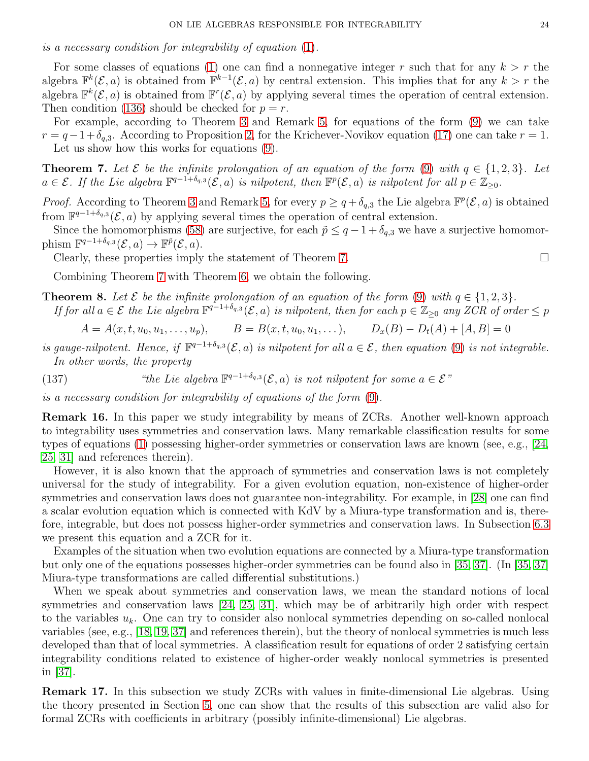*is a necessary condition for integrability of equation* (1).

For some classes of equations (1) one can find a nonnegative integer $r$ such that for any $k > r$ the algebra $\mathbb{F}^k(\mathcal{E}, a)$ is obtained from $\mathbb{F}^{k-1}(\mathcal{E}, a)$ by central extension. This implies that for any $k > r$ the algebra $\mathbb{F}^k(\mathcal{E}, a)$ is obtained from $\mathbb{F}^r(\mathcal{E}, a)$ by applying several times the operation of central extension. Then condition (136) should be checked for $p = r$.

For example, according to Theorem 3 and Remark 5, for equations of the form (9) we can take $r = q-1+\delta_{q,3}$. According to Proposition 2, for the Krichever-Novikov equation (17) one can take $r = 1$.

Let us show how this works for equations (9).

**Theorem 7.** *Let $\mathcal{E}$ be the infinite prolongation of an equation of the form* (9) *with $q \in \{1, 2, 3\}$. Let $a \in \mathcal{E}$. If the Lie algebra $\mathbb{F}^{q-1+\delta_{q,3}}(\mathcal{E}, a)$ is nilpotent, then $\mathbb{F}^p(\mathcal{E}, a)$ is nilpotent for all $p \in \mathbb{Z}_{\geq 0}$.*

*Proof.* According to Theorem 3 and Remark 5, for every $p \geq q + \delta_{q,3}$ the Lie algebra $\mathbb{F}^p(\mathcal{E}, a)$ is obtained from $\mathbb{F}^{q-1+\delta_{q,3}}(\mathcal{E}, a)$ by applying several times the operation of central extension.

Since the homomorphisms (58) are surjective, for each $\tilde{p} \leq q - 1 + \delta_{q,3}$ we have a surjective homomorphism $\mathbb{F}^{q-1+\delta_{q,3}}(\mathcal{E}, a) \to \mathbb{F}^{\tilde{p}}(\mathcal{E}, a)$.

Clearly, these properties imply the statement of Theorem 7. □

Combining Theorem 7 with Theorem 6, we obtain the following.

**Theorem 8.** *Let $\mathcal{E}$ be the infinite prolongation of an equation of the form* (9) *with $q \in \{1, 2, 3\}$.*

*If for all $a \in \mathcal{E}$ the Lie algebra $\mathbb{F}^{q-1+\delta_{q,3}}(\mathcal{E}, a)$ is nilpotent, then for each $p \in \mathbb{Z}_{\geq 0}$ any ZCR of order $\leq p$*

$$A = A(x, t, u_0, u_1, \ldots, u_p), \qquad B = B(x, t, u_0, u_1, \ldots), \qquad D_x(B) - D_t(A) + [A, B] = 0$$

*is gauge-nilpotent. Hence, if $\mathbb{F}^{q-1+\delta_{q,3}}(\mathcal{E}, a)$ is nilpotent for all $a \in \mathcal{E}$, then equation* (9) *is not integrable.*

*In other words, the property*

$$\text{“the Lie algebra } \mathbb{F}^{q-1+\delta_{q,3}}(\mathcal{E}, a) \text{ is not nilpotent for some } a \in \mathcal{E}\text{”} \tag{137}$$

*is a necessary condition for integrability of equations of the form* (9).

**Remark 16.** In this paper we study integrability by means of ZCRs. Another well-known approach to integrability uses symmetries and conservation laws. Many remarkable classification results for some types of equations (1) possessing higher-order symmetries or conservation laws are known (see, e.g., [24, 25, 31] and references therein).

However, it is also known that the approach of symmetries and conservation laws is not completely universal for the study of integrability. For a given evolution equation, non-existence of higher-order symmetries and conservation laws does not guarantee non-integrability. For example, in [28] one can find a scalar evolution equation which is connected with KdV by a Miura-type transformation and is, therefore, integrable, but does not possess higher-order symmetries and conservation laws. In Subsection 6.3 we present this equation and a ZCR for it.

Examples of the situation when two evolution equations are connected by a Miura-type transformation but only one of the equations possesses higher-order symmetries can be found also in [35, 37]. (In [35, 37] Miura-type transformations are called differential substitutions.)

When we speak about symmetries and conservation laws, we mean the standard notions of local symmetries and conservation laws [24, 25, 31], which may be of arbitrarily high order with respect to the variables $u_k$. One can try to consider also nonlocal symmetries depending on so-called nonlocal variables (see, e.g., [18, 19, 37] and references therein), but the theory of nonlocal symmetries is much less developed than that of local symmetries. A classification result for equations of order 2 satisfying certain integrability conditions related to existence of higher-order weakly nonlocal symmetries is presented in [37].

**Remark 17.** In this subsection we study ZCRs with values in finite-dimensional Lie algebras. Using the theory presented in Section 5, one can show that the results of this subsection are valid also for formal ZCRs with coefficients in arbitrary (possibly infinite-dimensional) Lie algebras.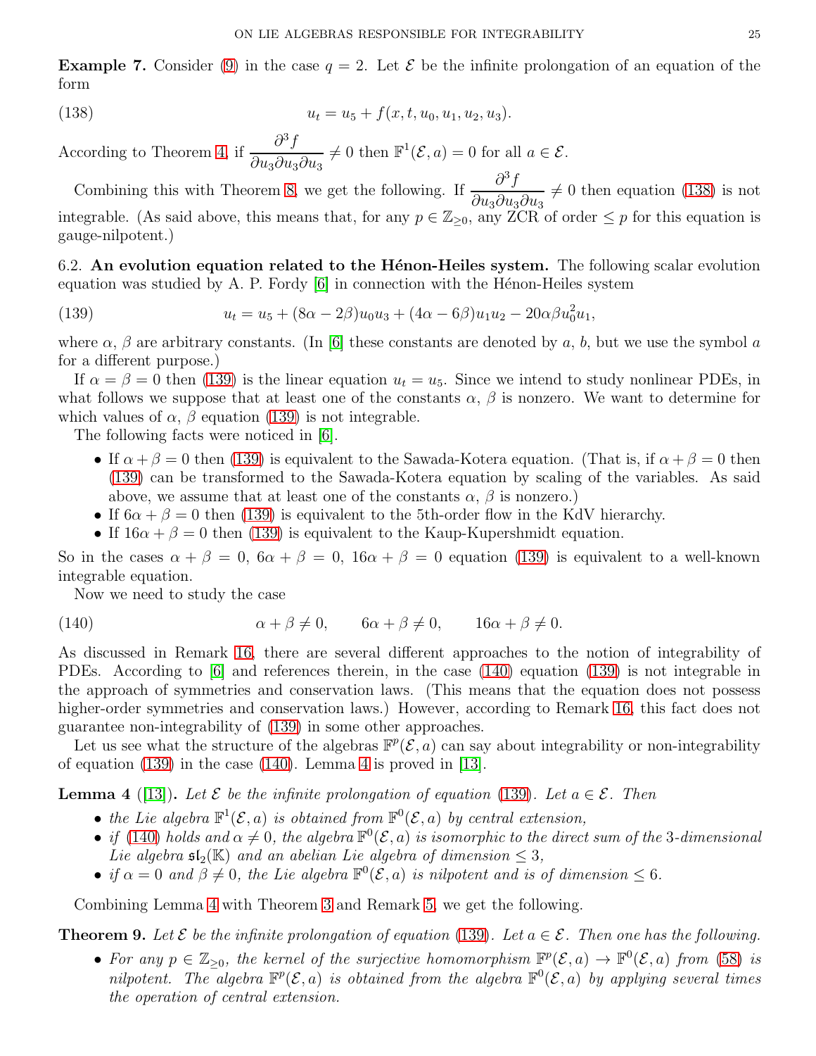**Example 7.** Consider (9) in the case $q = 2$. Let $\mathcal{E}$ be the infinite prolongation of an equation of the form

$$u_t = u_5 + f(x, t, u_0, u_1, u_2, u_3). \tag{138}$$

According to Theorem 4, if $\dfrac{\partial^3 f}{\partial u_3 \partial u_3 \partial u_3} \neq 0$ then $\mathbb{F}^1(\mathcal{E}, a) = 0$ for all $a \in \mathcal{E}$.

Combining this with Theorem 8, we get the following. If $\dfrac{\partial^3 f}{\partial u_3 \partial u_3 \partial u_3} \neq 0$ then equation (138) is not integrable. (As said above, this means that, for any $p \in \mathbb{Z}_{\geq 0}$, any ZCR of order $\leq p$ for this equation is gauge-nilpotent.)

6.2. **An evolution equation related to the Hénon-Heiles system.** The following scalar evolution equation was studied by A. P. Fordy [6] in connection with the Hénon-Heiles system

$$u_t = u_5 + (8\alpha - 2\beta)u_0 u_3 + (4\alpha - 6\beta)u_1 u_2 - 20\alpha\beta u_0^2 u_1, \tag{139}$$

where $\alpha$, $\beta$ are arbitrary constants. (In [6] these constants are denoted by $a$, $b$, but we use the symbol $a$ for a different purpose.)

If $\alpha = \beta = 0$ then (139) is the linear equation $u_t = u_5$. Since we intend to study nonlinear PDEs, in what follows we suppose that at least one of the constants $\alpha$, $\beta$ is nonzero. We want to determine for which values of $\alpha$, $\beta$ equation (139) is not integrable.

The following facts were noticed in [6].

- If $\alpha + \beta = 0$ then (139) is equivalent to the Sawada-Kotera equation. (That is, if $\alpha + \beta = 0$ then (139) can be transformed to the Sawada-Kotera equation by scaling of the variables. As said above, we assume that at least one of the constants $\alpha$, $\beta$ is nonzero.)
- If $6\alpha + \beta = 0$ then (139) is equivalent to the 5th-order flow in the KdV hierarchy.
- If $16\alpha + \beta = 0$ then (139) is equivalent to the Kaup-Kupershmidt equation.

So in the cases $\alpha + \beta = 0$, $6\alpha + \beta = 0$, $16\alpha + \beta = 0$ equation (139) is equivalent to a well-known integrable equation.

Now we need to study the case

$$\alpha + \beta \neq 0, \qquad 6\alpha + \beta \neq 0, \qquad 16\alpha + \beta \neq 0. \tag{140}$$

As discussed in Remark 16, there are several different approaches to the notion of integrability of PDEs. According to [6] and references therein, in the case (140) equation (139) is not integrable in the approach of symmetries and conservation laws. (This means that the equation does not possess higher-order symmetries and conservation laws.) However, according to Remark 16, this fact does not guarantee non-integrability of (139) in some other approaches.

Let us see what the structure of the algebras $\mathbb{F}^p(\mathcal{E}, a)$ can say about integrability or non-integrability of equation (139) in the case (140). Lemma 4 is proved in [13].

**Lemma 4** ([13]). *Let $\mathcal{E}$ be the infinite prolongation of equation (139). Let $a \in \mathcal{E}$. Then*

- *the Lie algebra $\mathbb{F}^1(\mathcal{E}, a)$ is obtained from $\mathbb{F}^0(\mathcal{E}, a)$ by central extension,*
- *if (140) holds and $\alpha \neq 0$, the algebra $\mathbb{F}^0(\mathcal{E}, a)$ is isomorphic to the direct sum of the 3-dimensional Lie algebra $\mathfrak{sl}_2(\mathbb{K})$ and an abelian Lie algebra of dimension $\leq 3$,*
- *if $\alpha = 0$ and $\beta \neq 0$, the Lie algebra $\mathbb{F}^0(\mathcal{E}, a)$ is nilpotent and is of dimension $\leq 6$.*

Combining Lemma 4 with Theorem 3 and Remark 5, we get the following.

**Theorem 9.** *Let $\mathcal{E}$ be the infinite prolongation of equation (139). Let $a \in \mathcal{E}$. Then one has the following.*

- *For any $p \in \mathbb{Z}_{\geq 0}$, the kernel of the surjective homomorphism $\mathbb{F}^p(\mathcal{E}, a) \to \mathbb{F}^0(\mathcal{E}, a)$ from (58) is nilpotent. The algebra $\mathbb{F}^p(\mathcal{E}, a)$ is obtained from the algebra $\mathbb{F}^0(\mathcal{E}, a)$ by applying several times the operation of central extension.*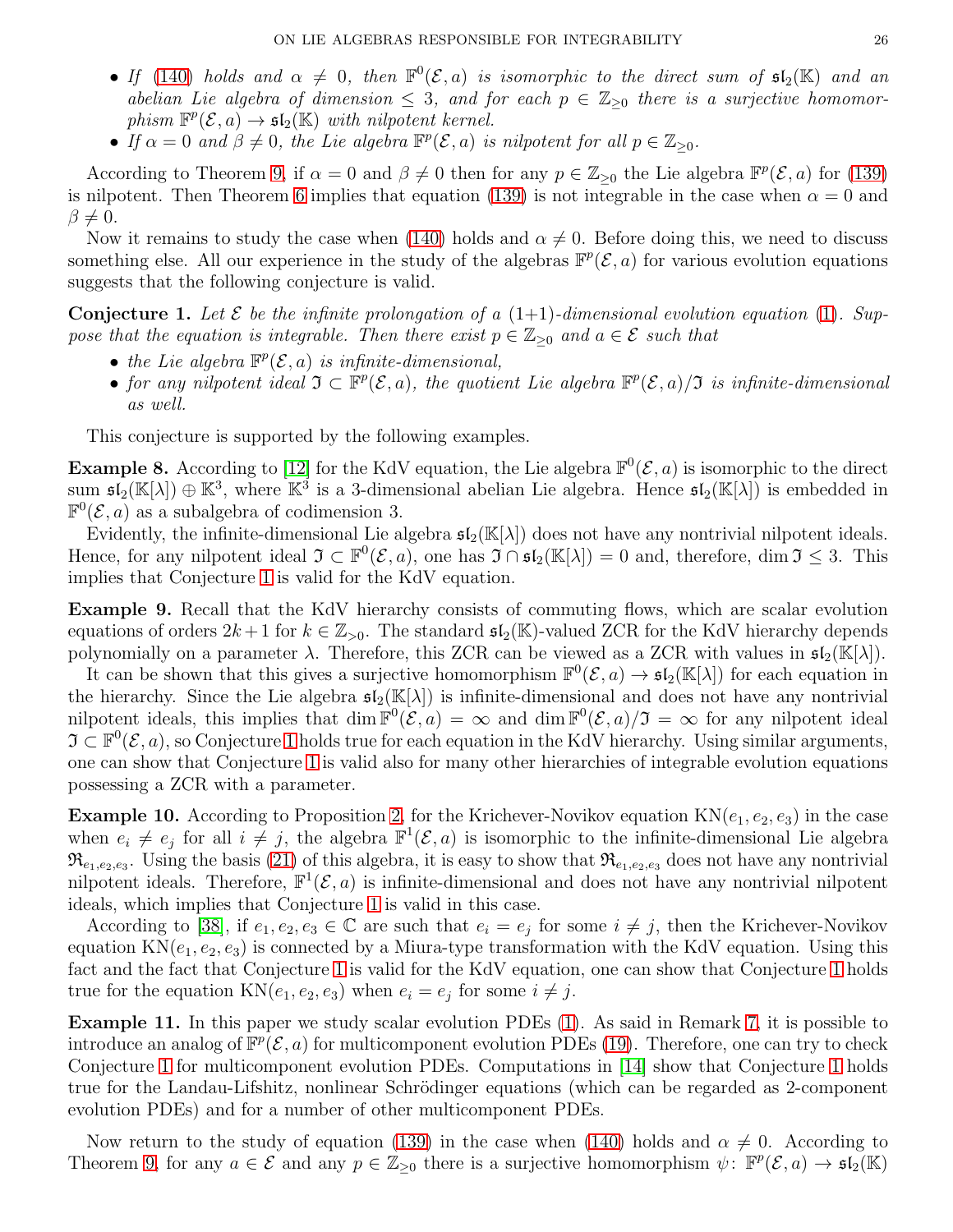- *If* (140) *holds and* $\alpha \neq 0$*, then* $\mathbb{F}^0(\mathcal{E}, a)$ *is isomorphic to the direct sum of* $\mathfrak{sl}_2(\mathbb{K})$ *and an abelian Lie algebra of dimension* $\leq 3$*, and for each* $p \in \mathbb{Z}_{\geq 0}$ *there is a surjective homomorphism* $\mathbb{F}^p(\mathcal{E}, a) \to \mathfrak{sl}_2(\mathbb{K})$ *with nilpotent kernel.*
- *If* $\alpha = 0$ *and* $\beta \neq 0$*, the Lie algebra* $\mathbb{F}^p(\mathcal{E}, a)$ *is nilpotent for all* $p \in \mathbb{Z}_{\geq 0}$*.*

According to Theorem 9, if $\alpha = 0$ and $\beta \neq 0$ then for any $p \in \mathbb{Z}_{\geq 0}$ the Lie algebra $\mathbb{F}^p(\mathcal{E}, a)$ for (139) is nilpotent. Then Theorem 6 implies that equation (139) is not integrable in the case when $\alpha = 0$ and $\beta \neq 0$.

Now it remains to study the case when (140) holds and $\alpha \neq 0$. Before doing this, we need to discuss something else. All our experience in the study of the algebras $\mathbb{F}^p(\mathcal{E}, a)$ for various evolution equations suggests that the following conjecture is valid.

**Conjecture 1.** *Let* $\mathcal{E}$ *be the infinite prolongation of a (1+1)-dimensional evolution equation* (1)*. Suppose that the equation is integrable. Then there exist* $p \in \mathbb{Z}_{\geq 0}$ *and* $a \in \mathcal{E}$ *such that*

- *the Lie algebra* $\mathbb{F}^p(\mathcal{E}, a)$ *is infinite-dimensional,*
- *for any nilpotent ideal* $\mathfrak{I} \subset \mathbb{F}^p(\mathcal{E}, a)$*, the quotient Lie algebra* $\mathbb{F}^p(\mathcal{E}, a)/\mathfrak{I}$ *is infinite-dimensional as well.*

This conjecture is supported by the following examples.

**Example 8.** According to [12] for the KdV equation, the Lie algebra $\mathbb{F}^0(\mathcal{E}, a)$ is isomorphic to the direct sum $\mathfrak{sl}_2(\mathbb{K}[\lambda]) \oplus \mathbb{K}^3$, where $\mathbb{K}^3$ is a 3-dimensional abelian Lie algebra. Hence $\mathfrak{sl}_2(\mathbb{K}[\lambda])$ is embedded in $\mathbb{F}^0(\mathcal{E}, a)$ as a subalgebra of codimension 3.

Evidently, the infinite-dimensional Lie algebra $\mathfrak{sl}_2(\mathbb{K}[\lambda])$ does not have any nontrivial nilpotent ideals. Hence, for any nilpotent ideal $\mathfrak{I} \subset \mathbb{F}^0(\mathcal{E}, a)$, one has $\mathfrak{I} \cap \mathfrak{sl}_2(\mathbb{K}[\lambda]) = 0$ and, therefore, $\dim \mathfrak{I} \leq 3$. This implies that Conjecture 1 is valid for the KdV equation.

**Example 9.** Recall that the KdV hierarchy consists of commuting flows, which are scalar evolution equations of orders $2k+1$ for $k \in \mathbb{Z}_{>0}$. The standard $\mathfrak{sl}_2(\mathbb{K})$-valued ZCR for the KdV hierarchy depends polynomially on a parameter $\lambda$. Therefore, this ZCR can be viewed as a ZCR with values in $\mathfrak{sl}_2(\mathbb{K}[\lambda])$.

It can be shown that this gives a surjective homomorphism $\mathbb{F}^0(\mathcal{E}, a) \to \mathfrak{sl}_2(\mathbb{K}[\lambda])$ for each equation in the hierarchy. Since the Lie algebra $\mathfrak{sl}_2(\mathbb{K}[\lambda])$ is infinite-dimensional and does not have any nontrivial nilpotent ideals, this implies that $\dim \mathbb{F}^0(\mathcal{E}, a) = \infty$ and $\dim \mathbb{F}^0(\mathcal{E}, a)/\mathfrak{I} = \infty$ for any nilpotent ideal $\mathfrak{I} \subset \mathbb{F}^0(\mathcal{E}, a)$, so Conjecture 1 holds true for each equation in the KdV hierarchy. Using similar arguments, one can show that Conjecture 1 is valid also for many other hierarchies of integrable evolution equations possessing a ZCR with a parameter.

**Example 10.** According to Proposition 2, for the Krichever-Novikov equation $\mathrm{KN}(e_1, e_2, e_3)$ in the case when $e_i \neq e_j$ for all $i \neq j$, the algebra $\mathbb{F}^1(\mathcal{E}, a)$ is isomorphic to the infinite-dimensional Lie algebra $\mathfrak{R}_{e_1,e_2,e_3}$. Using the basis (21) of this algebra, it is easy to show that $\mathfrak{R}_{e_1,e_2,e_3}$ does not have any nontrivial nilpotent ideals. Therefore, $\mathbb{F}^1(\mathcal{E}, a)$ is infinite-dimensional and does not have any nontrivial nilpotent ideals, which implies that Conjecture 1 is valid in this case.

According to [38], if $e_1, e_2, e_3 \in \mathbb{C}$ are such that $e_i = e_j$ for some $i \neq j$, then the Krichever-Novikov equation $\mathrm{KN}(e_1, e_2, e_3)$ is connected by a Miura-type transformation with the KdV equation. Using this fact and the fact that Conjecture 1 is valid for the KdV equation, one can show that Conjecture 1 holds true for the equation $\mathrm{KN}(e_1, e_2, e_3)$ when $e_i = e_j$ for some $i \neq j$.

**Example 11.** In this paper we study scalar evolution PDEs (1). As said in Remark 7, it is possible to introduce an analog of $\mathbb{F}^p(\mathcal{E}, a)$ for multicomponent evolution PDEs (19). Therefore, one can try to check Conjecture 1 for multicomponent evolution PDEs. Computations in [14] show that Conjecture 1 holds true for the Landau-Lifshitz, nonlinear Schrödinger equations (which can be regarded as 2-component evolution PDEs) and for a number of other multicomponent PDEs.

Now return to the study of equation (139) in the case when (140) holds and $\alpha \neq 0$. According to Theorem 9, for any $a \in \mathcal{E}$ and any $p \in \mathbb{Z}_{\geq 0}$ there is a surjective homomorphism $\psi\colon \mathbb{F}^p(\mathcal{E}, a) \to \mathfrak{sl}_2(\mathbb{K})$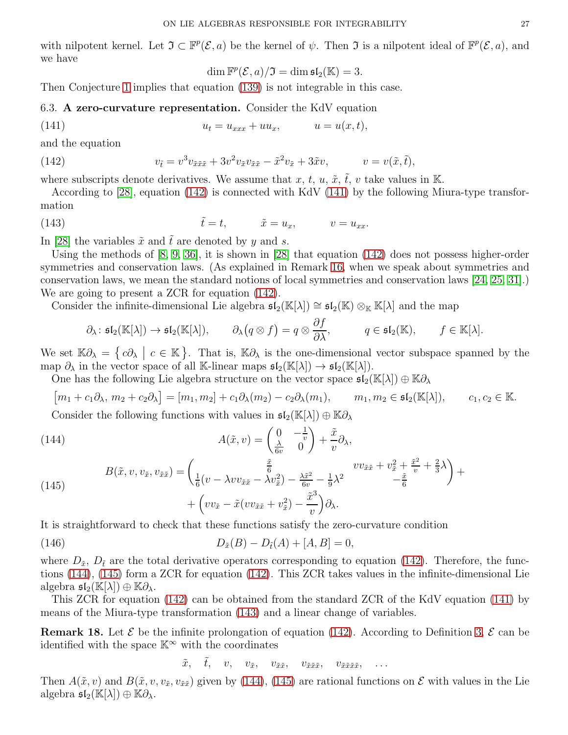with nilpotent kernel. Let $\mathfrak{I} \subset \mathbb{F}^p(\mathcal{E}, a)$ be the kernel of $\psi$. Then $\mathfrak{I}$ is a nilpotent ideal of $\mathbb{F}^p(\mathcal{E}, a)$, and we have

$$\dim \mathbb{F}^p(\mathcal{E}, a)/\mathfrak{I} = \dim \mathfrak{sl}_2(\mathbb{K}) = 3.$$

Then Conjecture 1 implies that equation (139) is not integrable in this case.

### 6.3. A zero-curvature representation.

Consider the KdV equation

$$u_t = u_{xxx} + uu_x, \qquad u = u(x,t), \tag{141}$$

and the equation

$$v_{\tilde{t}} = v^3 v_{\tilde{x}\tilde{x}\tilde{x}} + 3v^2 v_{\tilde{x}} v_{\tilde{x}\tilde{x}} - \tilde{x}^2 v_{\tilde{x}} + 3\tilde{x}v, \qquad v = v(\tilde{x}, \tilde{t}), \tag{142}$$

where subscripts denote derivatives. We assume that $x$, $t$, $u$, $\tilde{x}$, $\tilde{t}$, $v$ take values in $\mathbb{K}$.

According to [28], equation (142) is connected with KdV (141) by the following Miura-type transformation

$$\tilde{t} = t, \qquad \tilde{x} = u_x, \qquad v = u_{xx}. \tag{143}$$

In [28] the variables $\tilde{x}$ and $\tilde{t}$ are denoted by $y$ and $s$.

Using the methods of [8, 9, 36], it is shown in [28] that equation (142) does not possess higher-order symmetries and conservation laws. (As explained in Remark 16, when we speak about symmetries and conservation laws, we mean the standard notions of local symmetries and conservation laws [24, 25, 31].) We are going to present a ZCR for equation (142).

Consider the infinite-dimensional Lie algebra $\mathfrak{sl}_2(\mathbb{K}[\lambda]) \cong \mathfrak{sl}_2(\mathbb{K}) \otimes_{\mathbb{K}} \mathbb{K}[\lambda]$ and the map

$$\partial_\lambda \colon \mathfrak{sl}_2(\mathbb{K}[\lambda]) \to \mathfrak{sl}_2(\mathbb{K}[\lambda]), \qquad \partial_\lambda\big(q \otimes f\big) = q \otimes \frac{\partial f}{\partial \lambda}, \qquad q \in \mathfrak{sl}_2(\mathbb{K}), \qquad f \in \mathbb{K}[\lambda].$$

We set $\mathbb{K}\partial_\lambda = \big\{\, c\partial_\lambda \;\big|\; c \in \mathbb{K} \big\}$. That is, $\mathbb{K}\partial_\lambda$ is the one-dimensional vector subspace spanned by the map $\partial_\lambda$ in the vector space of all $\mathbb{K}$-linear maps $\mathfrak{sl}_2(\mathbb{K}[\lambda]) \to \mathfrak{sl}_2(\mathbb{K}[\lambda])$.

One has the following Lie algebra structure on the vector space $\mathfrak{sl}_2(\mathbb{K}[\lambda]) \oplus \mathbb{K}\partial_\lambda$

$$\big[m_1 + c_1\partial_\lambda,\, m_2 + c_2\partial_\lambda\big] = [m_1, m_2] + c_1\partial_\lambda(m_2) - c_2\partial_\lambda(m_1), \qquad m_1, m_2 \in \mathfrak{sl}_2(\mathbb{K}[\lambda]), \qquad c_1, c_2 \in \mathbb{K}.$$

Consider the following functions with values in $\mathfrak{sl}_2(\mathbb{K}[\lambda]) \oplus \mathbb{K}\partial_\lambda$

$$A(\tilde{x}, v) = \begin{pmatrix} 0 & -\frac{1}{v} \\ \frac{\lambda}{6v} & 0 \end{pmatrix} + \frac{\tilde{x}}{v}\partial_\lambda, \tag{144}$$

$$\begin{aligned} B(\tilde{x}, v, v_{\tilde{x}}, v_{\tilde{x}\tilde{x}}) = {} & \begin{pmatrix} \frac{\tilde{x}}{6} & vv_{\tilde{x}\tilde{x}} + v_{\tilde{x}}^2 + \frac{\tilde{x}^2}{v} + \frac{2}{3}\lambda \\ \frac{1}{6}(v - \lambda v v_{\tilde{x}\tilde{x}} - \lambda v_{\tilde{x}}^2) - \frac{\lambda\tilde{x}^2}{6v} - \frac{1}{9}\lambda^2 & -\frac{\tilde{x}}{6} \end{pmatrix} + \\ & + \Big( vv_{\tilde{x}} - \tilde{x}(vv_{\tilde{x}\tilde{x}} + v_{\tilde{x}}^2) - \frac{\tilde{x}^3}{v}\Big)\partial_\lambda. \end{aligned} \tag{145}$$

It is straightforward to check that these functions satisfy the zero-curvature condition

$$D_{\tilde{x}}(B) - D_{\tilde{t}}(A) + [A, B] = 0, \tag{146}$$

where $D_{\tilde{x}}$, $D_{\tilde{t}}$ are the total derivative operators corresponding to equation (142). Therefore, the functions (144), (145) form a ZCR for equation (142). This ZCR takes values in the infinite-dimensional Lie algebra $\mathfrak{sl}_2(\mathbb{K}[\lambda]) \oplus \mathbb{K}\partial_\lambda$.

This ZCR for equation (142) can be obtained from the standard ZCR of the KdV equation (141) by means of the Miura-type transformation (143) and a linear change of variables.

**Remark 18.** Let $\mathcal{E}$ be the infinite prolongation of equation (142). According to Definition 3, $\mathcal{E}$ can be identified with the space $\mathbb{K}^\infty$ with the coordinates

$$\tilde{x}, \quad \tilde{t}, \quad v, \quad v_{\tilde{x}}, \quad v_{\tilde{x}\tilde{x}}, \quad v_{\tilde{x}\tilde{x}\tilde{x}}, \quad v_{\tilde{x}\tilde{x}\tilde{x}\tilde{x}}, \quad \dots$$

Then $A(\tilde{x}, v)$ and $B(\tilde{x}, v, v_{\tilde{x}}, v_{\tilde{x}\tilde{x}})$ given by (144), (145) are rational functions on $\mathcal{E}$ with values in the Lie algebra $\mathfrak{sl}_2(\mathbb{K}[\lambda]) \oplus \mathbb{K}\partial_\lambda$.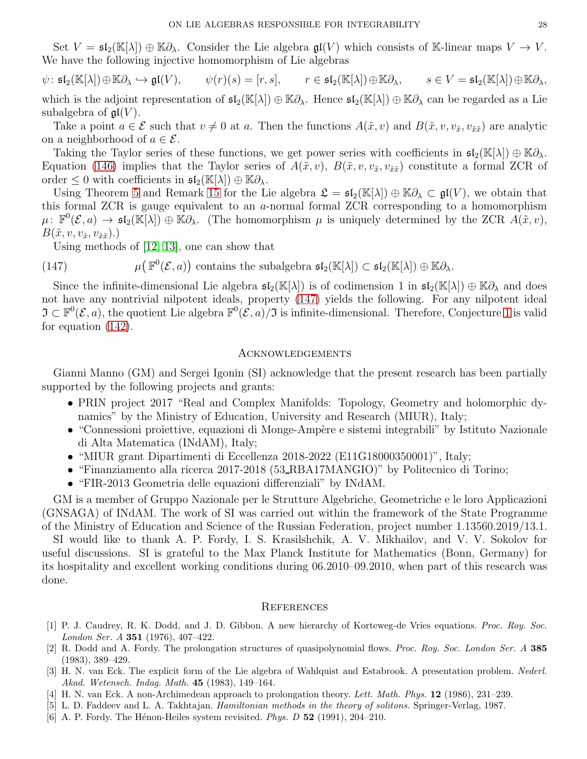Set $V = \mathfrak{sl}_2(\mathbb{K}[\lambda]) \oplus \mathbb{K}\partial_\lambda$. Consider the Lie algebra $\mathfrak{gl}(V)$ which consists of $\mathbb{K}$-linear maps $V \to V$. We have the following injective homomorphism of Lie algebras

$$\psi\colon \mathfrak{sl}_2(\mathbb{K}[\lambda]) \oplus \mathbb{K}\partial_\lambda \hookrightarrow \mathfrak{gl}(V), \qquad \psi(r)(s) = [r, s], \qquad r \in \mathfrak{sl}_2(\mathbb{K}[\lambda]) \oplus \mathbb{K}\partial_\lambda, \qquad s \in V = \mathfrak{sl}_2(\mathbb{K}[\lambda]) \oplus \mathbb{K}\partial_\lambda,$$

which is the adjoint representation of $\mathfrak{sl}_2(\mathbb{K}[\lambda]) \oplus \mathbb{K}\partial_\lambda$. Hence $\mathfrak{sl}_2(\mathbb{K}[\lambda]) \oplus \mathbb{K}\partial_\lambda$ can be regarded as a Lie subalgebra of $\mathfrak{gl}(V)$.

Take a point $a \in \mathcal{E}$ such that $v \neq 0$ at $a$. Then the functions $A(\tilde{x}, v)$ and $B(\tilde{x}, v, v_{\tilde{x}}, v_{\tilde{x}\tilde{x}})$ are analytic on a neighborhood of $a \in \mathcal{E}$.

Taking the Taylor series of these functions, we get power series with coefficients in $\mathfrak{sl}_2(\mathbb{K}[\lambda]) \oplus \mathbb{K}\partial_\lambda$. Equation (146) implies that the Taylor series of $A(\tilde{x}, v)$, $B(\tilde{x}, v, v_{\tilde{x}}, v_{\tilde{x}\tilde{x}})$ constitute a formal ZCR of order $\leq 0$ with coefficients in $\mathfrak{sl}_2(\mathbb{K}[\lambda]) \oplus \mathbb{K}\partial_\lambda$.

Using Theorem 5 and Remark 15 for the Lie algebra $\mathfrak{L} = \mathfrak{sl}_2(\mathbb{K}[\lambda]) \oplus \mathbb{K}\partial_\lambda \subset \mathfrak{gl}(V)$, we obtain that this formal ZCR is gauge equivalent to an $a$-normal formal ZCR corresponding to a homomorphism $\mu\colon \mathbb{F}^0(\mathcal{E}, a) \to \mathfrak{sl}_2(\mathbb{K}[\lambda]) \oplus \mathbb{K}\partial_\lambda$. (The homomorphism $\mu$ is uniquely determined by the ZCR $A(\tilde{x}, v)$, $B(\tilde{x}, v, v_{\tilde{x}}, v_{\tilde{x}\tilde{x}})$.)

Using methods of [12, 13], one can show that

$$\mu\big(\mathbb{F}^0(\mathcal{E}, a)\big) \text{ contains the subalgebra } \mathfrak{sl}_2(\mathbb{K}[\lambda]) \subset \mathfrak{sl}_2(\mathbb{K}[\lambda]) \oplus \mathbb{K}\partial_\lambda. \tag{147}$$

Since the infinite-dimensional Lie algebra $\mathfrak{sl}_2(\mathbb{K}[\lambda])$ is of codimension 1 in $\mathfrak{sl}_2(\mathbb{K}[\lambda]) \oplus \mathbb{K}\partial_\lambda$ and does not have any nontrivial nilpotent ideals, property (147) yields the following. For any nilpotent ideal $\mathfrak{I} \subset \mathbb{F}^0(\mathcal{E}, a)$, the quotient Lie algebra $\mathbb{F}^0(\mathcal{E}, a)/\mathfrak{I}$ is infinite-dimensional. Therefore, Conjecture 1 is valid for equation (142).

## Acknowledgements

Gianni Manno (GM) and Sergei Igonin (SI) acknowledge that the present research has been partially supported by the following projects and grants:

- PRIN project 2017 "Real and Complex Manifolds: Topology, Geometry and holomorphic dynamics" by the Ministry of Education, University and Research (MIUR), Italy;
- "Connessioni proiettive, equazioni di Monge-Ampère e sistemi integrabili" by Istituto Nazionale di Alta Matematica (INdAM), Italy;
- "MIUR grant Dipartimenti di Eccellenza 2018-2022 (E11G18000350001)", Italy;
- "Finanziamento alla ricerca 2017-2018 (53_RBA17MANGIO)" by Politecnico di Torino;
- "FIR-2013 Geometria delle equazioni differenziali" by INdAM.

GM is a member of Gruppo Nazionale per le Strutture Algebriche, Geometriche e le loro Applicazioni (GNSAGA) of INdAM. The work of SI was carried out within the framework of the State Programme of the Ministry of Education and Science of the Russian Federation, project number 1.13560.2019/13.1.

SI would like to thank A. P. Fordy, I. S. Krasilshchik, A. V. Mikhailov, and V. V. Sokolov for useful discussions. SI is grateful to the Max Planck Institute for Mathematics (Bonn, Germany) for its hospitality and excellent working conditions during 06.2010–09.2010, when part of this research was done.

## References

[1] P. J. Caudrey, R. K. Dodd, and J. D. Gibbon. A new hierarchy of Korteweg-de Vries equations. *Proc. Roy. Soc. London Ser. A* **351** (1976), 407–422.

[2] R. Dodd and A. Fordy. The prolongation structures of quasipolynomial flows. *Proc. Roy. Soc. London Ser. A* **385** (1983), 389–429.

[3] H. N. van Eck. The explicit form of the Lie algebra of Wahlquist and Estabrook. A presentation problem. *Nederl. Akad. Wetensch. Indag. Math.* **45** (1983), 149–164.

[4] H. N. van Eck. A non-Archimedean approach to prolongation theory. *Lett. Math. Phys.* **12** (1986), 231–239.

[5] L. D. Faddeev and L. A. Takhtajan. *Hamiltonian methods in the theory of solitons.* Springer-Verlag, 1987.

[6] A. P. Fordy. The Hénon-Heiles system revisited. *Phys. D* **52** (1991), 204–210.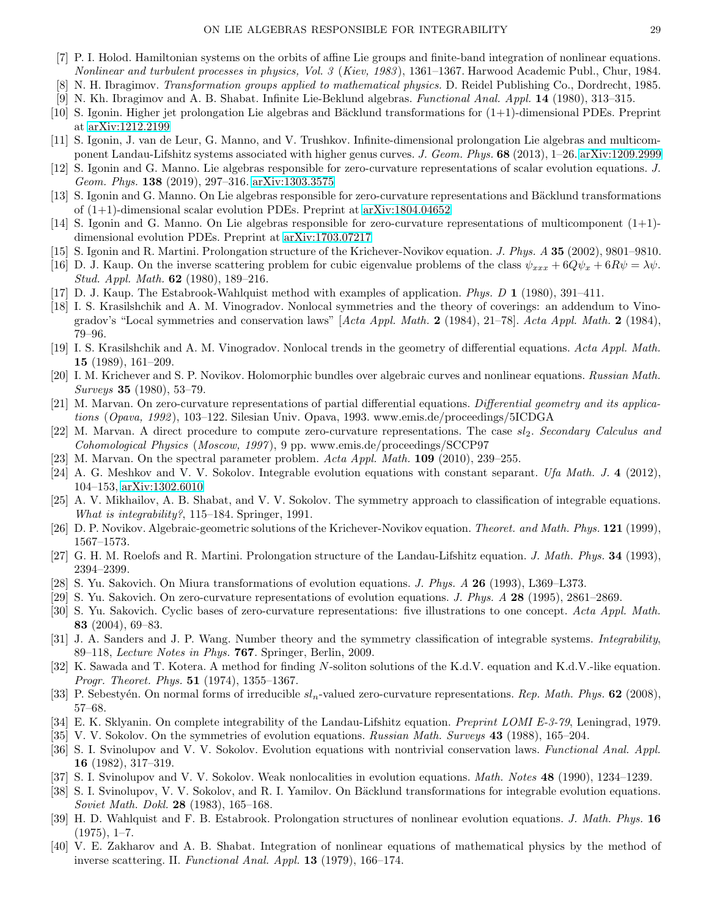[7] P. I. Holod. Hamiltonian systems on the orbits of affine Lie groups and finite-band integration of nonlinear equations. *Nonlinear and turbulent processes in physics, Vol. 3* (*Kiev, 1983*), 1361–1367. Harwood Academic Publ., Chur, 1984.

[8] N. H. Ibragimov. *Transformation groups applied to mathematical physics.* D. Reidel Publishing Co., Dordrecht, 1985.

[9] N. Kh. Ibragimov and A. B. Shabat. Infinite Lie-Beklund algebras. *Functional Anal. Appl.* **14** (1980), 313–315.

[10] S. Igonin. Higher jet prolongation Lie algebras and Bäcklund transformations for (1+1)-dimensional PDEs. Preprint at arXiv:1212.2199

[11] S. Igonin, J. van de Leur, G. Manno, and V. Trushkov. Infinite-dimensional prolongation Lie algebras and multicomponent Landau-Lifshitz systems associated with higher genus curves. *J. Geom. Phys.* **68** (2013), 1–26. arXiv:1209.2999

[12] S. Igonin and G. Manno. Lie algebras responsible for zero-curvature representations of scalar evolution equations. *J. Geom. Phys.* **138** (2019), 297–316. arXiv:1303.3575

[13] S. Igonin and G. Manno. On Lie algebras responsible for zero-curvature representations and Bäcklund transformations of (1+1)-dimensional scalar evolution PDEs. Preprint at arXiv:1804.04652

[14] S. Igonin and G. Manno. On Lie algebras responsible for zero-curvature representations of multicomponent (1+1)-dimensional evolution PDEs. Preprint at arXiv:1703.07217

[15] S. Igonin and R. Martini. Prolongation structure of the Krichever-Novikov equation. *J. Phys. A* **35** (2002), 9801–9810.

[16] D. J. Kaup. On the inverse scattering problem for cubic eigenvalue problems of the class $\psi_{xxx} + 6Q\psi_x + 6R\psi = \lambda\psi$. *Stud. Appl. Math.* **62** (1980), 189–216.

[17] D. J. Kaup. The Estabrook-Wahlquist method with examples of application. *Phys. D* **1** (1980), 391–411.

[18] I. S. Krasilshchik and A. M. Vinogradov. Nonlocal symmetries and the theory of coverings: an addendum to Vinogradov's "Local symmetries and conservation laws" [*Acta Appl. Math.* **2** (1984), 21–78]. *Acta Appl. Math.* **2** (1984), 79–96.

[19] I. S. Krasilshchik and A. M. Vinogradov. Nonlocal trends in the geometry of differential equations. *Acta Appl. Math.* **15** (1989), 161–209.

[20] I. M. Krichever and S. P. Novikov. Holomorphic bundles over algebraic curves and nonlinear equations. *Russian Math. Surveys* **35** (1980), 53–79.

[21] M. Marvan. On zero-curvature representations of partial differential equations. *Differential geometry and its applications* (*Opava, 1992*), 103–122. Silesian Univ. Opava, 1993. www.emis.de/proceedings/5ICDGA

[22] M. Marvan. A direct procedure to compute zero-curvature representations. The case $sl_2$. *Secondary Calculus and Cohomological Physics* (*Moscow, 1997*), 9 pp. www.emis.de/proceedings/SCCP97

[23] M. Marvan. On the spectral parameter problem. *Acta Appl. Math.* **109** (2010), 239–255.

[24] A. G. Meshkov and V. V. Sokolov. Integrable evolution equations with constant separant. *Ufa Math. J.* **4** (2012), 104–153, arXiv:1302.6010

[25] A. V. Mikhailov, A. B. Shabat, and V. V. Sokolov. The symmetry approach to classification of integrable equations. *What is integrability?*, 115–184. Springer, 1991.

[26] D. P. Novikov. Algebraic-geometric solutions of the Krichever-Novikov equation. *Theoret. and Math. Phys.* **121** (1999), 1567–1573.

[27] G. H. M. Roelofs and R. Martini. Prolongation structure of the Landau-Lifshitz equation. *J. Math. Phys.* **34** (1993), 2394–2399.

[28] S. Yu. Sakovich. On Miura transformations of evolution equations. *J. Phys. A* **26** (1993), L369–L373.

[29] S. Yu. Sakovich. On zero-curvature representations of evolution equations. *J. Phys. A* **28** (1995), 2861–2869.

[30] S. Yu. Sakovich. Cyclic bases of zero-curvature representations: five illustrations to one concept. *Acta Appl. Math.* **83** (2004), 69–83.

[31] J. A. Sanders and J. P. Wang. Number theory and the symmetry classification of integrable systems. *Integrability*, 89–118, *Lecture Notes in Phys.* **767**. Springer, Berlin, 2009.

[32] K. Sawada and T. Kotera. A method for finding $N$-soliton solutions of the K.d.V. equation and K.d.V.-like equation. *Progr. Theoret. Phys.* **51** (1974), 1355–1367.

[33] P. Sebestyén. On normal forms of irreducible $sl_n$-valued zero-curvature representations. *Rep. Math. Phys.* **62** (2008), 57–68.

[34] E. K. Sklyanin. On complete integrability of the Landau-Lifshitz equation. *Preprint LOMI E-3-79*, Leningrad, 1979.

[35] V. V. Sokolov. On the symmetries of evolution equations. *Russian Math. Surveys* **43** (1988), 165–204.

[36] S. I. Svinolupov and V. V. Sokolov. Evolution equations with nontrivial conservation laws. *Functional Anal. Appl.* **16** (1982), 317–319.

[37] S. I. Svinolupov and V. V. Sokolov. Weak nonlocalities in evolution equations. *Math. Notes* **48** (1990), 1234–1239.

[38] S. I. Svinolupov, V. V. Sokolov, and R. I. Yamilov. On Bäcklund transformations for integrable evolution equations. *Soviet Math. Dokl.* **28** (1983), 165–168.

[39] H. D. Wahlquist and F. B. Estabrook. Prolongation structures of nonlinear evolution equations. *J. Math. Phys.* **16** (1975), 1–7.

[40] V. E. Zakharov and A. B. Shabat. Integration of nonlinear equations of mathematical physics by the method of inverse scattering. II. *Functional Anal. Appl.* **13** (1979), 166–174.